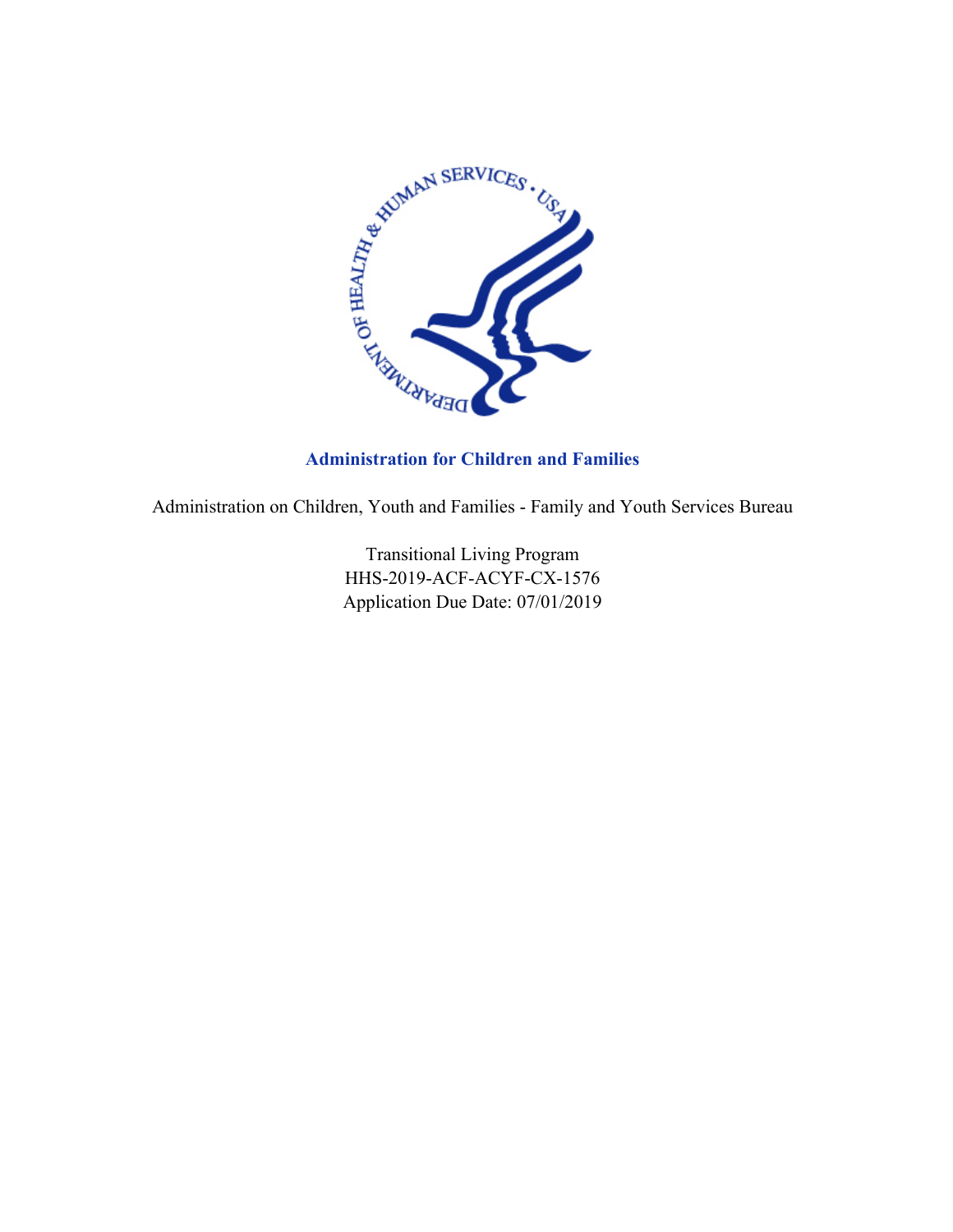**Administration for Children and Families**

Administration on Children, Youth and Families - Family and Youth Services Bureau

Transitional Living Program
HHS-2019-ACF-ACYF-CX-1576
Application Due Date: 07/01/2019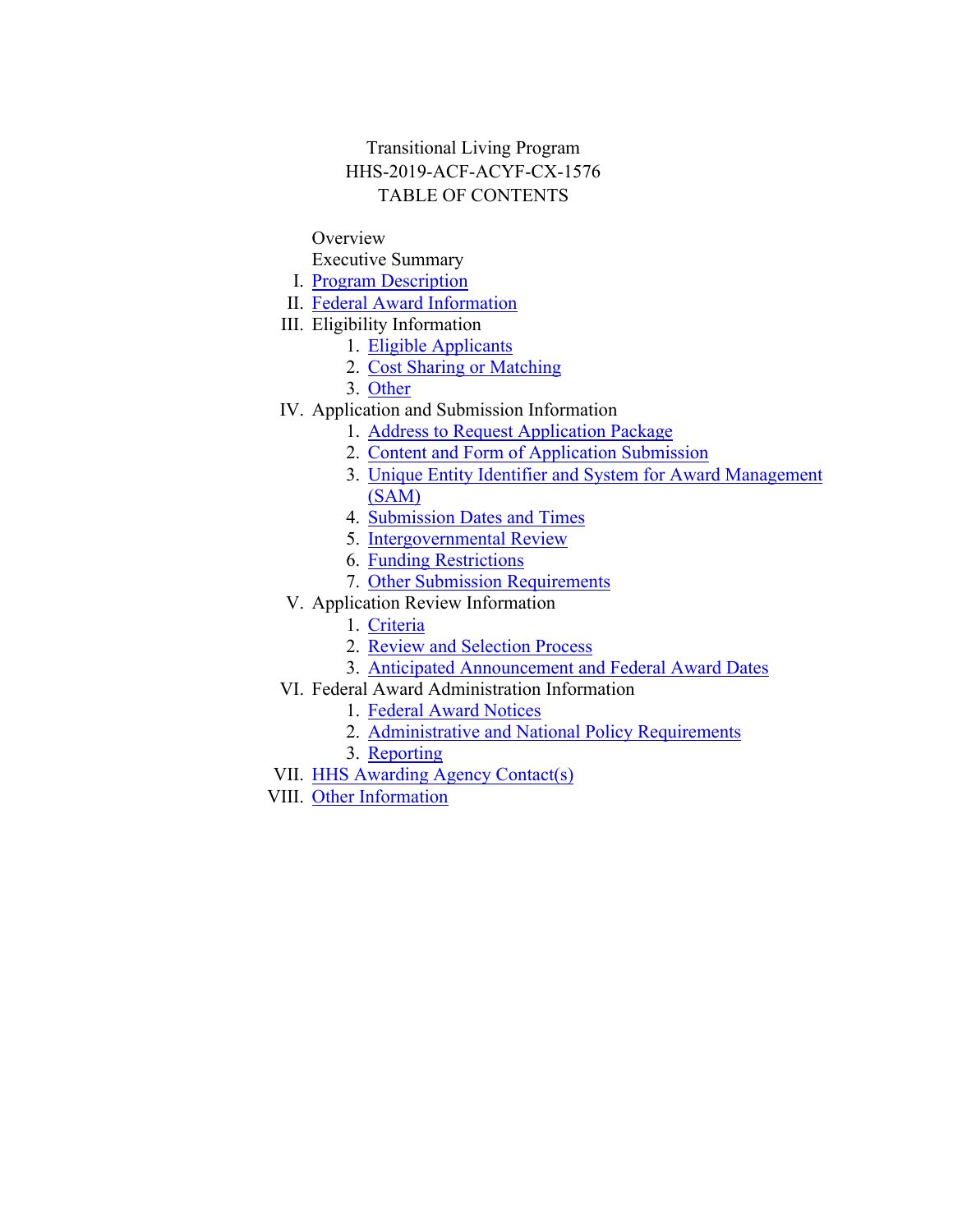Transitional Living Program
HHS-2019-ACF-ACYF-CX-1576
TABLE OF CONTENTS

Overview

Executive Summary

I. Program Description

II. Federal Award Information

III. Eligibility Information
1. Eligible Applicants
2. Cost Sharing or Matching
3. Other

IV. Application and Submission Information
1. Address to Request Application Package
2. Content and Form of Application Submission
3. Unique Entity Identifier and System for Award Management (SAM)
4. Submission Dates and Times
5. Intergovernmental Review
6. Funding Restrictions
7. Other Submission Requirements

V. Application Review Information
1. Criteria
2. Review and Selection Process
3. Anticipated Announcement and Federal Award Dates

VI. Federal Award Administration Information
1. Federal Award Notices
2. Administrative and National Policy Requirements
3. Reporting

VII. HHS Awarding Agency Contact(s)

VIII. Other Information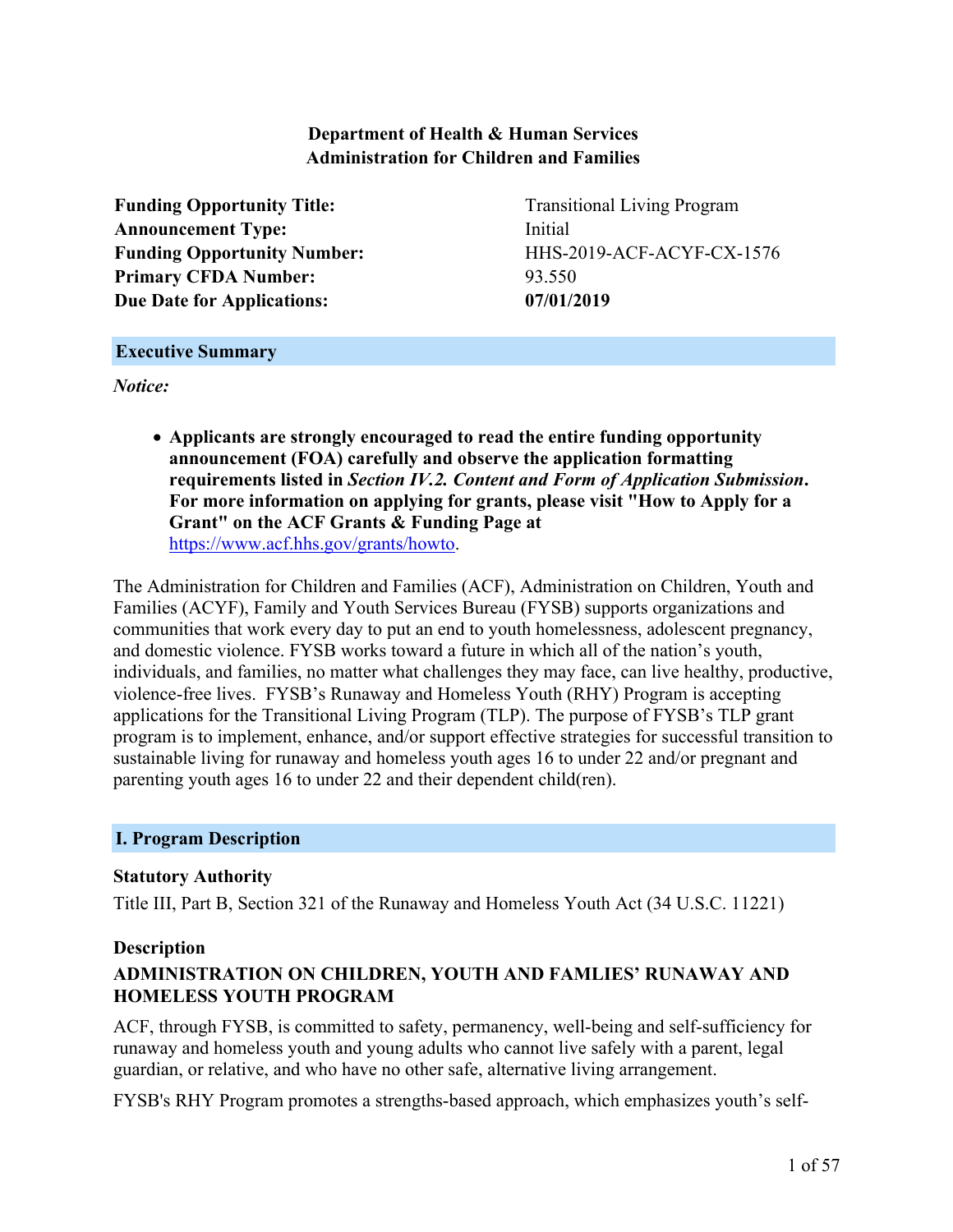**Department of Health & Human Services**
**Administration for Children and Families**

| | |
|---|---|
| **Funding Opportunity Title:** | Transitional Living Program |
| **Announcement Type:** | Initial |
| **Funding Opportunity Number:** | HHS-2019-ACF-ACYF-CX-1576 |
| **Primary CFDA Number:** | 93.550 |
| **Due Date for Applications:** | **07/01/2019** |

## Executive Summary

*Notice:*

- **Applicants are strongly encouraged to read the entire funding opportunity announcement (FOA) carefully and observe the application formatting requirements listed in *Section IV.2. Content and Form of Application Submission*. For more information on applying for grants, please visit "How to Apply for a Grant" on the ACF Grants & Funding Page at** https://www.acf.hhs.gov/grants/howto.

The Administration for Children and Families (ACF), Administration on Children, Youth and Families (ACYF), Family and Youth Services Bureau (FYSB) supports organizations and communities that work every day to put an end to youth homelessness, adolescent pregnancy, and domestic violence. FYSB works toward a future in which all of the nation's youth, individuals, and families, no matter what challenges they may face, can live healthy, productive, violence-free lives. FYSB's Runaway and Homeless Youth (RHY) Program is accepting applications for the Transitional Living Program (TLP). The purpose of FYSB's TLP grant program is to implement, enhance, and/or support effective strategies for successful transition to sustainable living for runaway and homeless youth ages 16 to under 22 and/or pregnant and parenting youth ages 16 to under 22 and their dependent child(ren).

## I. Program Description

### Statutory Authority

Title III, Part B, Section 321 of the Runaway and Homeless Youth Act (34 U.S.C. 11221)

### Description

**ADMINISTRATION ON CHILDREN, YOUTH AND FAMLIES' RUNAWAY AND HOMELESS YOUTH PROGRAM**

ACF, through FYSB, is committed to safety, permanency, well-being and self-sufficiency for runaway and homeless youth and young adults who cannot live safely with a parent, legal guardian, or relative, and who have no other safe, alternative living arrangement.

FYSB's RHY Program promotes a strengths-based approach, which emphasizes youth's self-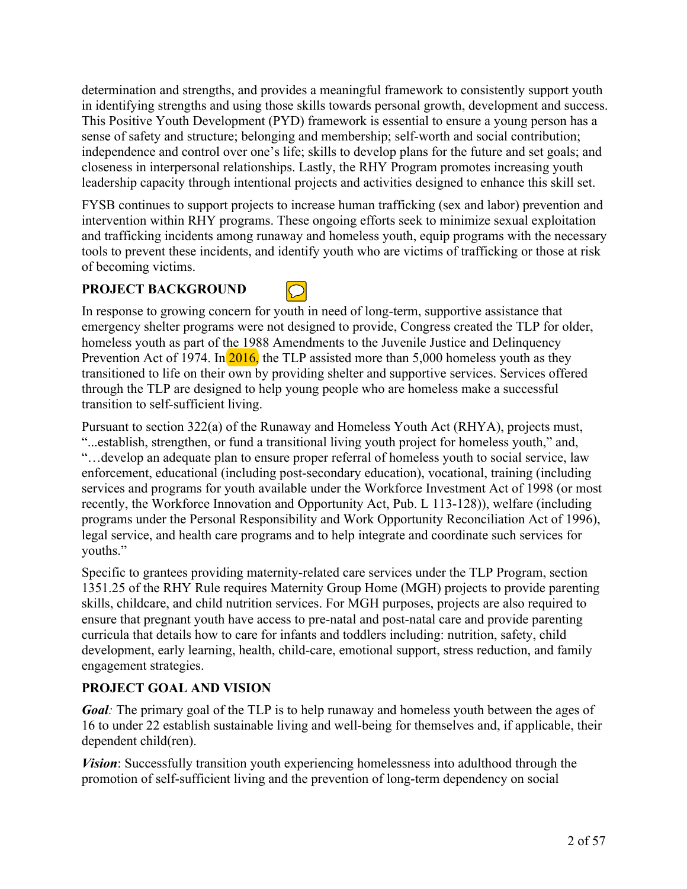determination and strengths, and provides a meaningful framework to consistently support youth in identifying strengths and using those skills towards personal growth, development and success. This Positive Youth Development (PYD) framework is essential to ensure a young person has a sense of safety and structure; belonging and membership; self-worth and social contribution; independence and control over one's life; skills to develop plans for the future and set goals; and closeness in interpersonal relationships. Lastly, the RHY Program promotes increasing youth leadership capacity through intentional projects and activities designed to enhance this skill set.

FYSB continues to support projects to increase human trafficking (sex and labor) prevention and intervention within RHY programs. These ongoing efforts seek to minimize sexual exploitation and trafficking incidents among runaway and homeless youth, equip programs with the necessary tools to prevent these incidents, and identify youth who are victims of trafficking or those at risk of becoming victims.

## PROJECT BACKGROUND

In response to growing concern for youth in need of long-term, supportive assistance that emergency shelter programs were not designed to provide, Congress created the TLP for older, homeless youth as part of the 1988 Amendments to the Juvenile Justice and Delinquency Prevention Act of 1974. In 2016, the TLP assisted more than 5,000 homeless youth as they transitioned to life on their own by providing shelter and supportive services. Services offered through the TLP are designed to help young people who are homeless make a successful transition to self-sufficient living.

Pursuant to section 322(a) of the Runaway and Homeless Youth Act (RHYA), projects must, "...establish, strengthen, or fund a transitional living youth project for homeless youth," and, "…develop an adequate plan to ensure proper referral of homeless youth to social service, law enforcement, educational (including post-secondary education), vocational, training (including services and programs for youth available under the Workforce Investment Act of 1998 (or most recently, the Workforce Innovation and Opportunity Act, Pub. L 113-128)), welfare (including programs under the Personal Responsibility and Work Opportunity Reconciliation Act of 1996), legal service, and health care programs and to help integrate and coordinate such services for youths."

Specific to grantees providing maternity-related care services under the TLP Program, section 1351.25 of the RHY Rule requires Maternity Group Home (MGH) projects to provide parenting skills, childcare, and child nutrition services. For MGH purposes, projects are also required to ensure that pregnant youth have access to pre-natal and post-natal care and provide parenting curricula that details how to care for infants and toddlers including: nutrition, safety, child development, early learning, health, child-care, emotional support, stress reduction, and family engagement strategies.

## PROJECT GOAL AND VISION

***Goal****:* The primary goal of the TLP is to help runaway and homeless youth between the ages of 16 to under 22 establish sustainable living and well-being for themselves and, if applicable, their dependent child(ren).

***Vision***: Successfully transition youth experiencing homelessness into adulthood through the promotion of self-sufficient living and the prevention of long-term dependency on social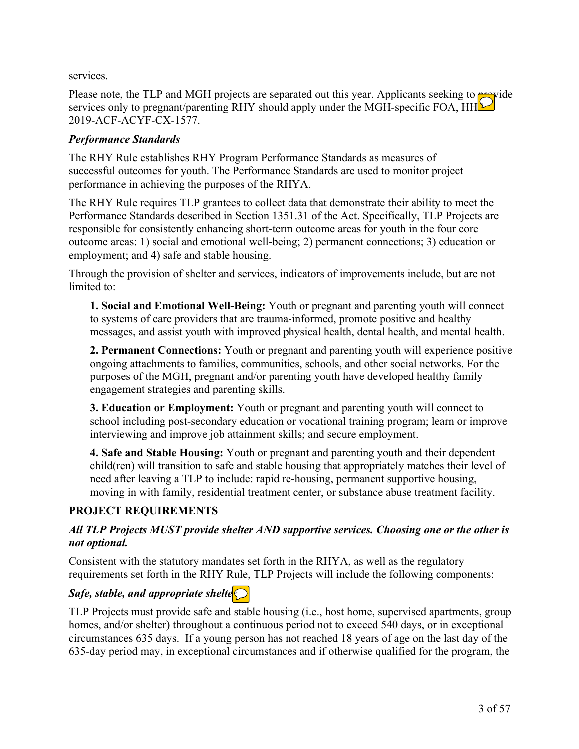services.

Please note, the TLP and MGH projects are separated out this year. Applicants seeking to provide services only to pregnant/parenting RHY should apply under the MGH-specific FOA, HHS-2019-ACF-ACYF-CX-1577.

### *Performance Standards*

The RHY Rule establishes RHY Program Performance Standards as measures of successful outcomes for youth. The Performance Standards are used to monitor project performance in achieving the purposes of the RHYA.

The RHY Rule requires TLP grantees to collect data that demonstrate their ability to meet the Performance Standards described in Section 1351.31 of the Act. Specifically, TLP Projects are responsible for consistently enhancing short-term outcome areas for youth in the four core outcome areas: 1) social and emotional well-being; 2) permanent connections; 3) education or employment; and 4) safe and stable housing.

Through the provision of shelter and services, indicators of improvements include, but are not limited to:

**1. Social and Emotional Well-Being:** Youth or pregnant and parenting youth will connect to systems of care providers that are trauma-informed, promote positive and healthy messages, and assist youth with improved physical health, dental health, and mental health.

**2. Permanent Connections:** Youth or pregnant and parenting youth will experience positive ongoing attachments to families, communities, schools, and other social networks. For the purposes of the MGH, pregnant and/or parenting youth have developed healthy family engagement strategies and parenting skills.

**3. Education or Employment:** Youth or pregnant and parenting youth will connect to school including post-secondary education or vocational training program; learn or improve interviewing and improve job attainment skills; and secure employment.

**4. Safe and Stable Housing:** Youth or pregnant and parenting youth and their dependent child(ren) will transition to safe and stable housing that appropriately matches their level of need after leaving a TLP to include: rapid re-housing, permanent supportive housing, moving in with family, residential treatment center, or substance abuse treatment facility.

## PROJECT REQUIREMENTS

***All TLP Projects MUST provide shelter AND supportive services. Choosing one or the other is not optional.***

Consistent with the statutory mandates set forth in the RHYA, as well as the regulatory requirements set forth in the RHY Rule, TLP Projects will include the following components:

### *Safe, stable, and appropriate shelter*

TLP Projects must provide safe and stable housing (i.e., host home, supervised apartments, group homes, and/or shelter) throughout a continuous period not to exceed 540 days, or in exceptional circumstances 635 days. If a young person has not reached 18 years of age on the last day of the 635-day period may, in exceptional circumstances and if otherwise qualified for the program, the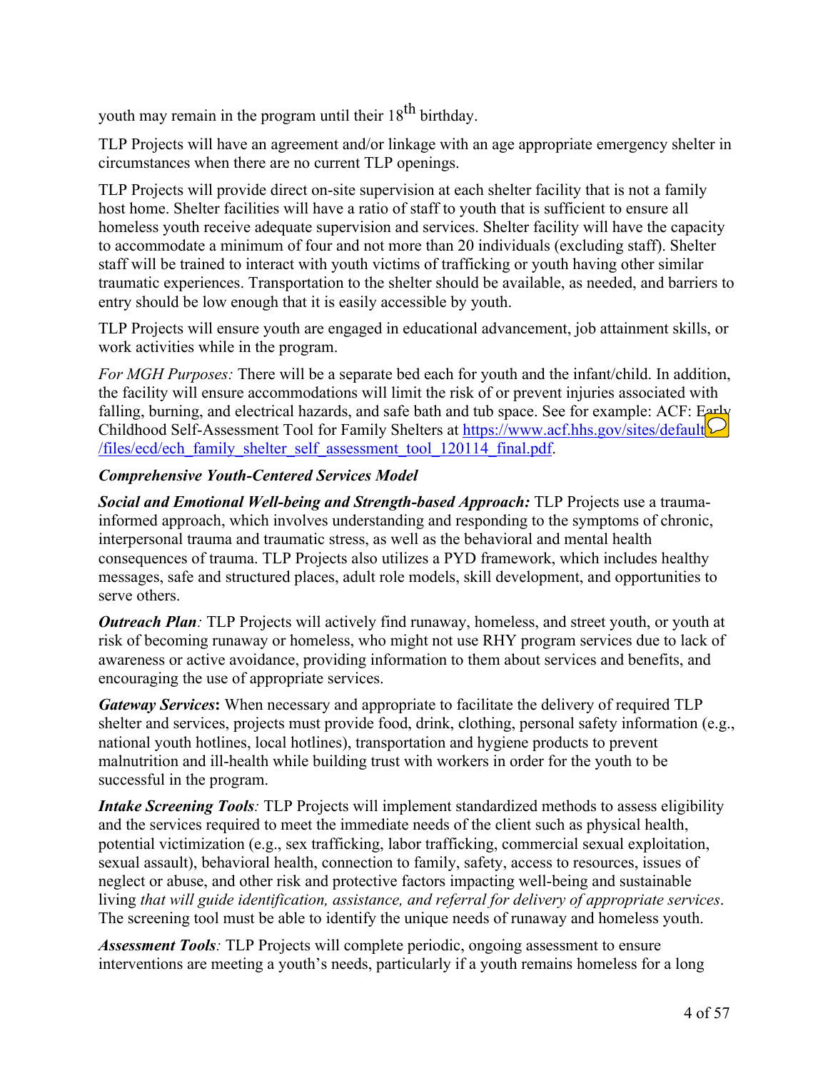youth may remain in the program until their 18th birthday.

TLP Projects will have an agreement and/or linkage with an age appropriate emergency shelter in circumstances when there are no current TLP openings.

TLP Projects will provide direct on-site supervision at each shelter facility that is not a family host home. Shelter facilities will have a ratio of staff to youth that is sufficient to ensure all homeless youth receive adequate supervision and services. Shelter facility will have the capacity to accommodate a minimum of four and not more than 20 individuals (excluding staff). Shelter staff will be trained to interact with youth victims of trafficking or youth having other similar traumatic experiences. Transportation to the shelter should be available, as needed, and barriers to entry should be low enough that it is easily accessible by youth.

TLP Projects will ensure youth are engaged in educational advancement, job attainment skills, or work activities while in the program.

*For MGH Purposes:* There will be a separate bed each for youth and the infant/child. In addition, the facility will ensure accommodations will limit the risk of or prevent injuries associated with falling, burning, and electrical hazards, and safe bath and tub space. See for example: ACF: Early Childhood Self-Assessment Tool for Family Shelters at https://www.acf.hhs.gov/sites/default/files/ecd/ech_family_shelter_self_assessment_tool_120114_final.pdf.

***Comprehensive Youth-Centered Services Model***

***Social and Emotional Well-being and Strength-based Approach:*** TLP Projects use a trauma-informed approach, which involves understanding and responding to the symptoms of chronic, interpersonal trauma and traumatic stress, as well as the behavioral and mental health consequences of trauma. TLP Projects also utilizes a PYD framework, which includes healthy messages, safe and structured places, adult role models, skill development, and opportunities to serve others.

***Outreach Plan****:* TLP Projects will actively find runaway, homeless, and street youth, or youth at risk of becoming runaway or homeless, who might not use RHY program services due to lack of awareness or active avoidance, providing information to them about services and benefits, and encouraging the use of appropriate services.

***Gateway Services*****:** When necessary and appropriate to facilitate the delivery of required TLP shelter and services, projects must provide food, drink, clothing, personal safety information (e.g., national youth hotlines, local hotlines), transportation and hygiene products to prevent malnutrition and ill-health while building trust with workers in order for the youth to be successful in the program.

***Intake Screening Tools****:* TLP Projects will implement standardized methods to assess eligibility and the services required to meet the immediate needs of the client such as physical health, potential victimization (e.g., sex trafficking, labor trafficking, commercial sexual exploitation, sexual assault), behavioral health, connection to family, safety, access to resources, issues of neglect or abuse, and other risk and protective factors impacting well-being and sustainable living *that will guide identification, assistance, and referral for delivery of appropriate services*. The screening tool must be able to identify the unique needs of runaway and homeless youth.

***Assessment Tools****:* TLP Projects will complete periodic, ongoing assessment to ensure interventions are meeting a youth's needs, particularly if a youth remains homeless for a long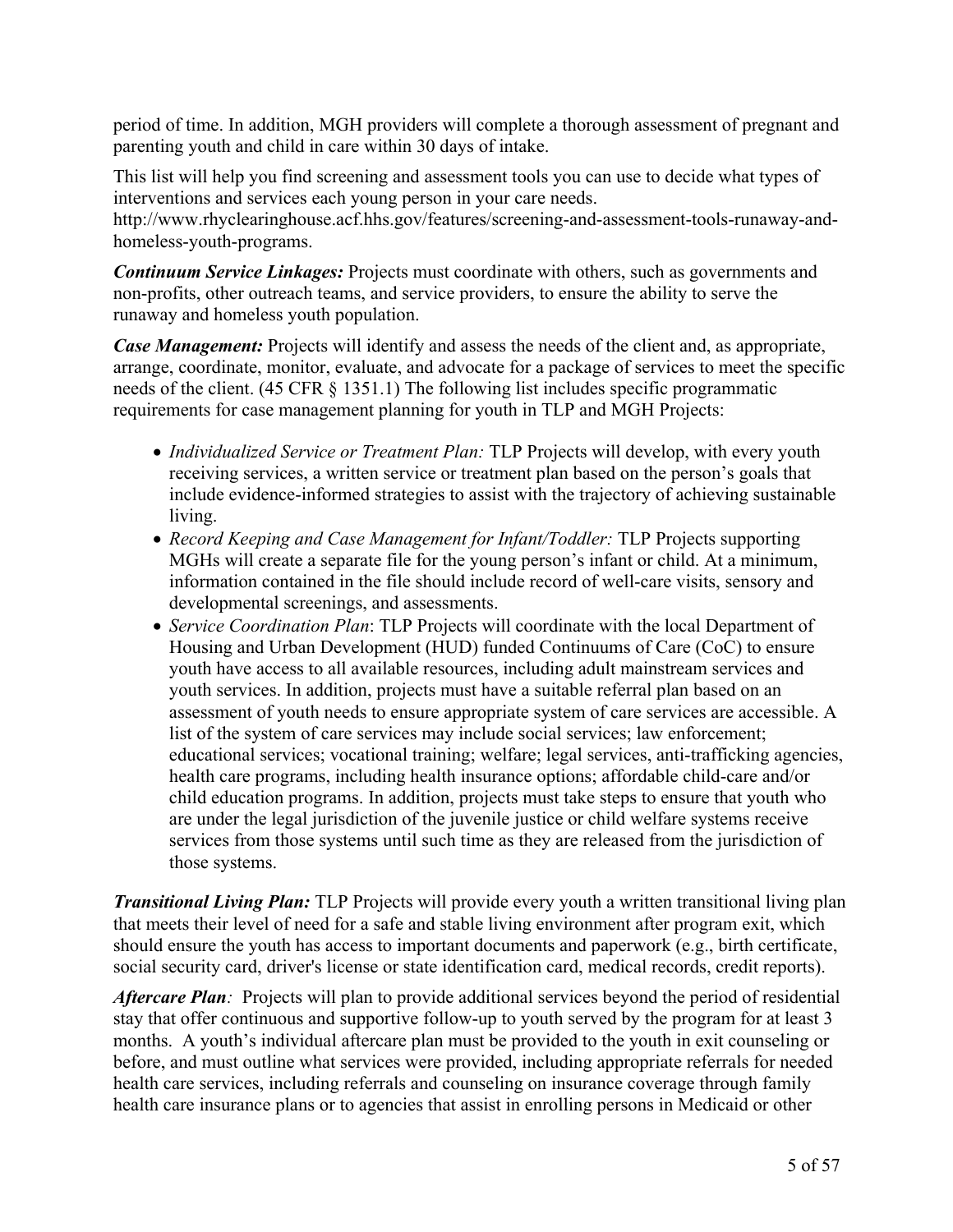period of time. In addition, MGH providers will complete a thorough assessment of pregnant and parenting youth and child in care within 30 days of intake.

This list will help you find screening and assessment tools you can use to decide what types of interventions and services each young person in your care needs. http://www.rhyclearinghouse.acf.hhs.gov/features/screening-and-assessment-tools-runaway-and-homeless-youth-programs.

***Continuum Service Linkages:*** Projects must coordinate with others, such as governments and non-profits, other outreach teams, and service providers, to ensure the ability to serve the runaway and homeless youth population.

***Case Management:*** Projects will identify and assess the needs of the client and, as appropriate, arrange, coordinate, monitor, evaluate, and advocate for a package of services to meet the specific needs of the client. (45 CFR § 1351.1) The following list includes specific programmatic requirements for case management planning for youth in TLP and MGH Projects:

- *Individualized Service or Treatment Plan:* TLP Projects will develop, with every youth receiving services, a written service or treatment plan based on the person's goals that include evidence-informed strategies to assist with the trajectory of achieving sustainable living.
- *Record Keeping and Case Management for Infant/Toddler:* TLP Projects supporting MGHs will create a separate file for the young person's infant or child. At a minimum, information contained in the file should include record of well-care visits, sensory and developmental screenings, and assessments.
- *Service Coordination Plan*: TLP Projects will coordinate with the local Department of Housing and Urban Development (HUD) funded Continuums of Care (CoC) to ensure youth have access to all available resources, including adult mainstream services and youth services. In addition, projects must have a suitable referral plan based on an assessment of youth needs to ensure appropriate system of care services are accessible. A list of the system of care services may include social services; law enforcement; educational services; vocational training; welfare; legal services, anti-trafficking agencies, health care programs, including health insurance options; affordable child-care and/or child education programs. In addition, projects must take steps to ensure that youth who are under the legal jurisdiction of the juvenile justice or child welfare systems receive services from those systems until such time as they are released from the jurisdiction of those systems.

***Transitional Living Plan:*** TLP Projects will provide every youth a written transitional living plan that meets their level of need for a safe and stable living environment after program exit, which should ensure the youth has access to important documents and paperwork (e.g., birth certificate, social security card, driver's license or state identification card, medical records, credit reports).

***Aftercare Plan****:* Projects will plan to provide additional services beyond the period of residential stay that offer continuous and supportive follow-up to youth served by the program for at least 3 months. A youth's individual aftercare plan must be provided to the youth in exit counseling or before, and must outline what services were provided, including appropriate referrals for needed health care services, including referrals and counseling on insurance coverage through family health care insurance plans or to agencies that assist in enrolling persons in Medicaid or other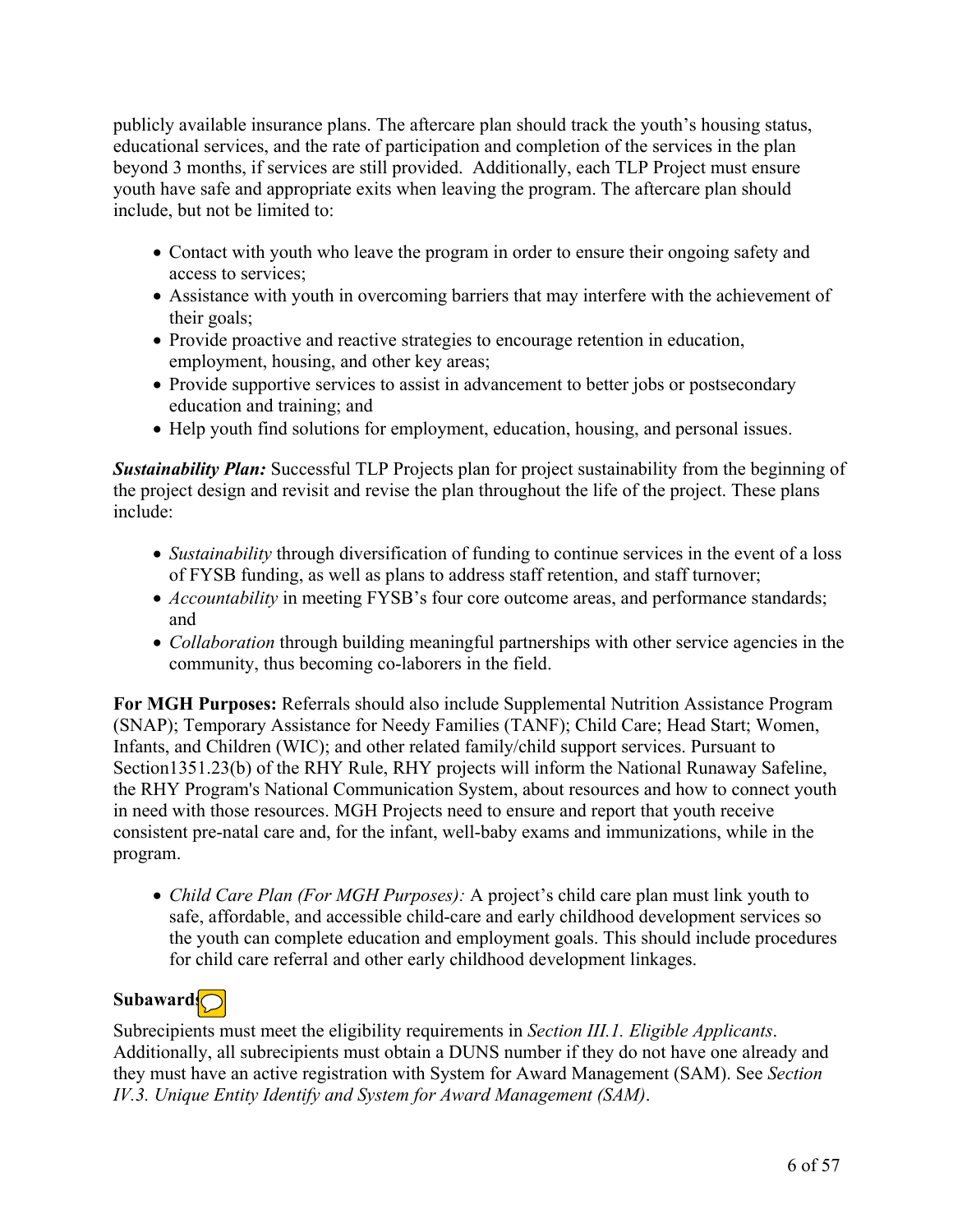publicly available insurance plans. The aftercare plan should track the youth's housing status, educational services, and the rate of participation and completion of the services in the plan beyond 3 months, if services are still provided. Additionally, each TLP Project must ensure youth have safe and appropriate exits when leaving the program. The aftercare plan should include, but not be limited to:

- Contact with youth who leave the program in order to ensure their ongoing safety and access to services;
- Assistance with youth in overcoming barriers that may interfere with the achievement of their goals;
- Provide proactive and reactive strategies to encourage retention in education, employment, housing, and other key areas;
- Provide supportive services to assist in advancement to better jobs or postsecondary education and training; and
- Help youth find solutions for employment, education, housing, and personal issues.

***Sustainability Plan:*** Successful TLP Projects plan for project sustainability from the beginning of the project design and revisit and revise the plan throughout the life of the project. These plans include:

- *Sustainability* through diversification of funding to continue services in the event of a loss of FYSB funding, as well as plans to address staff retention, and staff turnover;
- *Accountability* in meeting FYSB's four core outcome areas, and performance standards; and
- *Collaboration* through building meaningful partnerships with other service agencies in the community, thus becoming co-laborers in the field.

**For MGH Purposes:** Referrals should also include Supplemental Nutrition Assistance Program (SNAP); Temporary Assistance for Needy Families (TANF); Child Care; Head Start; Women, Infants, and Children (WIC); and other related family/child support services. Pursuant to Section1351.23(b) of the RHY Rule, RHY projects will inform the National Runaway Safeline, the RHY Program's National Communication System, about resources and how to connect youth in need with those resources. MGH Projects need to ensure and report that youth receive consistent pre-natal care and, for the infant, well-baby exams and immunizations, while in the program.

- *Child Care Plan (For MGH Purposes):* A project's child care plan must link youth to safe, affordable, and accessible child-care and early childhood development services so the youth can complete education and employment goals. This should include procedures for child care referral and other early childhood development linkages.

**Subawards**

Subrecipients must meet the eligibility requirements in *Section III.1. Eligible Applicants*. Additionally, all subrecipients must obtain a DUNS number if they do not have one already and they must have an active registration with System for Award Management (SAM). See *Section IV.3. Unique Entity Identify and System for Award Management (SAM)*.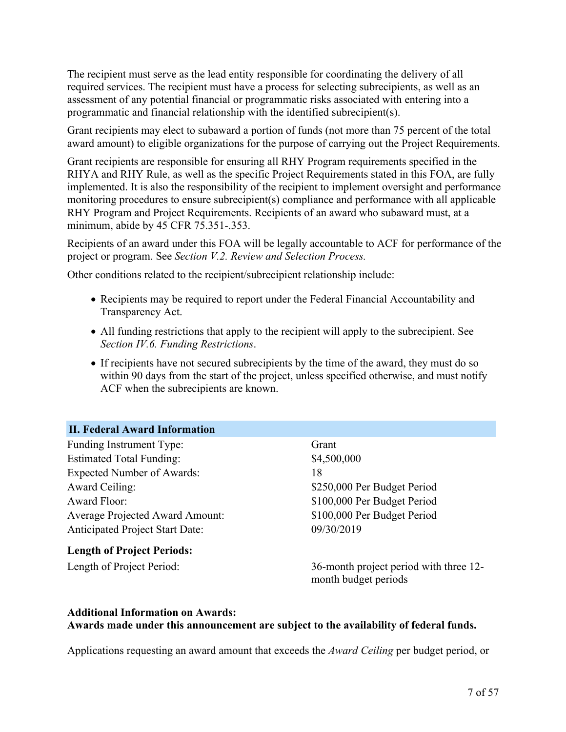The recipient must serve as the lead entity responsible for coordinating the delivery of all required services. The recipient must have a process for selecting subrecipients, as well as an assessment of any potential financial or programmatic risks associated with entering into a programmatic and financial relationship with the identified subrecipient(s).

Grant recipients may elect to subaward a portion of funds (not more than 75 percent of the total award amount) to eligible organizations for the purpose of carrying out the Project Requirements.

Grant recipients are responsible for ensuring all RHY Program requirements specified in the RHYA and RHY Rule, as well as the specific Project Requirements stated in this FOA, are fully implemented. It is also the responsibility of the recipient to implement oversight and performance monitoring procedures to ensure subrecipient(s) compliance and performance with all applicable RHY Program and Project Requirements. Recipients of an award who subaward must, at a minimum, abide by 45 CFR 75.351-.353.

Recipients of an award under this FOA will be legally accountable to ACF for performance of the project or program. See *Section V.2. Review and Selection Process.*

Other conditions related to the recipient/subrecipient relationship include:

- Recipients may be required to report under the Federal Financial Accountability and Transparency Act.
- All funding restrictions that apply to the recipient will apply to the subrecipient. See *Section IV.6. Funding Restrictions*.
- If recipients have not secured subrecipients by the time of the award, they must do so within 90 days from the start of the project, unless specified otherwise, and must notify ACF when the subrecipients are known.

## II. Federal Award Information

| | |
|---|---|
| Funding Instrument Type: | Grant |
| Estimated Total Funding: | $4,500,000 |
| Expected Number of Awards: | 18 |
| Award Ceiling: | $250,000 Per Budget Period |
| Award Floor: | $100,000 Per Budget Period |
| Average Projected Award Amount: | $100,000 Per Budget Period |
| Anticipated Project Start Date: | 09/30/2019 |

**Length of Project Periods:**

| | |
|---|---|
| Length of Project Period: | 36-month project period with three 12-month budget periods |

**Additional Information on Awards:**
**Awards made under this announcement are subject to the availability of federal funds.**

Applications requesting an award amount that exceeds the *Award Ceiling* per budget period, or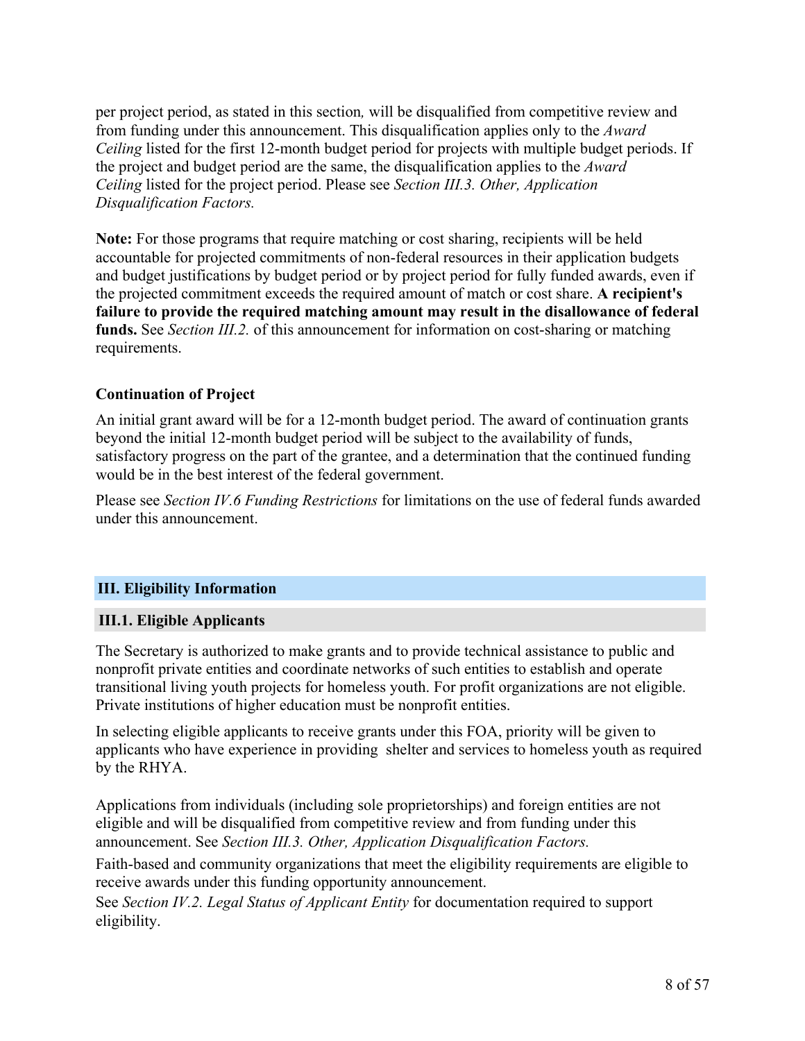per project period, as stated in this section*,* will be disqualified from competitive review and from funding under this announcement. This disqualification applies only to the *Award Ceiling* listed for the first 12-month budget period for projects with multiple budget periods. If the project and budget period are the same, the disqualification applies to the *Award Ceiling* listed for the project period. Please see *Section III.3. Other, Application Disqualification Factors.*

**Note:** For those programs that require matching or cost sharing, recipients will be held accountable for projected commitments of non-federal resources in their application budgets and budget justifications by budget period or by project period for fully funded awards, even if the projected commitment exceeds the required amount of match or cost share. **A recipient's failure to provide the required matching amount may result in the disallowance of federal funds.** See *Section III.2.* of this announcement for information on cost-sharing or matching requirements.

**Continuation of Project**

An initial grant award will be for a 12-month budget period. The award of continuation grants beyond the initial 12-month budget period will be subject to the availability of funds, satisfactory progress on the part of the grantee, and a determination that the continued funding would be in the best interest of the federal government.

Please see *Section IV.6 Funding Restrictions* for limitations on the use of federal funds awarded under this announcement.

## III. Eligibility Information

### III.1. Eligible Applicants

The Secretary is authorized to make grants and to provide technical assistance to public and nonprofit private entities and coordinate networks of such entities to establish and operate transitional living youth projects for homeless youth. For profit organizations are not eligible. Private institutions of higher education must be nonprofit entities.

In selecting eligible applicants to receive grants under this FOA, priority will be given to applicants who have experience in providing shelter and services to homeless youth as required by the RHYA.

Applications from individuals (including sole proprietorships) and foreign entities are not eligible and will be disqualified from competitive review and from funding under this announcement. See *Section III.3. Other, Application Disqualification Factors.*

Faith-based and community organizations that meet the eligibility requirements are eligible to receive awards under this funding opportunity announcement.

See *Section IV.2. Legal Status of Applicant Entity* for documentation required to support eligibility.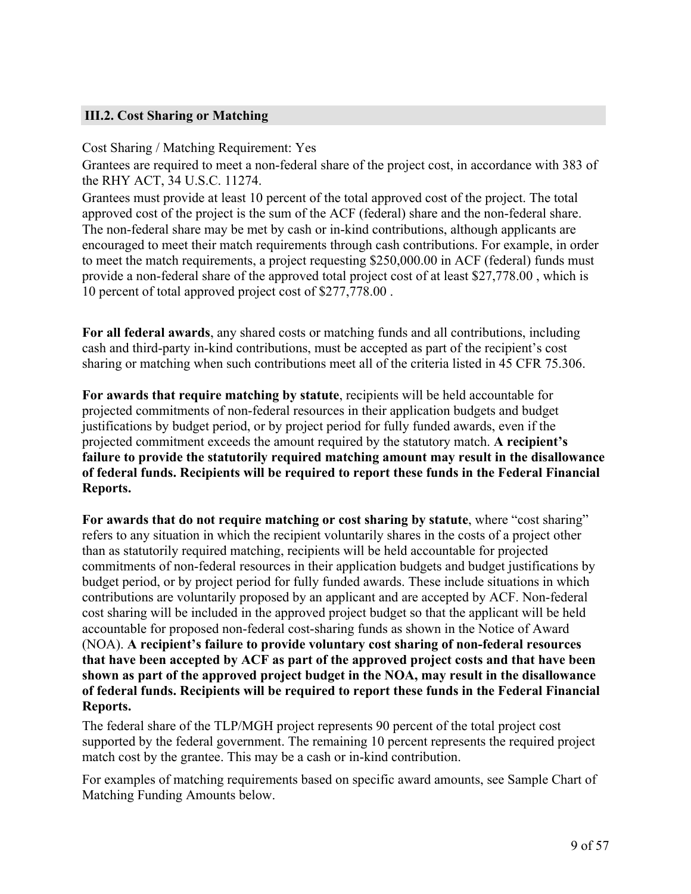### III.2. Cost Sharing or Matching

Cost Sharing / Matching Requirement: Yes

Grantees are required to meet a non-federal share of the project cost, in accordance with 383 of the RHY ACT, 34 U.S.C. 11274.

Grantees must provide at least 10 percent of the total approved cost of the project. The total approved cost of the project is the sum of the ACF (federal) share and the non-federal share. The non-federal share may be met by cash or in-kind contributions, although applicants are encouraged to meet their match requirements through cash contributions. For example, in order to meet the match requirements, a project requesting $250,000.00 in ACF (federal) funds must provide a non-federal share of the approved total project cost of at least $27,778.00 , which is 10 percent of total approved project cost of $277,778.00 .

**For all federal awards**, any shared costs or matching funds and all contributions, including cash and third-party in-kind contributions, must be accepted as part of the recipient's cost sharing or matching when such contributions meet all of the criteria listed in 45 CFR 75.306.

**For awards that require matching by statute**, recipients will be held accountable for projected commitments of non-federal resources in their application budgets and budget justifications by budget period, or by project period for fully funded awards, even if the projected commitment exceeds the amount required by the statutory match. **A recipient's failure to provide the statutorily required matching amount may result in the disallowance of federal funds. Recipients will be required to report these funds in the Federal Financial Reports.**

**For awards that do not require matching or cost sharing by statute**, where "cost sharing" refers to any situation in which the recipient voluntarily shares in the costs of a project other than as statutorily required matching, recipients will be held accountable for projected commitments of non-federal resources in their application budgets and budget justifications by budget period, or by project period for fully funded awards. These include situations in which contributions are voluntarily proposed by an applicant and are accepted by ACF. Non-federal cost sharing will be included in the approved project budget so that the applicant will be held accountable for proposed non-federal cost-sharing funds as shown in the Notice of Award (NOA). **A recipient's failure to provide voluntary cost sharing of non-federal resources that have been accepted by ACF as part of the approved project costs and that have been shown as part of the approved project budget in the NOA, may result in the disallowance of federal funds. Recipients will be required to report these funds in the Federal Financial Reports.**

The federal share of the TLP/MGH project represents 90 percent of the total project cost supported by the federal government. The remaining 10 percent represents the required project match cost by the grantee. This may be a cash or in-kind contribution.

For examples of matching requirements based on specific award amounts, see Sample Chart of Matching Funding Amounts below.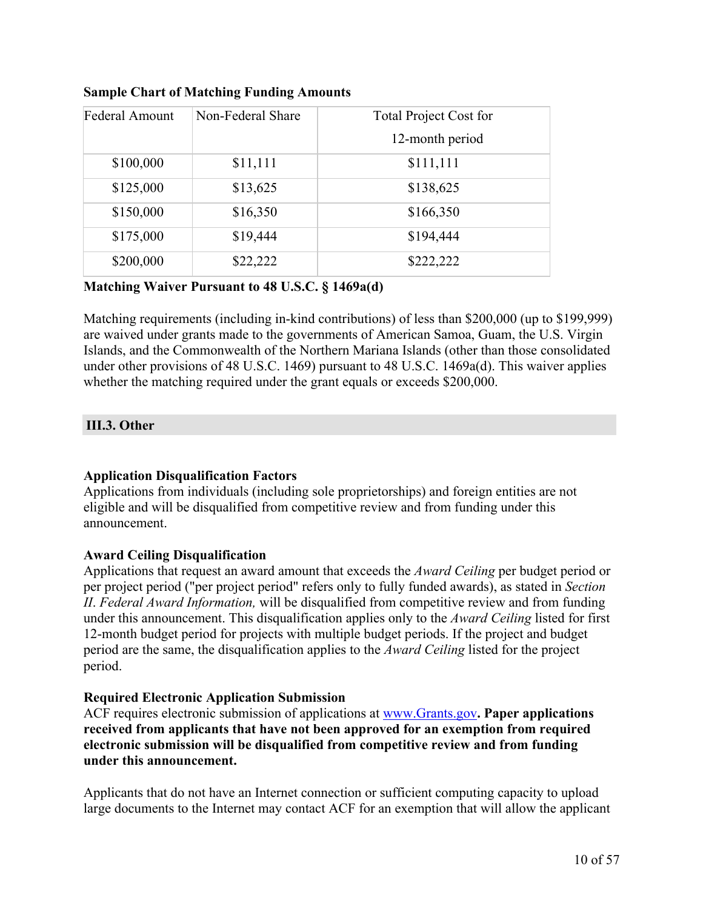**Sample Chart of Matching Funding Amounts**

| Federal Amount | Non-Federal Share | Total Project Cost for 12-month period |
|---|---|---|
| $100,000 | $11,111 | $111,111 |
| $125,000 | $13,625 | $138,625 |
| $150,000 | $16,350 | $166,350 |
| $175,000 | $19,444 | $194,444 |
| $200,000 | $22,222 | $222,222 |

**Matching Waiver Pursuant to 48 U.S.C. § 1469a(d)**

Matching requirements (including in-kind contributions) of less than $200,000 (up to $199,999) are waived under grants made to the governments of American Samoa, Guam, the U.S. Virgin Islands, and the Commonwealth of the Northern Mariana Islands (other than those consolidated under other provisions of 48 U.S.C. 1469) pursuant to 48 U.S.C. 1469a(d). This waiver applies whether the matching required under the grant equals or exceeds $200,000.

## III.3. Other

**Application Disqualification Factors**
Applications from individuals (including sole proprietorships) and foreign entities are not eligible and will be disqualified from competitive review and from funding under this announcement.

**Award Ceiling Disqualification**
Applications that request an award amount that exceeds the *Award Ceiling* per budget period or per project period ("per project period" refers only to fully funded awards), as stated in *Section II. Federal Award Information,* will be disqualified from competitive review and from funding under this announcement. This disqualification applies only to the *Award Ceiling* listed for first 12-month budget period for projects with multiple budget periods. If the project and budget period are the same, the disqualification applies to the *Award Ceiling* listed for the project period.

**Required Electronic Application Submission**
ACF requires electronic submission of applications at www.Grants.gov**. Paper applications received from applicants that have not been approved for an exemption from required electronic submission will be disqualified from competitive review and from funding under this announcement.**

Applicants that do not have an Internet connection or sufficient computing capacity to upload large documents to the Internet may contact ACF for an exemption that will allow the applicant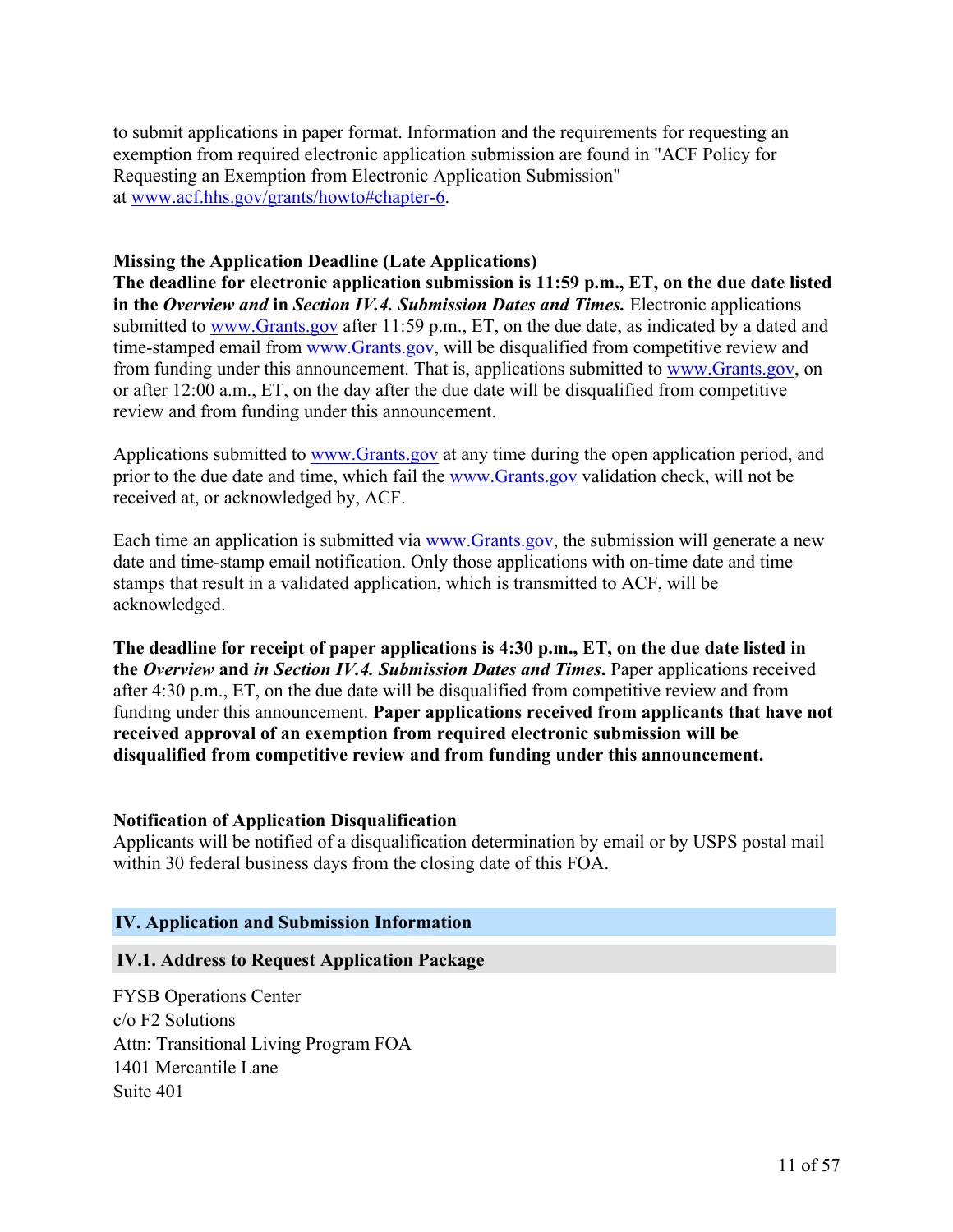to submit applications in paper format. Information and the requirements for requesting an exemption from required electronic application submission are found in "ACF Policy for Requesting an Exemption from Electronic Application Submission" at www.acf.hhs.gov/grants/howto#chapter-6.

**Missing the Application Deadline (Late Applications)**

**The deadline for electronic application submission is 11:59 p.m., ET, on the due date listed in the *Overview and* in *Section IV.4. Submission Dates and Times.*** Electronic applications submitted to www.Grants.gov after 11:59 p.m., ET, on the due date, as indicated by a dated and time-stamped email from www.Grants.gov, will be disqualified from competitive review and from funding under this announcement. That is, applications submitted to www.Grants.gov, on or after 12:00 a.m., ET, on the day after the due date will be disqualified from competitive review and from funding under this announcement.

Applications submitted to www.Grants.gov at any time during the open application period, and prior to the due date and time, which fail the www.Grants.gov validation check, will not be received at, or acknowledged by, ACF.

Each time an application is submitted via www.Grants.gov, the submission will generate a new date and time-stamp email notification. Only those applications with on-time date and time stamps that result in a validated application, which is transmitted to ACF, will be acknowledged.

**The deadline for receipt of paper applications is 4:30 p.m., ET, on the due date listed in the *Overview* and *in Section IV.4. Submission Dates and Times*.** Paper applications received after 4:30 p.m., ET, on the due date will be disqualified from competitive review and from funding under this announcement. **Paper applications received from applicants that have not received approval of an exemption from required electronic submission will be disqualified from competitive review and from funding under this announcement.**

**Notification of Application Disqualification**

Applicants will be notified of a disqualification determination by email or by USPS postal mail within 30 federal business days from the closing date of this FOA.

## IV. Application and Submission Information

### IV.1. Address to Request Application Package

FYSB Operations Center
c/o F2 Solutions
Attn: Transitional Living Program FOA
1401 Mercantile Lane
Suite 401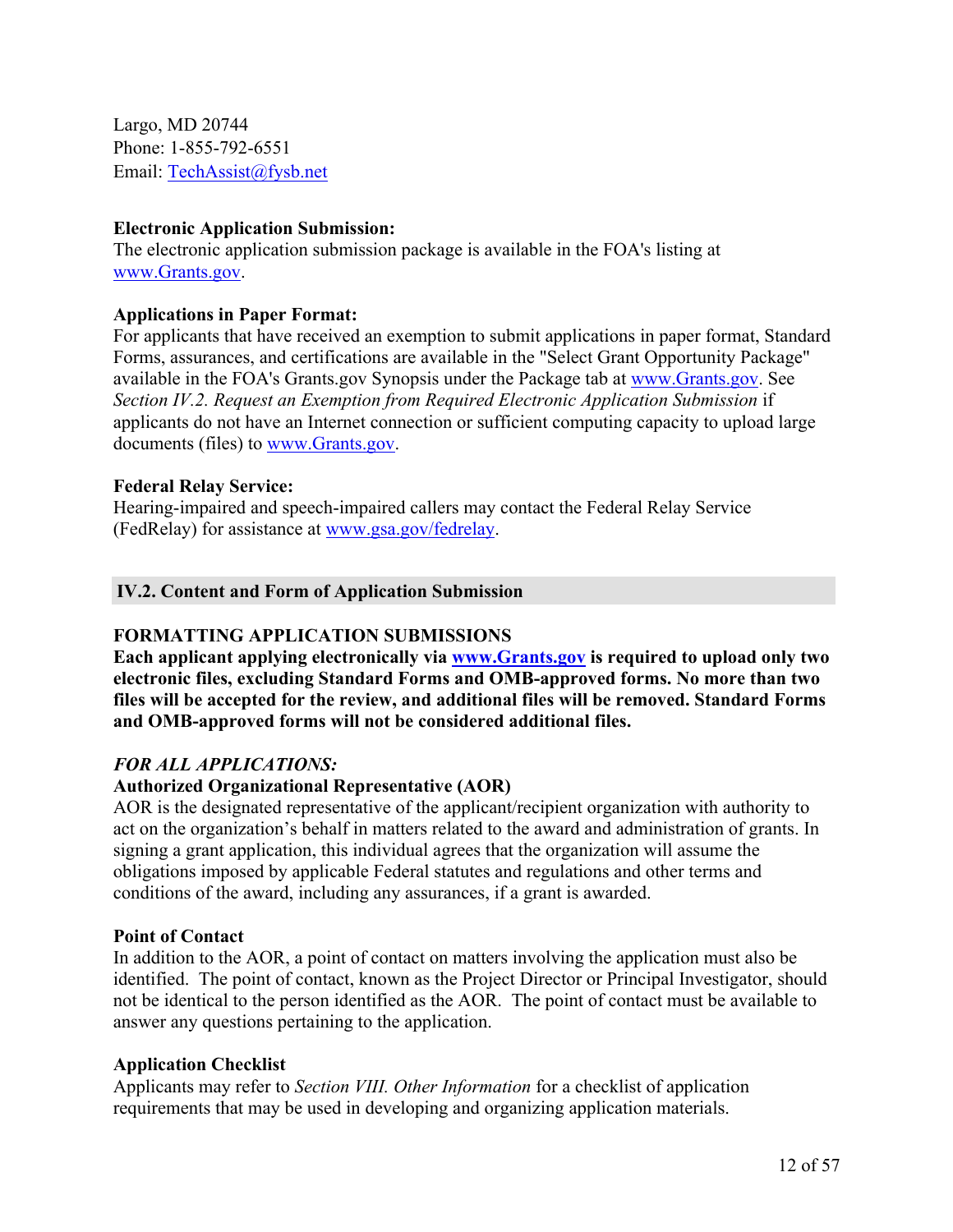Largo, MD 20744
Phone: 1-855-792-6551
Email: TechAssist@fysb.net

**Electronic Application Submission:**
The electronic application submission package is available in the FOA's listing at www.Grants.gov.

**Applications in Paper Format:**
For applicants that have received an exemption to submit applications in paper format, Standard Forms, assurances, and certifications are available in the "Select Grant Opportunity Package" available in the FOA's Grants.gov Synopsis under the Package tab at www.Grants.gov. See *Section IV.2. Request an Exemption from Required Electronic Application Submission* if applicants do not have an Internet connection or sufficient computing capacity to upload large documents (files) to www.Grants.gov.

**Federal Relay Service:**
Hearing-impaired and speech-impaired callers may contact the Federal Relay Service (FedRelay) for assistance at www.gsa.gov/fedrelay.

## IV.2. Content and Form of Application Submission

**FORMATTING APPLICATION SUBMISSIONS**
**Each applicant applying electronically via www.Grants.gov is required to upload only two electronic files, excluding Standard Forms and OMB-approved forms. No more than two files will be accepted for the review, and additional files will be removed. Standard Forms and OMB-approved forms will not be considered additional files.**

***FOR ALL APPLICATIONS:***
**Authorized Organizational Representative (AOR)**
AOR is the designated representative of the applicant/recipient organization with authority to act on the organization's behalf in matters related to the award and administration of grants. In signing a grant application, this individual agrees that the organization will assume the obligations imposed by applicable Federal statutes and regulations and other terms and conditions of the award, including any assurances, if a grant is awarded.

**Point of Contact**
In addition to the AOR, a point of contact on matters involving the application must also be identified. The point of contact, known as the Project Director or Principal Investigator, should not be identical to the person identified as the AOR. The point of contact must be available to answer any questions pertaining to the application.

**Application Checklist**
Applicants may refer to *Section VIII. Other Information* for a checklist of application requirements that may be used in developing and organizing application materials.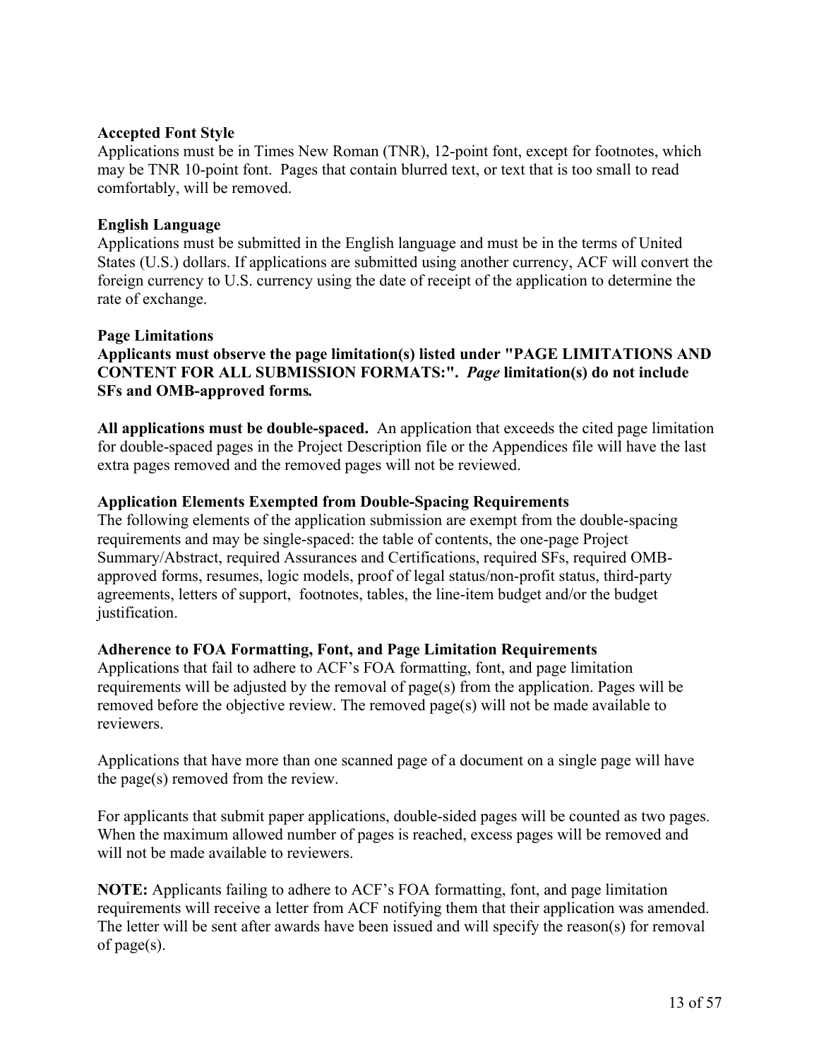**Accepted Font Style**
Applications must be in Times New Roman (TNR), 12-point font, except for footnotes, which may be TNR 10-point font. Pages that contain blurred text, or text that is too small to read comfortably, will be removed.

**English Language**
Applications must be submitted in the English language and must be in the terms of United States (U.S.) dollars. If applications are submitted using another currency, ACF will convert the foreign currency to U.S. currency using the date of receipt of the application to determine the rate of exchange.

**Page Limitations**
**Applicants must observe the page limitation(s) listed under "PAGE LIMITATIONS AND CONTENT FOR ALL SUBMISSION FORMATS:".** ***Page*** **limitation(s) do not include SFs and OMB-approved forms.**

**All applications must be double-spaced.** An application that exceeds the cited page limitation for double-spaced pages in the Project Description file or the Appendices file will have the last extra pages removed and the removed pages will not be reviewed.

**Application Elements Exempted from Double-Spacing Requirements**
The following elements of the application submission are exempt from the double-spacing requirements and may be single-spaced: the table of contents, the one-page Project Summary/Abstract, required Assurances and Certifications, required SFs, required OMB-approved forms, resumes, logic models, proof of legal status/non-profit status, third-party agreements, letters of support, footnotes, tables, the line-item budget and/or the budget justification.

**Adherence to FOA Formatting, Font, and Page Limitation Requirements**
Applications that fail to adhere to ACF's FOA formatting, font, and page limitation requirements will be adjusted by the removal of page(s) from the application. Pages will be removed before the objective review. The removed page(s) will not be made available to reviewers.

Applications that have more than one scanned page of a document on a single page will have the page(s) removed from the review.

For applicants that submit paper applications, double-sided pages will be counted as two pages. When the maximum allowed number of pages is reached, excess pages will be removed and will not be made available to reviewers.

**NOTE:** Applicants failing to adhere to ACF's FOA formatting, font, and page limitation requirements will receive a letter from ACF notifying them that their application was amended. The letter will be sent after awards have been issued and will specify the reason(s) for removal of page(s).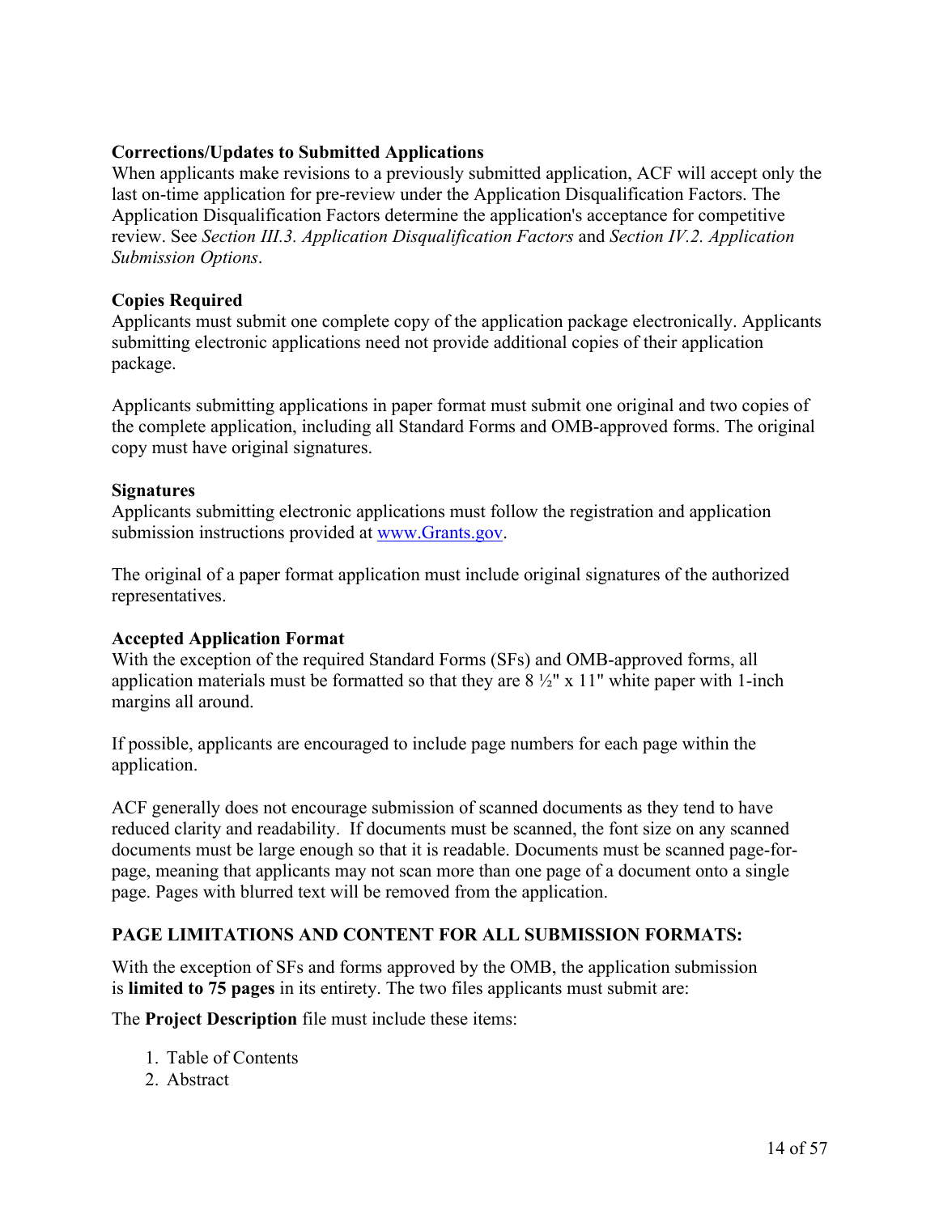**Corrections/Updates to Submitted Applications**

When applicants make revisions to a previously submitted application, ACF will accept only the last on-time application for pre-review under the Application Disqualification Factors. The Application Disqualification Factors determine the application's acceptance for competitive review. See *Section III.3. Application Disqualification Factors* and *Section IV.2. Application Submission Options*.

**Copies Required**

Applicants must submit one complete copy of the application package electronically. Applicants submitting electronic applications need not provide additional copies of their application package.

Applicants submitting applications in paper format must submit one original and two copies of the complete application, including all Standard Forms and OMB-approved forms. The original copy must have original signatures.

**Signatures**

Applicants submitting electronic applications must follow the registration and application submission instructions provided at [www.Grants.gov](http://www.Grants.gov).

The original of a paper format application must include original signatures of the authorized representatives.

**Accepted Application Format**

With the exception of the required Standard Forms (SFs) and OMB-approved forms, all application materials must be formatted so that they are 8 ½" x 11" white paper with 1-inch margins all around.

If possible, applicants are encouraged to include page numbers for each page within the application.

ACF generally does not encourage submission of scanned documents as they tend to have reduced clarity and readability. If documents must be scanned, the font size on any scanned documents must be large enough so that it is readable. Documents must be scanned page-for-page, meaning that applicants may not scan more than one page of a document onto a single page. Pages with blurred text will be removed from the application.

**PAGE LIMITATIONS AND CONTENT FOR ALL SUBMISSION FORMATS:**

With the exception of SFs and forms approved by the OMB, the application submission is **limited to 75 pages** in its entirety. The two files applicants must submit are:

The **Project Description** file must include these items:

1. Table of Contents
2. Abstract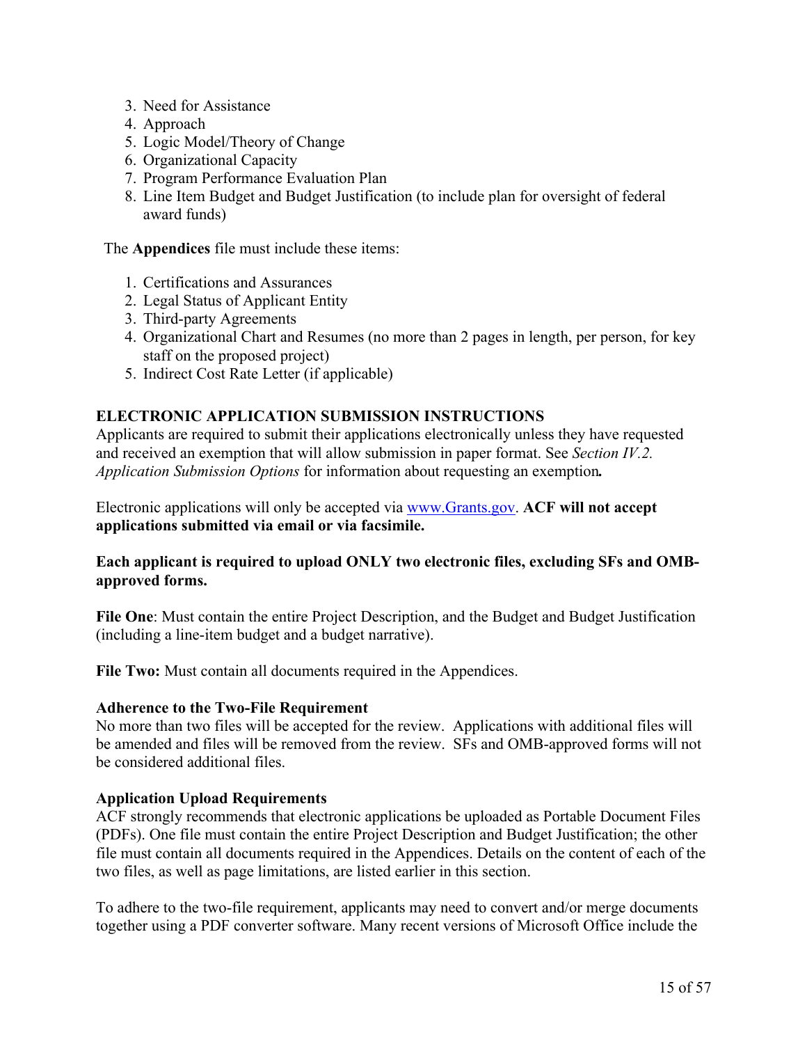3. Need for Assistance
4. Approach
5. Logic Model/Theory of Change
6. Organizational Capacity
7. Program Performance Evaluation Plan
8. Line Item Budget and Budget Justification (to include plan for oversight of federal award funds)

The **Appendices** file must include these items:

1. Certifications and Assurances
2. Legal Status of Applicant Entity
3. Third-party Agreements
4. Organizational Chart and Resumes (no more than 2 pages in length, per person, for key staff on the proposed project)
5. Indirect Cost Rate Letter (if applicable)

### ELECTRONIC APPLICATION SUBMISSION INSTRUCTIONS

Applicants are required to submit their applications electronically unless they have requested and received an exemption that will allow submission in paper format. See *Section IV.2. Application Submission Options* for information about requesting an exemption***.***

Electronic applications will only be accepted via www.Grants.gov. **ACF will not accept applications submitted via email or via facsimile.**

**Each applicant is required to upload ONLY two electronic files, excluding SFs and OMB-approved forms.**

**File One**: Must contain the entire Project Description, and the Budget and Budget Justification (including a line-item budget and a budget narrative).

**File Two:** Must contain all documents required in the Appendices.

**Adherence to the Two-File Requirement**
No more than two files will be accepted for the review. Applications with additional files will be amended and files will be removed from the review. SFs and OMB-approved forms will not be considered additional files.

**Application Upload Requirements**
ACF strongly recommends that electronic applications be uploaded as Portable Document Files (PDFs). One file must contain the entire Project Description and Budget Justification; the other file must contain all documents required in the Appendices. Details on the content of each of the two files, as well as page limitations, are listed earlier in this section.

To adhere to the two-file requirement, applicants may need to convert and/or merge documents together using a PDF converter software. Many recent versions of Microsoft Office include the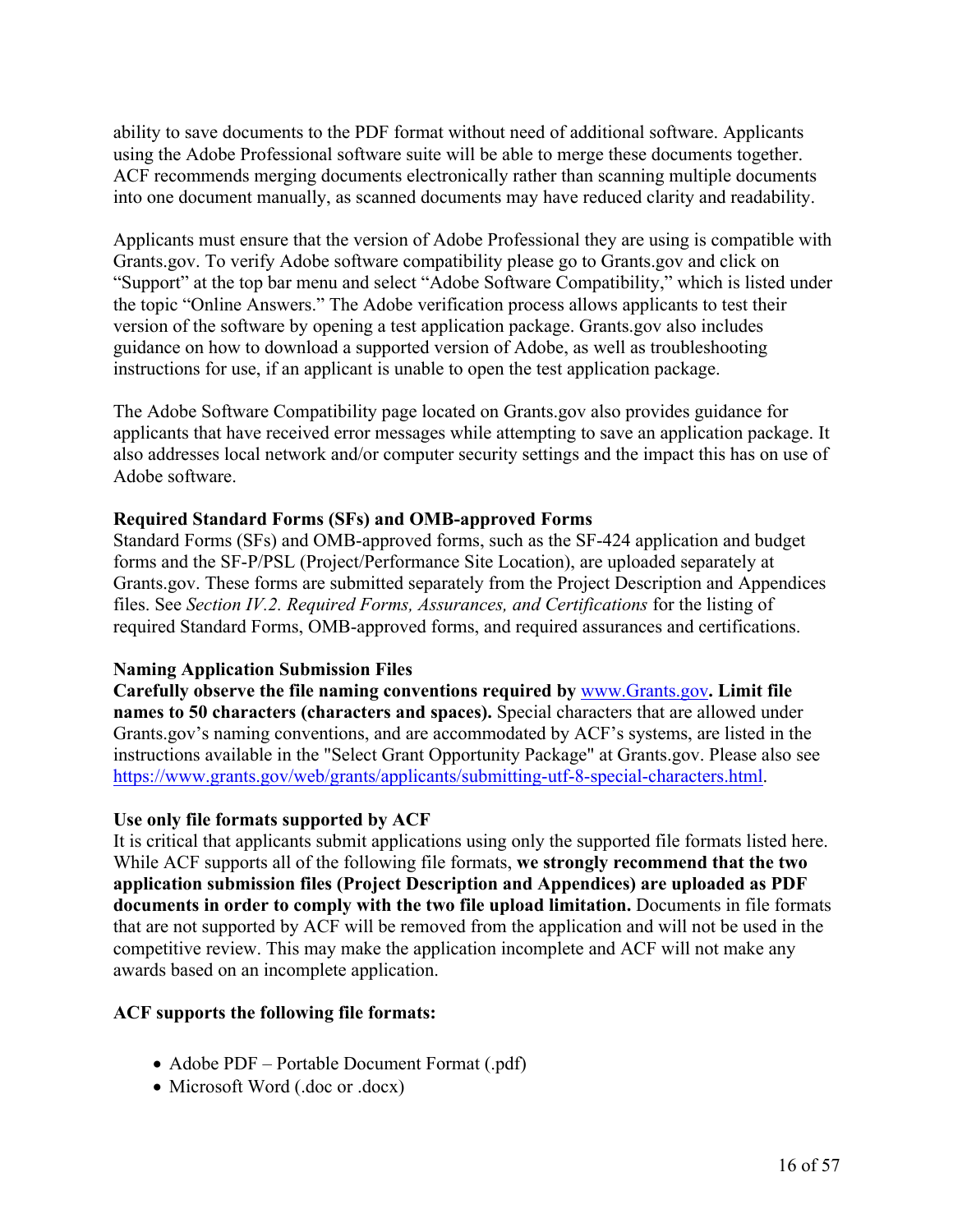ability to save documents to the PDF format without need of additional software. Applicants using the Adobe Professional software suite will be able to merge these documents together. ACF recommends merging documents electronically rather than scanning multiple documents into one document manually, as scanned documents may have reduced clarity and readability.

Applicants must ensure that the version of Adobe Professional they are using is compatible with Grants.gov. To verify Adobe software compatibility please go to Grants.gov and click on "Support" at the top bar menu and select "Adobe Software Compatibility," which is listed under the topic "Online Answers." The Adobe verification process allows applicants to test their version of the software by opening a test application package. Grants.gov also includes guidance on how to download a supported version of Adobe, as well as troubleshooting instructions for use, if an applicant is unable to open the test application package.

The Adobe Software Compatibility page located on Grants.gov also provides guidance for applicants that have received error messages while attempting to save an application package. It also addresses local network and/or computer security settings and the impact this has on use of Adobe software.

**Required Standard Forms (SFs) and OMB-approved Forms**

Standard Forms (SFs) and OMB-approved forms, such as the SF-424 application and budget forms and the SF-P/PSL (Project/Performance Site Location), are uploaded separately at Grants.gov. These forms are submitted separately from the Project Description and Appendices files. See *Section IV.2. Required Forms, Assurances, and Certifications* for the listing of required Standard Forms, OMB-approved forms, and required assurances and certifications.

**Naming Application Submission Files**

**Carefully observe the file naming conventions required by** [www.Grants.gov](www.Grants.gov)**. Limit file names to 50 characters (characters and spaces).** Special characters that are allowed under Grants.gov's naming conventions, and are accommodated by ACF's systems, are listed in the instructions available in the "Select Grant Opportunity Package" at Grants.gov. Please also see https://www.grants.gov/web/grants/applicants/submitting-utf-8-special-characters.html.

**Use only file formats supported by ACF**

It is critical that applicants submit applications using only the supported file formats listed here. While ACF supports all of the following file formats, **we strongly recommend that the two application submission files (Project Description and Appendices) are uploaded as PDF documents in order to comply with the two file upload limitation.** Documents in file formats that are not supported by ACF will be removed from the application and will not be used in the competitive review. This may make the application incomplete and ACF will not make any awards based on an incomplete application.

**ACF supports the following file formats:**

- Adobe PDF – Portable Document Format (.pdf)
- Microsoft Word (.doc or .docx)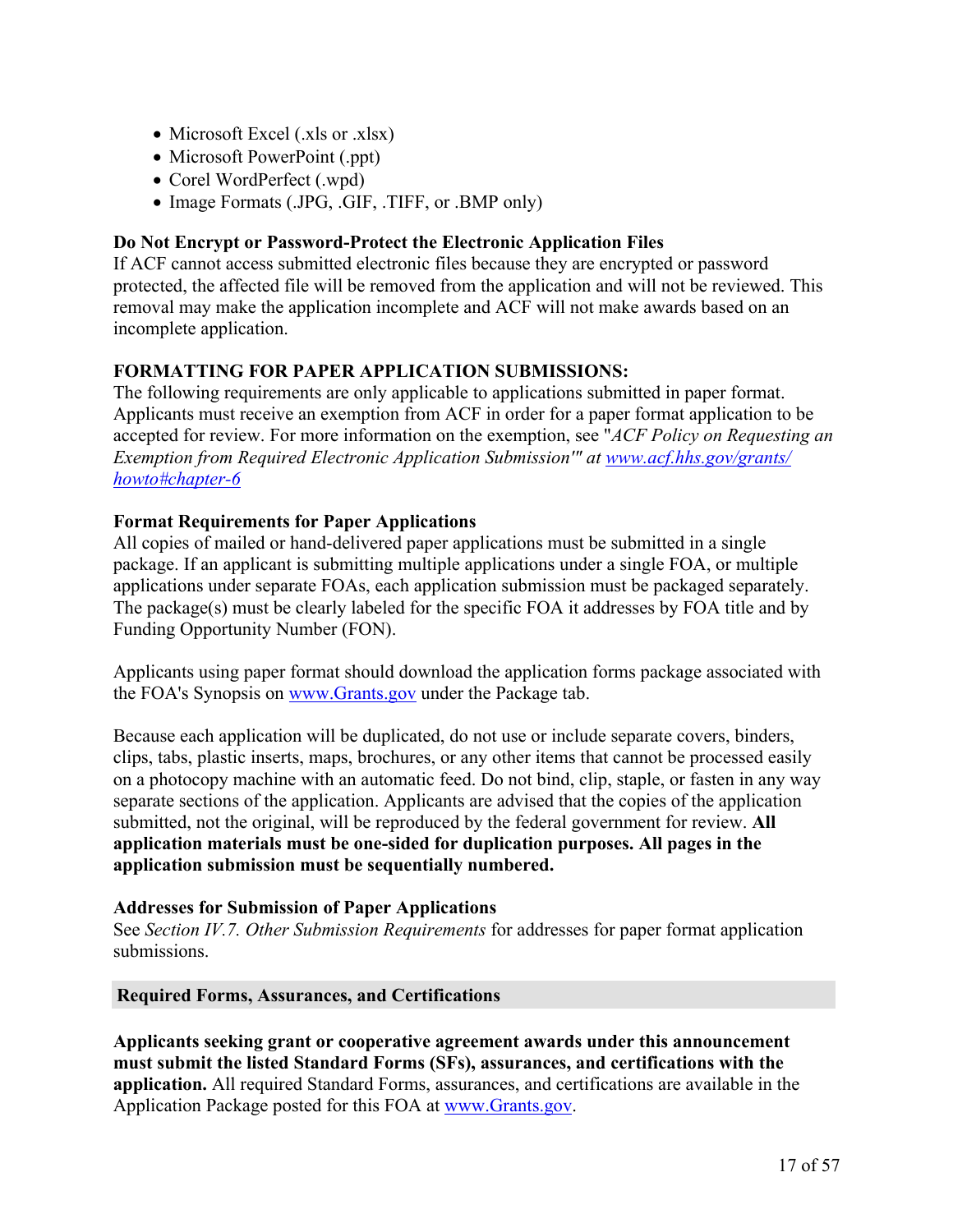- Microsoft Excel (.xls or .xlsx)
- Microsoft PowerPoint (.ppt)
- Corel WordPerfect (.wpd)
- Image Formats (.JPG, .GIF, .TIFF, or .BMP only)

**Do Not Encrypt or Password-Protect the Electronic Application Files**

If ACF cannot access submitted electronic files because they are encrypted or password protected, the affected file will be removed from the application and will not be reviewed. This removal may make the application incomplete and ACF will not make awards based on an incomplete application.

**FORMATTING FOR PAPER APPLICATION SUBMISSIONS:**

The following requirements are only applicable to applications submitted in paper format. Applicants must receive an exemption from ACF in order for a paper format application to be accepted for review. For more information on the exemption, see "*ACF Policy on Requesting an Exemption from Required Electronic Application Submission"' at [www.acf.hhs.gov/grants/howto#chapter-6](www.acf.hhs.gov/grants/howto#chapter-6)*

**Format Requirements for Paper Applications**

All copies of mailed or hand-delivered paper applications must be submitted in a single package. If an applicant is submitting multiple applications under a single FOA, or multiple applications under separate FOAs, each application submission must be packaged separately. The package(s) must be clearly labeled for the specific FOA it addresses by FOA title and by Funding Opportunity Number (FON).

Applicants using paper format should download the application forms package associated with the FOA's Synopsis on [www.Grants.gov](www.Grants.gov) under the Package tab.

Because each application will be duplicated, do not use or include separate covers, binders, clips, tabs, plastic inserts, maps, brochures, or any other items that cannot be processed easily on a photocopy machine with an automatic feed. Do not bind, clip, staple, or fasten in any way separate sections of the application. Applicants are advised that the copies of the application submitted, not the original, will be reproduced by the federal government for review. **All application materials must be one-sided for duplication purposes. All pages in the application submission must be sequentially numbered.**

**Addresses for Submission of Paper Applications**

See *Section IV.7. Other Submission Requirements* for addresses for paper format application submissions.

## Required Forms, Assurances, and Certifications

**Applicants seeking grant or cooperative agreement awards under this announcement must submit the listed Standard Forms (SFs), assurances, and certifications with the application.** All required Standard Forms, assurances, and certifications are available in the Application Package posted for this FOA at [www.Grants.gov](www.Grants.gov).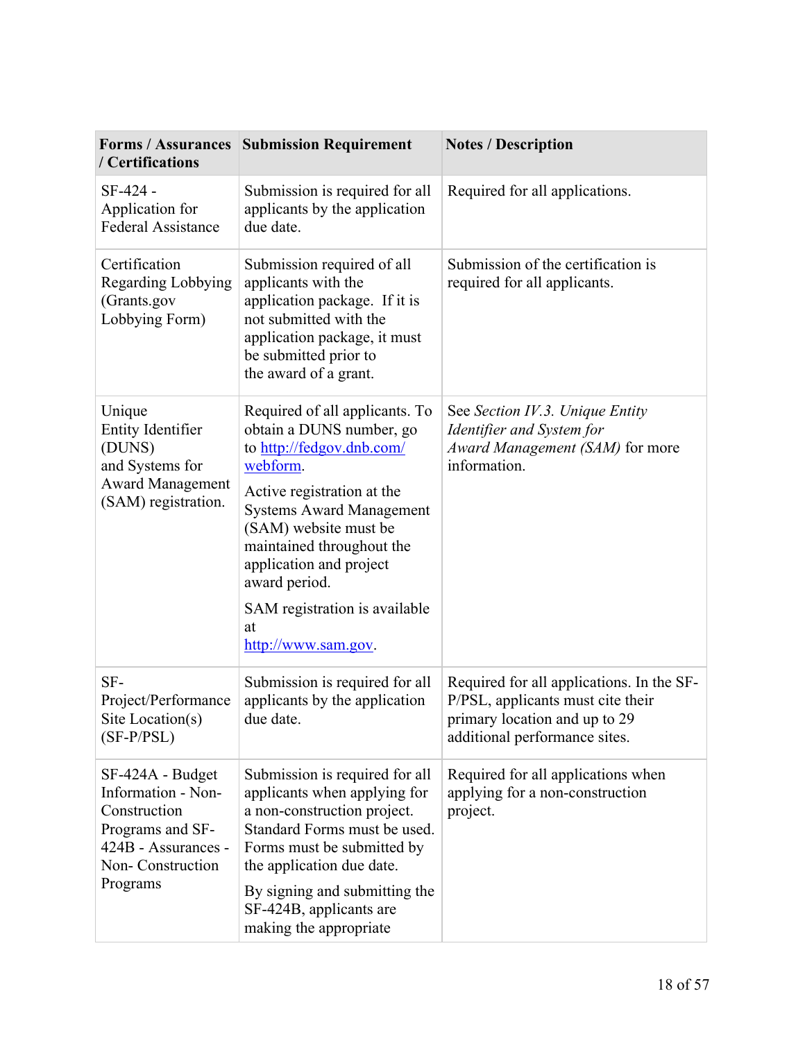| Forms / Assurances / Certifications | Submission Requirement | Notes / Description |
|---|---|---|
| SF-424 - Application for Federal Assistance | Submission is required for all applicants by the application due date. | Required for all applications. |
| Certification Regarding Lobbying (Grants.gov Lobbying Form) | Submission required of all applicants with the application package. If it is not submitted with the application package, it must be submitted prior to the award of a grant. | Submission of the certification is required for all applicants. |
| Unique Entity Identifier (DUNS) and Systems for Award Management (SAM) registration. | Required of all applicants. To obtain a DUNS number, go to [http://fedgov.dnb.com/webform](http://fedgov.dnb.com/webform). Active registration at the Systems Award Management (SAM) website must be maintained throughout the application and project award period. SAM registration is available at [http://www.sam.gov](http://www.sam.gov). | See *Section IV.3. Unique Entity Identifier and System for Award Management (SAM)* for more information. |
| SF-Project/Performance Site Location(s) (SF-P/PSL) | Submission is required for all applicants by the application due date. | Required for all applications. In the SF-P/PSL, applicants must cite their primary location and up to 29 additional performance sites. |
| SF-424A - Budget Information - Non-Construction Programs and SF-424B - Assurances - Non- Construction Programs | Submission is required for all applicants when applying for a non-construction project. Standard Forms must be used. Forms must be submitted by the application due date. By signing and submitting the SF-424B, applicants are making the appropriate | Required for all applications when applying for a non-construction project. |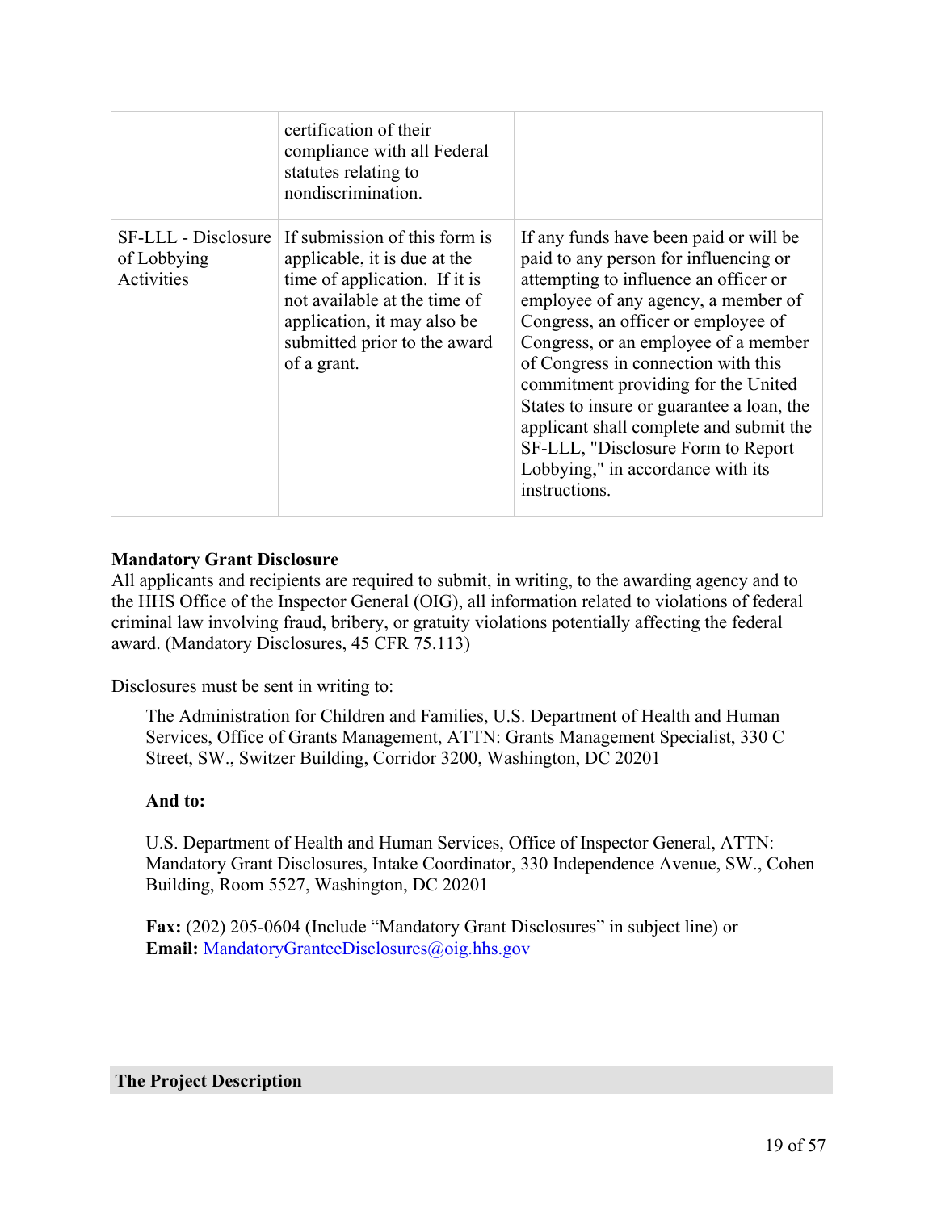| | | |
|---|---|---|
| | certification of their compliance with all Federal statutes relating to nondiscrimination. | |
| SF-LLL - Disclosure of Lobbying Activities | If submission of this form is applicable, it is due at the time of application. If it is not available at the time of application, it may also be submitted prior to the award of a grant. | If any funds have been paid or will be paid to any person for influencing or attempting to influence an officer or employee of any agency, a member of Congress, an officer or employee of Congress, or an employee of a member of Congress in connection with this commitment providing for the United States to insure or guarantee a loan, the applicant shall complete and submit the SF-LLL, "Disclosure Form to Report Lobbying," in accordance with its instructions. |

**Mandatory Grant Disclosure**

All applicants and recipients are required to submit, in writing, to the awarding agency and to the HHS Office of the Inspector General (OIG), all information related to violations of federal criminal law involving fraud, bribery, or gratuity violations potentially affecting the federal award. (Mandatory Disclosures, 45 CFR 75.113)

Disclosures must be sent in writing to:

> The Administration for Children and Families, U.S. Department of Health and Human Services, Office of Grants Management, ATTN: Grants Management Specialist, 330 C Street, SW., Switzer Building, Corridor 3200, Washington, DC 20201
>
> **And to:**
>
> U.S. Department of Health and Human Services, Office of Inspector General, ATTN: Mandatory Grant Disclosures, Intake Coordinator, 330 Independence Avenue, SW., Cohen Building, Room 5527, Washington, DC 20201
>
> **Fax:** (202) 205-0604 (Include "Mandatory Grant Disclosures" in subject line) or
> **Email:** MandatoryGranteeDisclosures@oig.hhs.gov

## The Project Description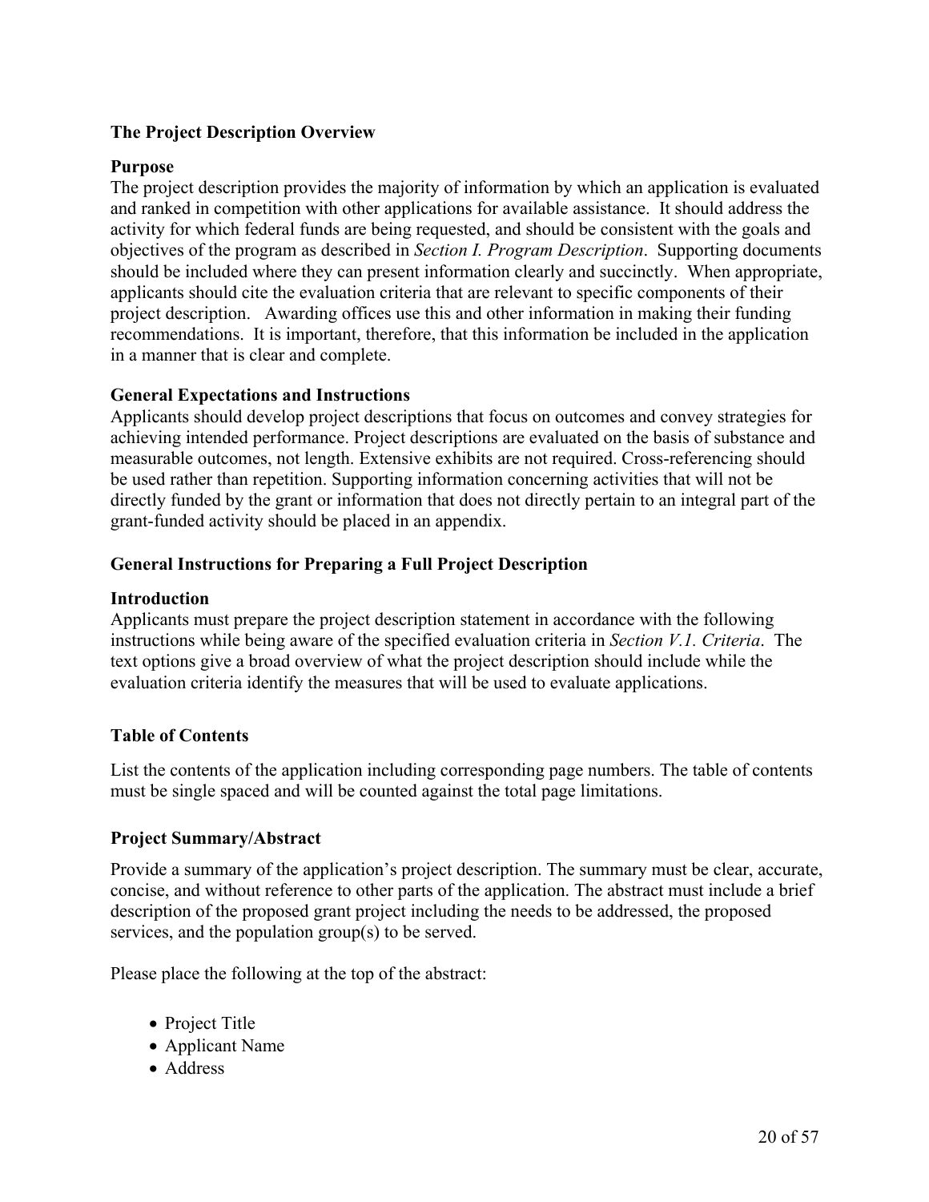### The Project Description Overview

#### Purpose

The project description provides the majority of information by which an application is evaluated and ranked in competition with other applications for available assistance. It should address the activity for which federal funds are being requested, and should be consistent with the goals and objectives of the program as described in *Section I. Program Description*. Supporting documents should be included where they can present information clearly and succinctly. When appropriate, applicants should cite the evaluation criteria that are relevant to specific components of their project description. Awarding offices use this and other information in making their funding recommendations. It is important, therefore, that this information be included in the application in a manner that is clear and complete.

#### General Expectations and Instructions

Applicants should develop project descriptions that focus on outcomes and convey strategies for achieving intended performance. Project descriptions are evaluated on the basis of substance and measurable outcomes, not length. Extensive exhibits are not required. Cross-referencing should be used rather than repetition. Supporting information concerning activities that will not be directly funded by the grant or information that does not directly pertain to an integral part of the grant-funded activity should be placed in an appendix.

### General Instructions for Preparing a Full Project Description

#### Introduction

Applicants must prepare the project description statement in accordance with the following instructions while being aware of the specified evaluation criteria in *Section V.1. Criteria*. The text options give a broad overview of what the project description should include while the evaluation criteria identify the measures that will be used to evaluate applications.

#### Table of Contents

List the contents of the application including corresponding page numbers. The table of contents must be single spaced and will be counted against the total page limitations.

#### Project Summary/Abstract

Provide a summary of the application's project description. The summary must be clear, accurate, concise, and without reference to other parts of the application. The abstract must include a brief description of the proposed grant project including the needs to be addressed, the proposed services, and the population group(s) to be served.

Please place the following at the top of the abstract:

- Project Title
- Applicant Name
- Address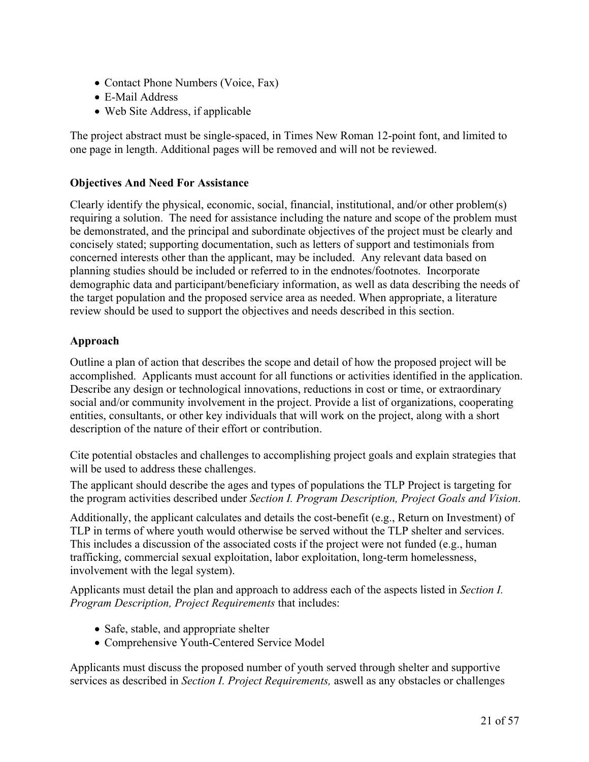- Contact Phone Numbers (Voice, Fax)
- E-Mail Address
- Web Site Address, if applicable

The project abstract must be single-spaced, in Times New Roman 12-point font, and limited to one page in length. Additional pages will be removed and will not be reviewed.

**Objectives And Need For Assistance**

Clearly identify the physical, economic, social, financial, institutional, and/or other problem(s) requiring a solution. The need for assistance including the nature and scope of the problem must be demonstrated, and the principal and subordinate objectives of the project must be clearly and concisely stated; supporting documentation, such as letters of support and testimonials from concerned interests other than the applicant, may be included. Any relevant data based on planning studies should be included or referred to in the endnotes/footnotes. Incorporate demographic data and participant/beneficiary information, as well as data describing the needs of the target population and the proposed service area as needed. When appropriate, a literature review should be used to support the objectives and needs described in this section.

**Approach**

Outline a plan of action that describes the scope and detail of how the proposed project will be accomplished. Applicants must account for all functions or activities identified in the application. Describe any design or technological innovations, reductions in cost or time, or extraordinary social and/or community involvement in the project. Provide a list of organizations, cooperating entities, consultants, or other key individuals that will work on the project, along with a short description of the nature of their effort or contribution.

Cite potential obstacles and challenges to accomplishing project goals and explain strategies that will be used to address these challenges.

The applicant should describe the ages and types of populations the TLP Project is targeting for the program activities described under *Section I. Program Description, Project Goals and Vision*.

Additionally, the applicant calculates and details the cost-benefit (e.g., Return on Investment) of TLP in terms of where youth would otherwise be served without the TLP shelter and services. This includes a discussion of the associated costs if the project were not funded (e.g., human trafficking, commercial sexual exploitation, labor exploitation, long-term homelessness, involvement with the legal system).

Applicants must detail the plan and approach to address each of the aspects listed in *Section I. Program Description, Project Requirements* that includes:

- Safe, stable, and appropriate shelter
- Comprehensive Youth-Centered Service Model

Applicants must discuss the proposed number of youth served through shelter and supportive services as described in *Section I. Project Requirements,* aswell as any obstacles or challenges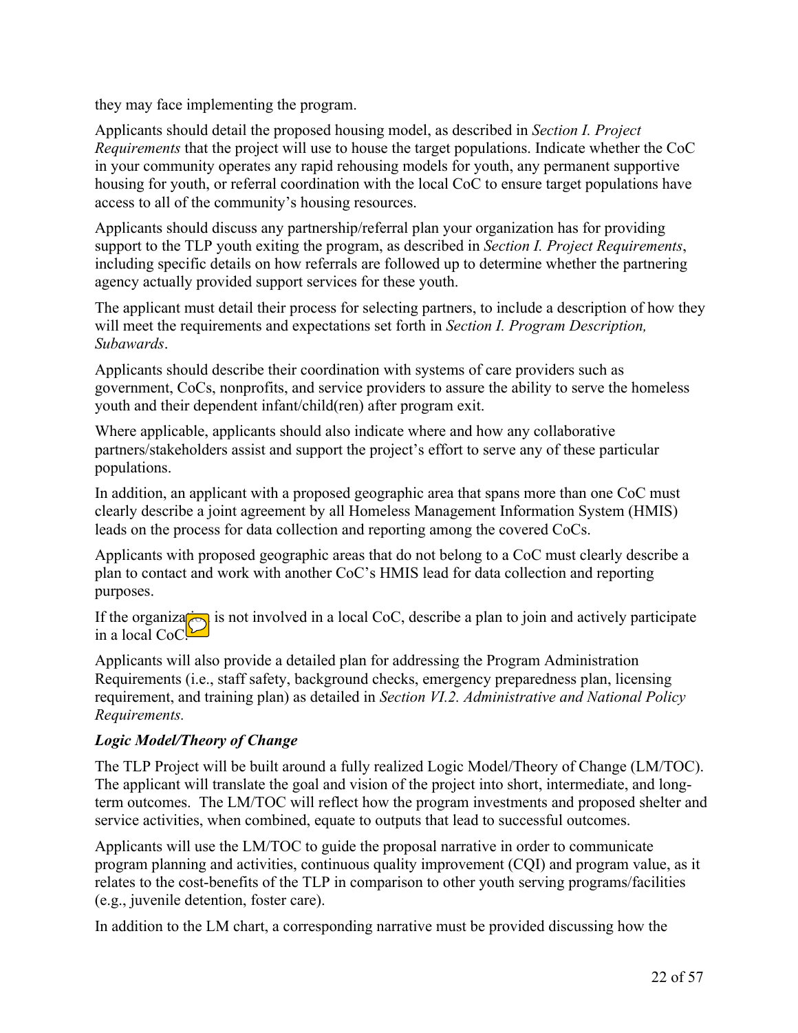they may face implementing the program.

Applicants should detail the proposed housing model, as described in *Section I. Project Requirements* that the project will use to house the target populations. Indicate whether the CoC in your community operates any rapid rehousing models for youth, any permanent supportive housing for youth, or referral coordination with the local CoC to ensure target populations have access to all of the community's housing resources.

Applicants should discuss any partnership/referral plan your organization has for providing support to the TLP youth exiting the program, as described in *Section I. Project Requirements*, including specific details on how referrals are followed up to determine whether the partnering agency actually provided support services for these youth.

The applicant must detail their process for selecting partners, to include a description of how they will meet the requirements and expectations set forth in *Section I. Program Description, Subawards*.

Applicants should describe their coordination with systems of care providers such as government, CoCs, nonprofits, and service providers to assure the ability to serve the homeless youth and their dependent infant/child(ren) after program exit.

Where applicable, applicants should also indicate where and how any collaborative partners/stakeholders assist and support the project's effort to serve any of these particular populations.

In addition, an applicant with a proposed geographic area that spans more than one CoC must clearly describe a joint agreement by all Homeless Management Information System (HMIS) leads on the process for data collection and reporting among the covered CoCs.

Applicants with proposed geographic areas that do not belong to a CoC must clearly describe a plan to contact and work with another CoC's HMIS lead for data collection and reporting purposes.

If the organization is not involved in a local CoC, describe a plan to join and actively participate in a local CoC.

Applicants will also provide a detailed plan for addressing the Program Administration Requirements (i.e., staff safety, background checks, emergency preparedness plan, licensing requirement, and training plan) as detailed in *Section VI.2. Administrative and National Policy Requirements.*

***Logic Model/Theory of Change***

The TLP Project will be built around a fully realized Logic Model/Theory of Change (LM/TOC). The applicant will translate the goal and vision of the project into short, intermediate, and long-term outcomes. The LM/TOC will reflect how the program investments and proposed shelter and service activities, when combined, equate to outputs that lead to successful outcomes.

Applicants will use the LM/TOC to guide the proposal narrative in order to communicate program planning and activities, continuous quality improvement (CQI) and program value, as it relates to the cost-benefits of the TLP in comparison to other youth serving programs/facilities (e.g., juvenile detention, foster care).

In addition to the LM chart, a corresponding narrative must be provided discussing how the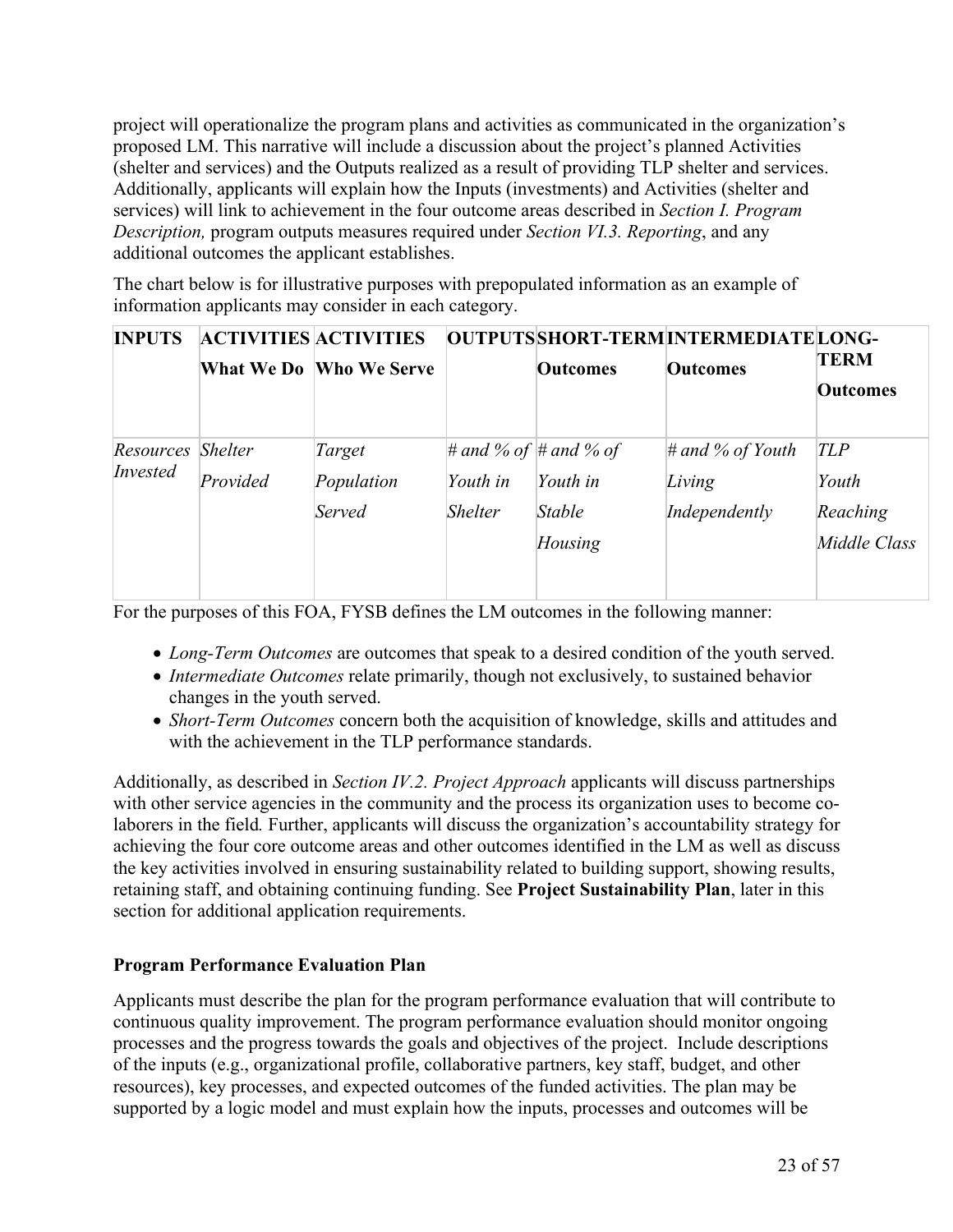project will operationalize the program plans and activities as communicated in the organization's proposed LM. This narrative will include a discussion about the project's planned Activities (shelter and services) and the Outputs realized as a result of providing TLP shelter and services. Additionally, applicants will explain how the Inputs (investments) and Activities (shelter and services) will link to achievement in the four outcome areas described in *Section I. Program Description,* program outputs measures required under *Section VI.3. Reporting*, and any additional outcomes the applicant establishes.

The chart below is for illustrative purposes with prepopulated information as an example of information applicants may consider in each category.

| **INPUTS** | **ACTIVITIES What We Do** | **ACTIVITIES Who We Serve** | **OUTPUTS** | **SHORT-TERM Outcomes** | **INTERMEDIATE Outcomes** | **LONG-TERM Outcomes** |
|---|---|---|---|---|---|---|
| *Resources Invested* | *Shelter Provided* | *Target Population Served* | *# and % of Youth in Shelter* | *# and % of Youth in Stable Housing* | *# and % of Youth Living Independently* | *TLP Youth Reaching Middle Class* |

For the purposes of this FOA, FYSB defines the LM outcomes in the following manner:

- *Long-Term Outcomes* are outcomes that speak to a desired condition of the youth served.
- *Intermediate Outcomes* relate primarily, though not exclusively, to sustained behavior changes in the youth served.
- *Short-Term Outcomes* concern both the acquisition of knowledge, skills and attitudes and with the achievement in the TLP performance standards.

Additionally, as described in *Section IV.2. Project Approach* applicants will discuss partnerships with other service agencies in the community and the process its organization uses to become co-laborers in the field*.* Further, applicants will discuss the organization's accountability strategy for achieving the four core outcome areas and other outcomes identified in the LM as well as discuss the key activities involved in ensuring sustainability related to building support, showing results, retaining staff, and obtaining continuing funding. See **Project Sustainability Plan**, later in this section for additional application requirements.

**Program Performance Evaluation Plan**

Applicants must describe the plan for the program performance evaluation that will contribute to continuous quality improvement. The program performance evaluation should monitor ongoing processes and the progress towards the goals and objectives of the project. Include descriptions of the inputs (e.g., organizational profile, collaborative partners, key staff, budget, and other resources), key processes, and expected outcomes of the funded activities. The plan may be supported by a logic model and must explain how the inputs, processes and outcomes will be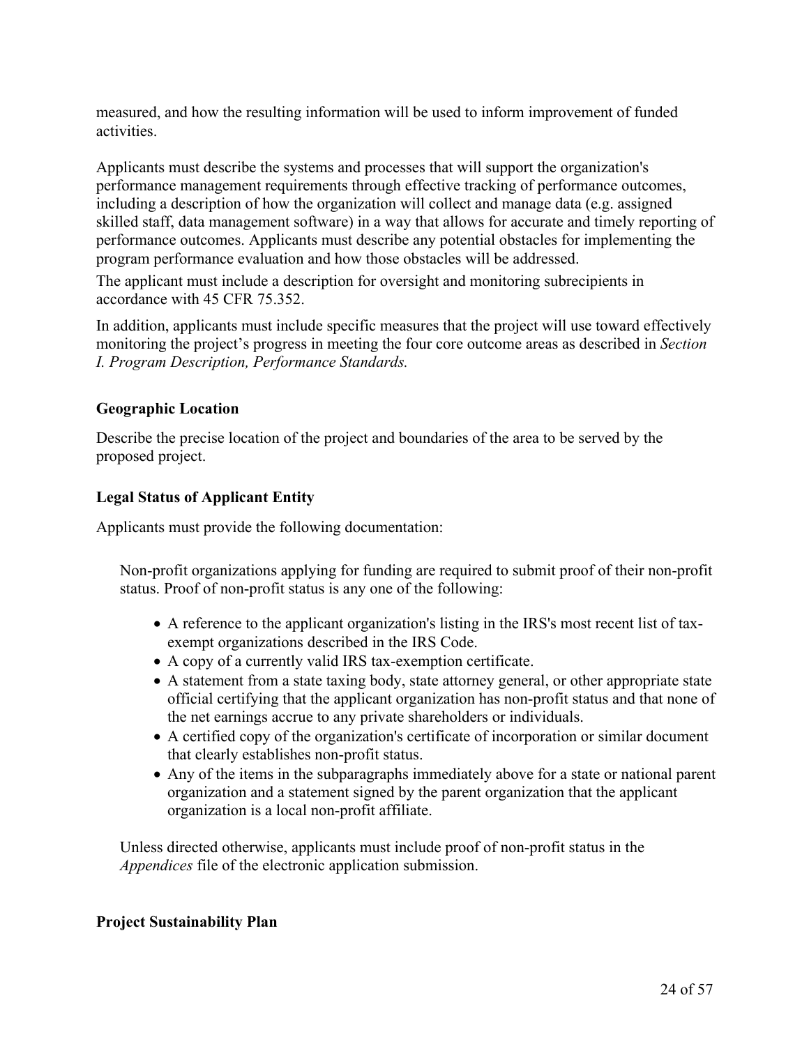measured, and how the resulting information will be used to inform improvement of funded activities.

Applicants must describe the systems and processes that will support the organization's performance management requirements through effective tracking of performance outcomes, including a description of how the organization will collect and manage data (e.g. assigned skilled staff, data management software) in a way that allows for accurate and timely reporting of performance outcomes. Applicants must describe any potential obstacles for implementing the program performance evaluation and how those obstacles will be addressed.

The applicant must include a description for oversight and monitoring subrecipients in accordance with 45 CFR 75.352.

In addition, applicants must include specific measures that the project will use toward effectively monitoring the project's progress in meeting the four core outcome areas as described in *Section I. Program Description, Performance Standards.*

**Geographic Location**

Describe the precise location of the project and boundaries of the area to be served by the proposed project.

**Legal Status of Applicant Entity**

Applicants must provide the following documentation:

Non-profit organizations applying for funding are required to submit proof of their non-profit status. Proof of non-profit status is any one of the following:

- A reference to the applicant organization's listing in the IRS's most recent list of tax-exempt organizations described in the IRS Code.
- A copy of a currently valid IRS tax-exemption certificate.
- A statement from a state taxing body, state attorney general, or other appropriate state official certifying that the applicant organization has non-profit status and that none of the net earnings accrue to any private shareholders or individuals.
- A certified copy of the organization's certificate of incorporation or similar document that clearly establishes non-profit status.
- Any of the items in the subparagraphs immediately above for a state or national parent organization and a statement signed by the parent organization that the applicant organization is a local non-profit affiliate.

Unless directed otherwise, applicants must include proof of non-profit status in the *Appendices* file of the electronic application submission.

**Project Sustainability Plan**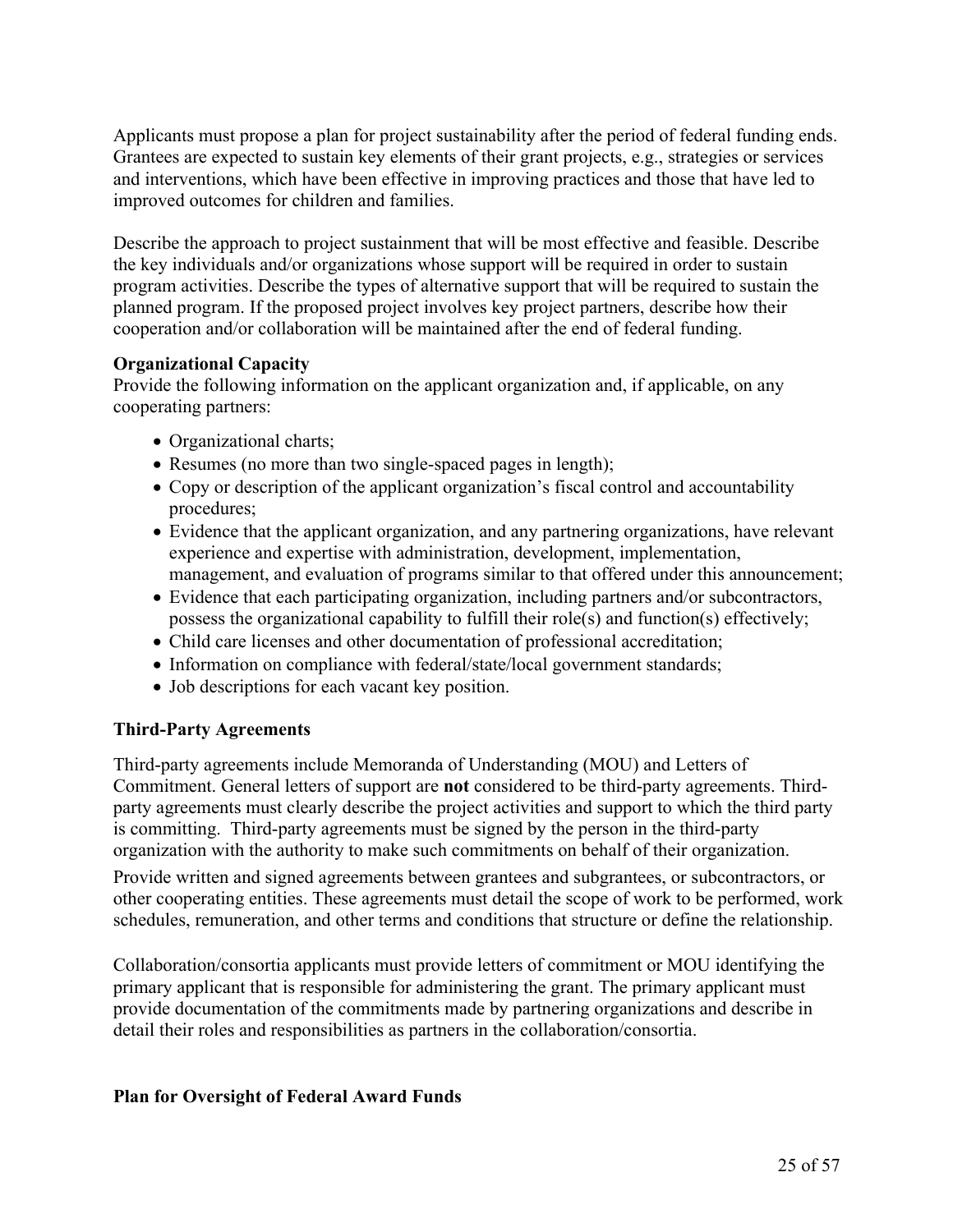Applicants must propose a plan for project sustainability after the period of federal funding ends. Grantees are expected to sustain key elements of their grant projects, e.g., strategies or services and interventions, which have been effective in improving practices and those that have led to improved outcomes for children and families.

Describe the approach to project sustainment that will be most effective and feasible. Describe the key individuals and/or organizations whose support will be required in order to sustain program activities. Describe the types of alternative support that will be required to sustain the planned program. If the proposed project involves key project partners, describe how their cooperation and/or collaboration will be maintained after the end of federal funding.

**Organizational Capacity**

Provide the following information on the applicant organization and, if applicable, on any cooperating partners:

- Organizational charts;
- Resumes (no more than two single-spaced pages in length);
- Copy or description of the applicant organization's fiscal control and accountability procedures;
- Evidence that the applicant organization, and any partnering organizations, have relevant experience and expertise with administration, development, implementation, management, and evaluation of programs similar to that offered under this announcement;
- Evidence that each participating organization, including partners and/or subcontractors, possess the organizational capability to fulfill their role(s) and function(s) effectively;
- Child care licenses and other documentation of professional accreditation;
- Information on compliance with federal/state/local government standards;
- Job descriptions for each vacant key position.

**Third-Party Agreements**

Third-party agreements include Memoranda of Understanding (MOU) and Letters of Commitment. General letters of support are **not** considered to be third-party agreements. Third-party agreements must clearly describe the project activities and support to which the third party is committing. Third-party agreements must be signed by the person in the third-party organization with the authority to make such commitments on behalf of their organization.

Provide written and signed agreements between grantees and subgrantees, or subcontractors, or other cooperating entities. These agreements must detail the scope of work to be performed, work schedules, remuneration, and other terms and conditions that structure or define the relationship.

Collaboration/consortia applicants must provide letters of commitment or MOU identifying the primary applicant that is responsible for administering the grant. The primary applicant must provide documentation of the commitments made by partnering organizations and describe in detail their roles and responsibilities as partners in the collaboration/consortia.

**Plan for Oversight of Federal Award Funds**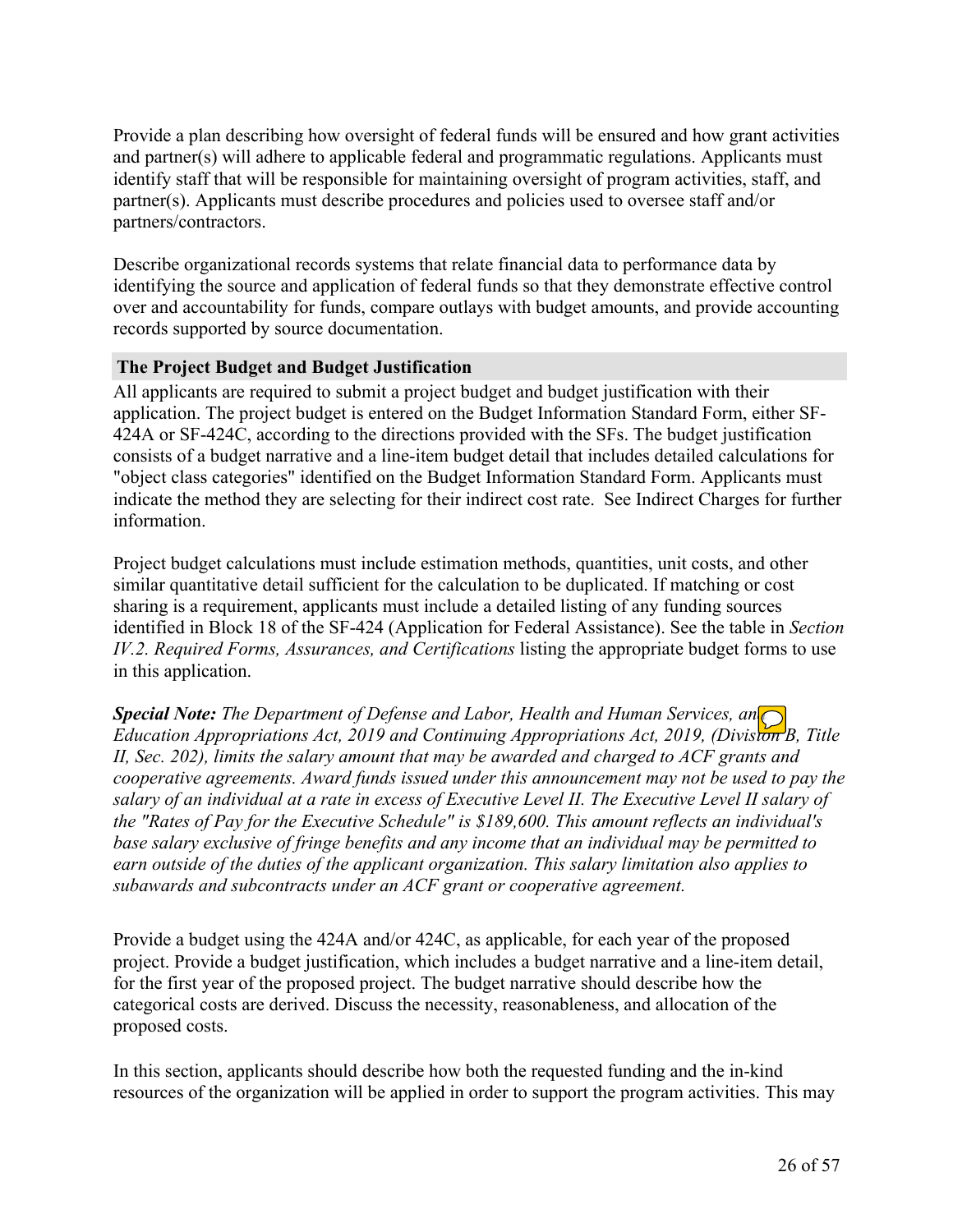Provide a plan describing how oversight of federal funds will be ensured and how grant activities and partner(s) will adhere to applicable federal and programmatic regulations. Applicants must identify staff that will be responsible for maintaining oversight of program activities, staff, and partner(s). Applicants must describe procedures and policies used to oversee staff and/or partners/contractors.

Describe organizational records systems that relate financial data to performance data by identifying the source and application of federal funds so that they demonstrate effective control over and accountability for funds, compare outlays with budget amounts, and provide accounting records supported by source documentation.

### The Project Budget and Budget Justification

All applicants are required to submit a project budget and budget justification with their application. The project budget is entered on the Budget Information Standard Form, either SF-424A or SF-424C, according to the directions provided with the SFs. The budget justification consists of a budget narrative and a line-item budget detail that includes detailed calculations for "object class categories" identified on the Budget Information Standard Form. Applicants must indicate the method they are selecting for their indirect cost rate. See Indirect Charges for further information.

Project budget calculations must include estimation methods, quantities, unit costs, and other similar quantitative detail sufficient for the calculation to be duplicated. If matching or cost sharing is a requirement, applicants must include a detailed listing of any funding sources identified in Block 18 of the SF-424 (Application for Federal Assistance). See the table in *Section IV.2. Required Forms, Assurances, and Certifications* listing the appropriate budget forms to use in this application.

***Special Note:*** *The Department of Defense and Labor, Health and Human Services, and Education Appropriations Act, 2019 and Continuing Appropriations Act, 2019, (Division B, Title II, Sec. 202), limits the salary amount that may be awarded and charged to ACF grants and cooperative agreements. Award funds issued under this announcement may not be used to pay the salary of an individual at a rate in excess of Executive Level II. The Executive Level II salary of the "Rates of Pay for the Executive Schedule" is $189,600. This amount reflects an individual's base salary exclusive of fringe benefits and any income that an individual may be permitted to earn outside of the duties of the applicant organization. This salary limitation also applies to subawards and subcontracts under an ACF grant or cooperative agreement.*

Provide a budget using the 424A and/or 424C, as applicable, for each year of the proposed project. Provide a budget justification, which includes a budget narrative and a line-item detail, for the first year of the proposed project. The budget narrative should describe how the categorical costs are derived. Discuss the necessity, reasonableness, and allocation of the proposed costs.

In this section, applicants should describe how both the requested funding and the in-kind resources of the organization will be applied in order to support the program activities. This may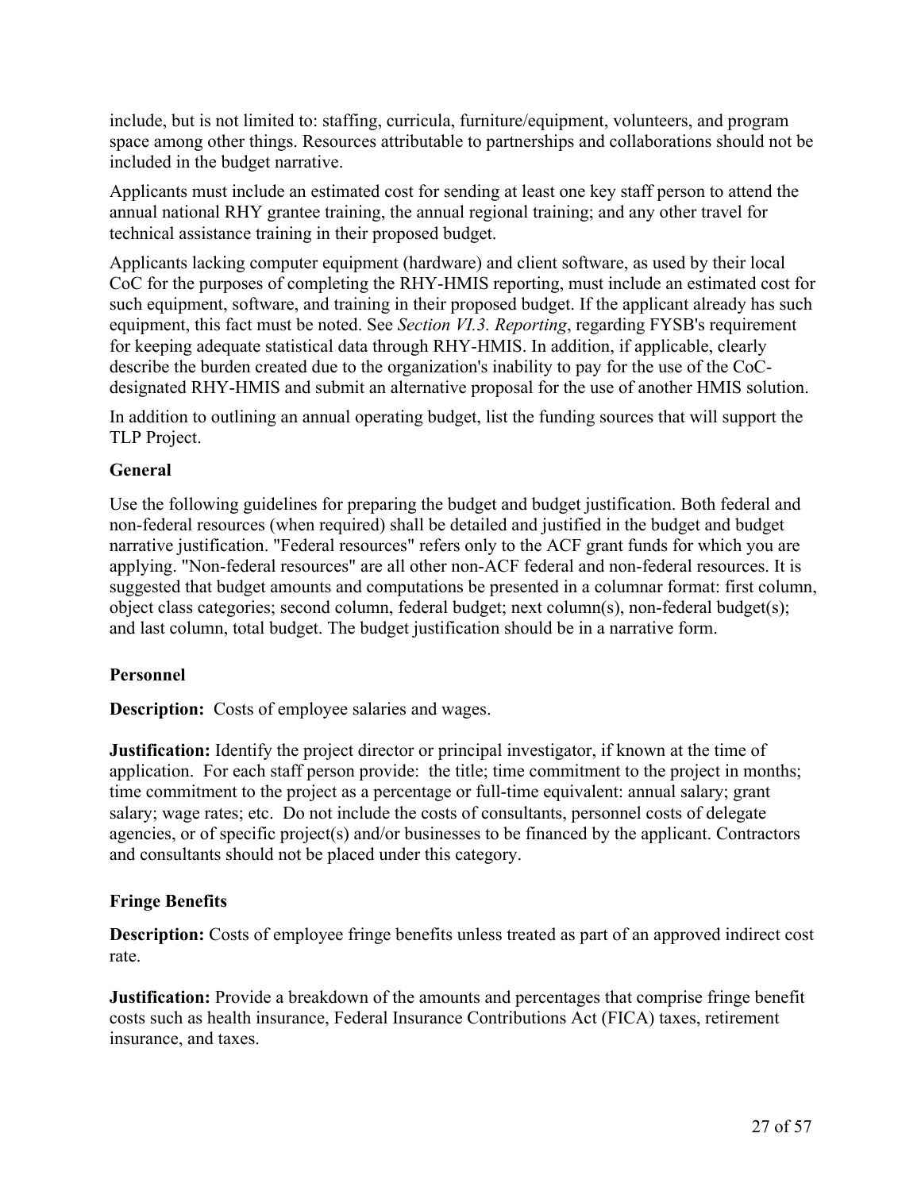include, but is not limited to: staffing, curricula, furniture/equipment, volunteers, and program space among other things. Resources attributable to partnerships and collaborations should not be included in the budget narrative.

Applicants must include an estimated cost for sending at least one key staff person to attend the annual national RHY grantee training, the annual regional training; and any other travel for technical assistance training in their proposed budget.

Applicants lacking computer equipment (hardware) and client software, as used by their local CoC for the purposes of completing the RHY-HMIS reporting, must include an estimated cost for such equipment, software, and training in their proposed budget. If the applicant already has such equipment, this fact must be noted. See *Section VI.3. Reporting*, regarding FYSB's requirement for keeping adequate statistical data through RHY-HMIS. In addition, if applicable, clearly describe the burden created due to the organization's inability to pay for the use of the CoC-designated RHY-HMIS and submit an alternative proposal for the use of another HMIS solution.

In addition to outlining an annual operating budget, list the funding sources that will support the TLP Project.

**General**

Use the following guidelines for preparing the budget and budget justification. Both federal and non-federal resources (when required) shall be detailed and justified in the budget and budget narrative justification. "Federal resources" refers only to the ACF grant funds for which you are applying. "Non-federal resources" are all other non-ACF federal and non-federal resources. It is suggested that budget amounts and computations be presented in a columnar format: first column, object class categories; second column, federal budget; next column(s), non-federal budget(s); and last column, total budget. The budget justification should be in a narrative form.

**Personnel**

**Description:** Costs of employee salaries and wages.

**Justification:** Identify the project director or principal investigator, if known at the time of application. For each staff person provide: the title; time commitment to the project in months; time commitment to the project as a percentage or full-time equivalent: annual salary; grant salary; wage rates; etc. Do not include the costs of consultants, personnel costs of delegate agencies, or of specific project(s) and/or businesses to be financed by the applicant. Contractors and consultants should not be placed under this category.

**Fringe Benefits**

**Description:** Costs of employee fringe benefits unless treated as part of an approved indirect cost rate.

**Justification:** Provide a breakdown of the amounts and percentages that comprise fringe benefit costs such as health insurance, Federal Insurance Contributions Act (FICA) taxes, retirement insurance, and taxes.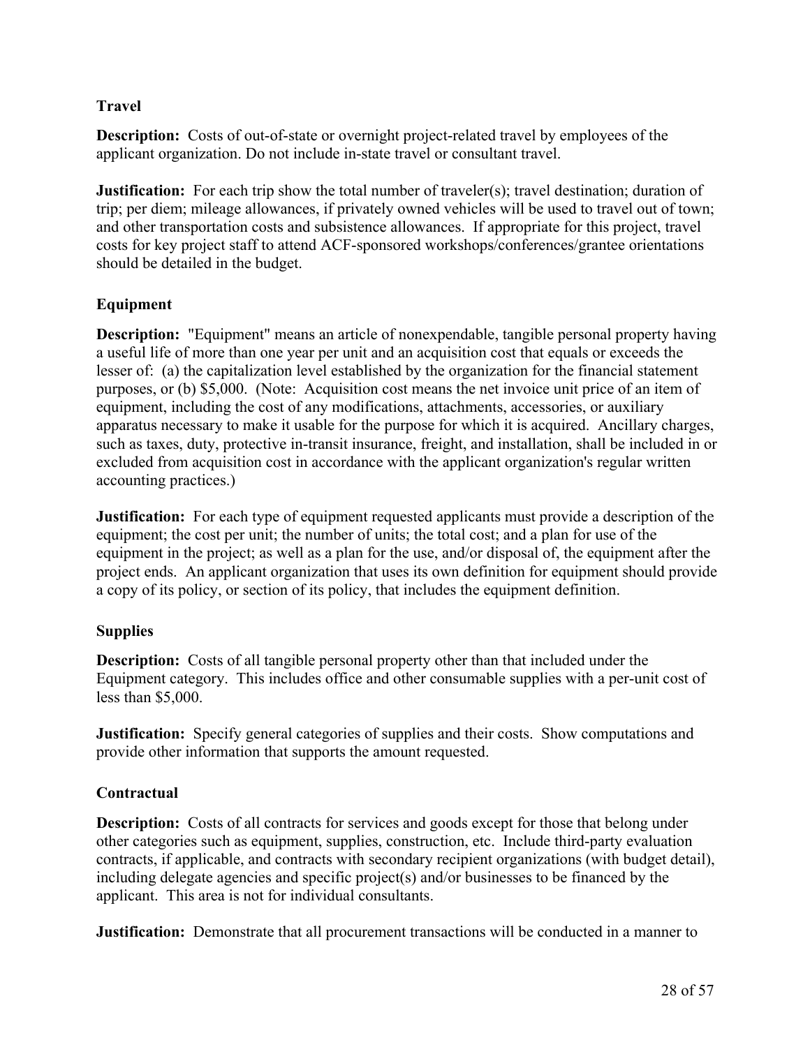### Travel

**Description:** Costs of out-of-state or overnight project-related travel by employees of the applicant organization. Do not include in-state travel or consultant travel.

**Justification:** For each trip show the total number of traveler(s); travel destination; duration of trip; per diem; mileage allowances, if privately owned vehicles will be used to travel out of town; and other transportation costs and subsistence allowances. If appropriate for this project, travel costs for key project staff to attend ACF-sponsored workshops/conferences/grantee orientations should be detailed in the budget.

### Equipment

**Description:** "Equipment" means an article of nonexpendable, tangible personal property having a useful life of more than one year per unit and an acquisition cost that equals or exceeds the lesser of: (a) the capitalization level established by the organization for the financial statement purposes, or (b) $5,000. (Note: Acquisition cost means the net invoice unit price of an item of equipment, including the cost of any modifications, attachments, accessories, or auxiliary apparatus necessary to make it usable for the purpose for which it is acquired. Ancillary charges, such as taxes, duty, protective in-transit insurance, freight, and installation, shall be included in or excluded from acquisition cost in accordance with the applicant organization's regular written accounting practices.)

**Justification:** For each type of equipment requested applicants must provide a description of the equipment; the cost per unit; the number of units; the total cost; and a plan for use of the equipment in the project; as well as a plan for the use, and/or disposal of, the equipment after the project ends. An applicant organization that uses its own definition for equipment should provide a copy of its policy, or section of its policy, that includes the equipment definition.

### Supplies

**Description:** Costs of all tangible personal property other than that included under the Equipment category. This includes office and other consumable supplies with a per-unit cost of less than $5,000.

**Justification:** Specify general categories of supplies and their costs. Show computations and provide other information that supports the amount requested.

### Contractual

**Description:** Costs of all contracts for services and goods except for those that belong under other categories such as equipment, supplies, construction, etc. Include third-party evaluation contracts, if applicable, and contracts with secondary recipient organizations (with budget detail), including delegate agencies and specific project(s) and/or businesses to be financed by the applicant. This area is not for individual consultants.

**Justification:** Demonstrate that all procurement transactions will be conducted in a manner to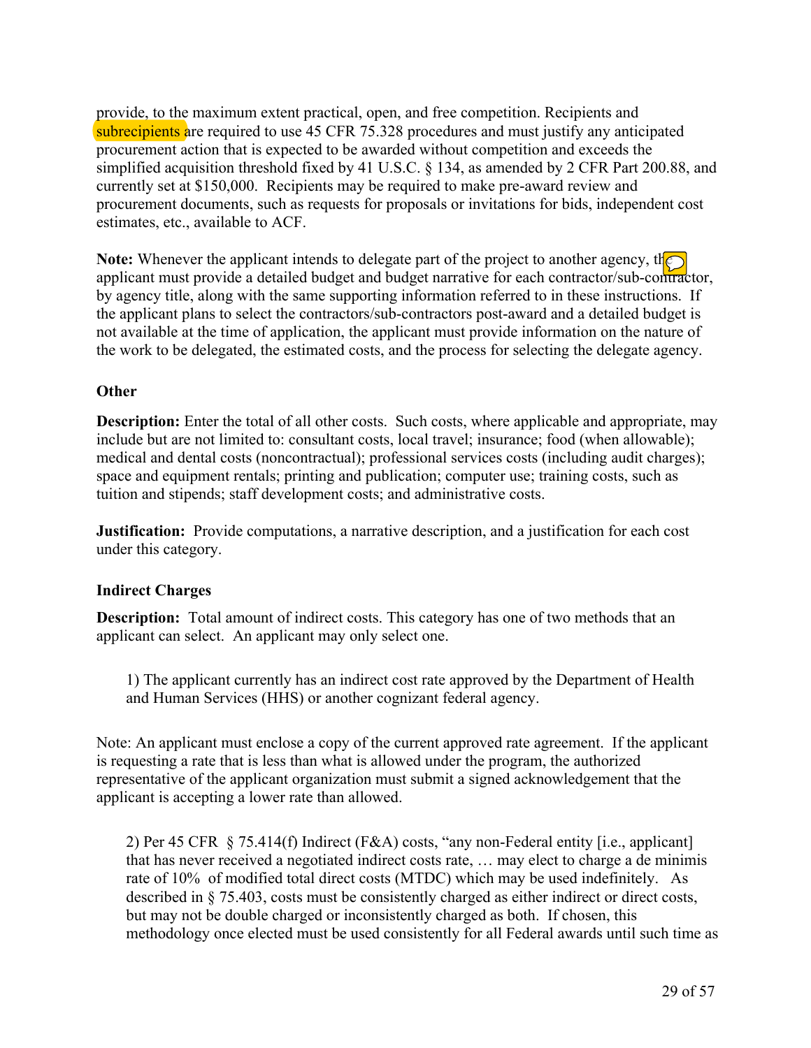provide, to the maximum extent practical, open, and free competition. Recipients and subrecipients are required to use 45 CFR 75.328 procedures and must justify any anticipated procurement action that is expected to be awarded without competition and exceeds the simplified acquisition threshold fixed by 41 U.S.C. § 134, as amended by 2 CFR Part 200.88, and currently set at $150,000. Recipients may be required to make pre-award review and procurement documents, such as requests for proposals or invitations for bids, independent cost estimates, etc., available to ACF.

**Note:** Whenever the applicant intends to delegate part of the project to another agency, the applicant must provide a detailed budget and budget narrative for each contractor/sub-contractor, by agency title, along with the same supporting information referred to in these instructions. If the applicant plans to select the contractors/sub-contractors post-award and a detailed budget is not available at the time of application, the applicant must provide information on the nature of the work to be delegated, the estimated costs, and the process for selecting the delegate agency.

**Other**

**Description:** Enter the total of all other costs. Such costs, where applicable and appropriate, may include but are not limited to: consultant costs, local travel; insurance; food (when allowable); medical and dental costs (noncontractual); professional services costs (including audit charges); space and equipment rentals; printing and publication; computer use; training costs, such as tuition and stipends; staff development costs; and administrative costs.

**Justification:** Provide computations, a narrative description, and a justification for each cost under this category.

**Indirect Charges**

**Description:** Total amount of indirect costs. This category has one of two methods that an applicant can select. An applicant may only select one.

1) The applicant currently has an indirect cost rate approved by the Department of Health and Human Services (HHS) or another cognizant federal agency.

Note: An applicant must enclose a copy of the current approved rate agreement. If the applicant is requesting a rate that is less than what is allowed under the program, the authorized representative of the applicant organization must submit a signed acknowledgement that the applicant is accepting a lower rate than allowed.

2) Per 45 CFR § 75.414(f) Indirect (F&A) costs, "any non-Federal entity [i.e., applicant] that has never received a negotiated indirect costs rate, … may elect to charge a de minimis rate of 10% of modified total direct costs (MTDC) which may be used indefinitely. As described in § 75.403, costs must be consistently charged as either indirect or direct costs, but may not be double charged or inconsistently charged as both. If chosen, this methodology once elected must be used consistently for all Federal awards until such time as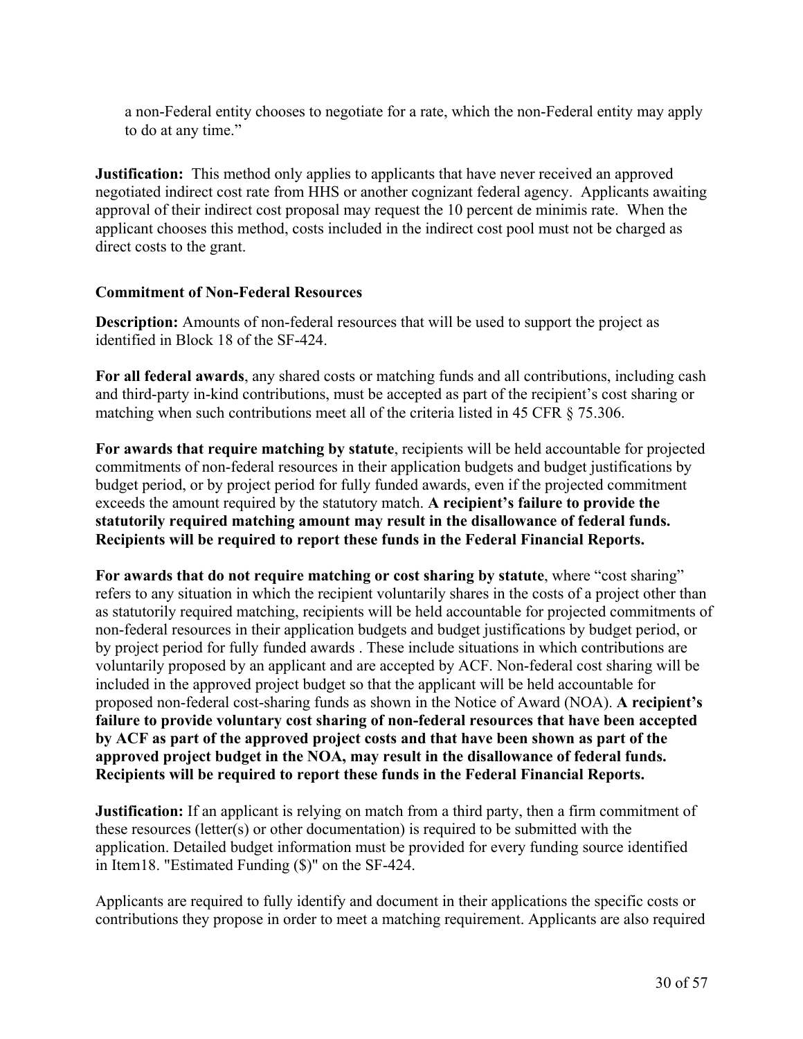a non-Federal entity chooses to negotiate for a rate, which the non-Federal entity may apply to do at any time."

**Justification:** This method only applies to applicants that have never received an approved negotiated indirect cost rate from HHS or another cognizant federal agency. Applicants awaiting approval of their indirect cost proposal may request the 10 percent de minimis rate. When the applicant chooses this method, costs included in the indirect cost pool must not be charged as direct costs to the grant.

**Commitment of Non-Federal Resources**

**Description:** Amounts of non-federal resources that will be used to support the project as identified in Block 18 of the SF-424.

**For all federal awards**, any shared costs or matching funds and all contributions, including cash and third-party in-kind contributions, must be accepted as part of the recipient's cost sharing or matching when such contributions meet all of the criteria listed in 45 CFR § 75.306.

**For awards that require matching by statute**, recipients will be held accountable for projected commitments of non-federal resources in their application budgets and budget justifications by budget period, or by project period for fully funded awards, even if the projected commitment exceeds the amount required by the statutory match. **A recipient's failure to provide the statutorily required matching amount may result in the disallowance of federal funds. Recipients will be required to report these funds in the Federal Financial Reports.**

**For awards that do not require matching or cost sharing by statute**, where "cost sharing" refers to any situation in which the recipient voluntarily shares in the costs of a project other than as statutorily required matching, recipients will be held accountable for projected commitments of non-federal resources in their application budgets and budget justifications by budget period, or by project period for fully funded awards . These include situations in which contributions are voluntarily proposed by an applicant and are accepted by ACF. Non-federal cost sharing will be included in the approved project budget so that the applicant will be held accountable for proposed non-federal cost-sharing funds as shown in the Notice of Award (NOA). **A recipient's failure to provide voluntary cost sharing of non-federal resources that have been accepted by ACF as part of the approved project costs and that have been shown as part of the approved project budget in the NOA, may result in the disallowance of federal funds. Recipients will be required to report these funds in the Federal Financial Reports.**

**Justification:** If an applicant is relying on match from a third party, then a firm commitment of these resources (letter(s) or other documentation) is required to be submitted with the application. Detailed budget information must be provided for every funding source identified in Item18. "Estimated Funding ($)" on the SF-424.

Applicants are required to fully identify and document in their applications the specific costs or contributions they propose in order to meet a matching requirement. Applicants are also required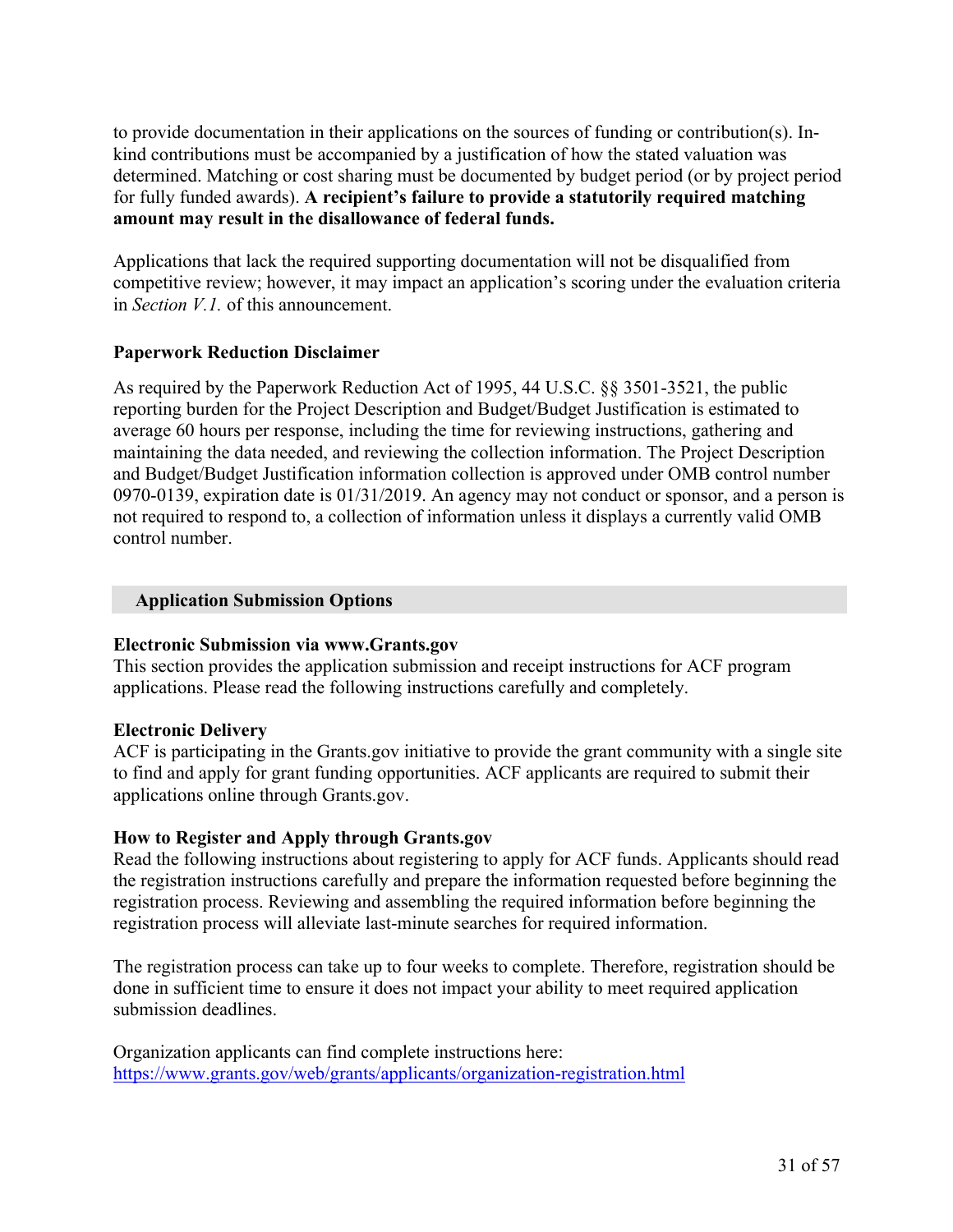to provide documentation in their applications on the sources of funding or contribution(s). In-kind contributions must be accompanied by a justification of how the stated valuation was determined. Matching or cost sharing must be documented by budget period (or by project period for fully funded awards). **A recipient's failure to provide a statutorily required matching amount may result in the disallowance of federal funds.**

Applications that lack the required supporting documentation will not be disqualified from competitive review; however, it may impact an application's scoring under the evaluation criteria in *Section V.1.* of this announcement.

**Paperwork Reduction Disclaimer**

As required by the Paperwork Reduction Act of 1995, 44 U.S.C. §§ 3501-3521, the public reporting burden for the Project Description and Budget/Budget Justification is estimated to average 60 hours per response, including the time for reviewing instructions, gathering and maintaining the data needed, and reviewing the collection information. The Project Description and Budget/Budget Justification information collection is approved under OMB control number 0970-0139, expiration date is 01/31/2019. An agency may not conduct or sponsor, and a person is not required to respond to, a collection of information unless it displays a currently valid OMB control number.

## Application Submission Options

**Electronic Submission via www.Grants.gov**
This section provides the application submission and receipt instructions for ACF program applications. Please read the following instructions carefully and completely.

**Electronic Delivery**
ACF is participating in the Grants.gov initiative to provide the grant community with a single site to find and apply for grant funding opportunities. ACF applicants are required to submit their applications online through Grants.gov.

**How to Register and Apply through Grants.gov**
Read the following instructions about registering to apply for ACF funds. Applicants should read the registration instructions carefully and prepare the information requested before beginning the registration process. Reviewing and assembling the required information before beginning the registration process will alleviate last-minute searches for required information.

The registration process can take up to four weeks to complete. Therefore, registration should be done in sufficient time to ensure it does not impact your ability to meet required application submission deadlines.

Organization applicants can find complete instructions here:
https://www.grants.gov/web/grants/applicants/organization-registration.html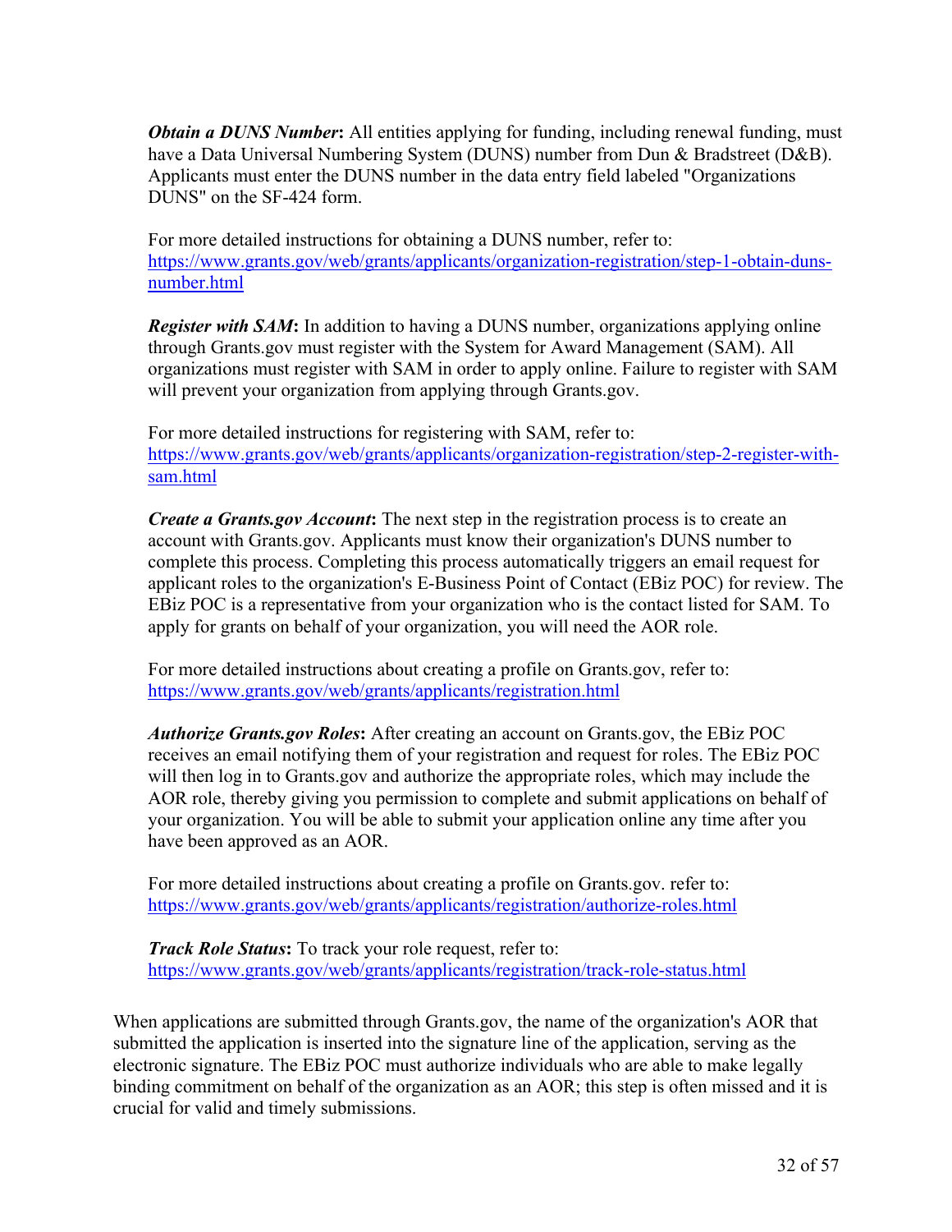***Obtain a DUNS Number*****:** All entities applying for funding, including renewal funding, must have a Data Universal Numbering System (DUNS) number from Dun & Bradstreet (D&B). Applicants must enter the DUNS number in the data entry field labeled "Organizations DUNS" on the SF-424 form.

For more detailed instructions for obtaining a DUNS number, refer to: https://www.grants.gov/web/grants/applicants/organization-registration/step-1-obtain-duns-number.html

***Register with SAM*****:** In addition to having a DUNS number, organizations applying online through Grants.gov must register with the System for Award Management (SAM). All organizations must register with SAM in order to apply online. Failure to register with SAM will prevent your organization from applying through Grants.gov.

For more detailed instructions for registering with SAM, refer to: https://www.grants.gov/web/grants/applicants/organization-registration/step-2-register-with-sam.html

***Create a Grants.gov Account*****:** The next step in the registration process is to create an account with Grants.gov. Applicants must know their organization's DUNS number to complete this process. Completing this process automatically triggers an email request for applicant roles to the organization's E-Business Point of Contact (EBiz POC) for review. The EBiz POC is a representative from your organization who is the contact listed for SAM. To apply for grants on behalf of your organization, you will need the AOR role.

For more detailed instructions about creating a profile on Grants.gov, refer to: https://www.grants.gov/web/grants/applicants/registration.html

***Authorize Grants.gov Roles*****:** After creating an account on Grants.gov, the EBiz POC receives an email notifying them of your registration and request for roles. The EBiz POC will then log in to Grants.gov and authorize the appropriate roles, which may include the AOR role, thereby giving you permission to complete and submit applications on behalf of your organization. You will be able to submit your application online any time after you have been approved as an AOR.

For more detailed instructions about creating a profile on Grants.gov. refer to: https://www.grants.gov/web/grants/applicants/registration/authorize-roles.html

***Track Role Status*****:** To track your role request, refer to: https://www.grants.gov/web/grants/applicants/registration/track-role-status.html

When applications are submitted through Grants.gov, the name of the organization's AOR that submitted the application is inserted into the signature line of the application, serving as the electronic signature. The EBiz POC must authorize individuals who are able to make legally binding commitment on behalf of the organization as an AOR; this step is often missed and it is crucial for valid and timely submissions.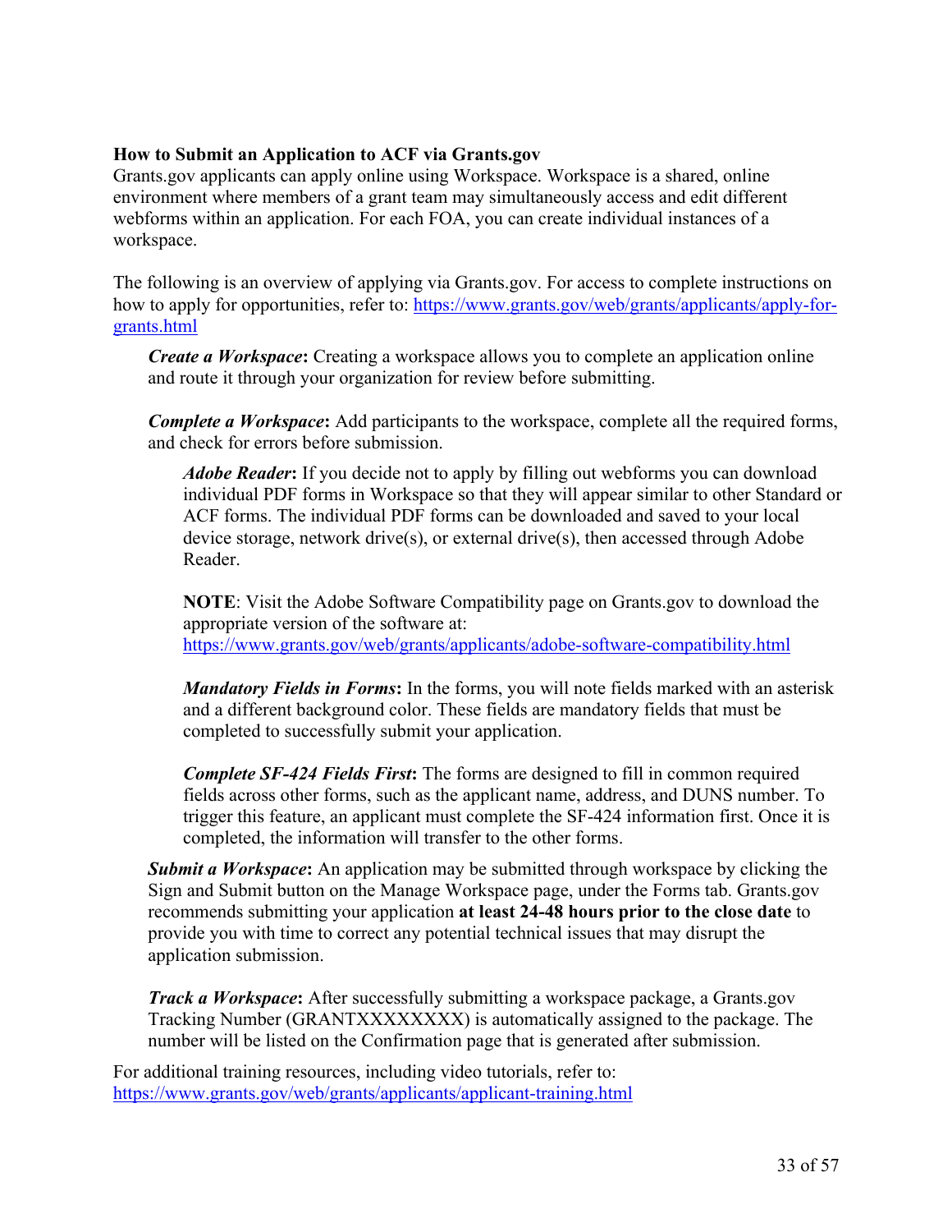**How to Submit an Application to ACF via Grants.gov**

Grants.gov applicants can apply online using Workspace. Workspace is a shared, online environment where members of a grant team may simultaneously access and edit different webforms within an application. For each FOA, you can create individual instances of a workspace.

The following is an overview of applying via Grants.gov. For access to complete instructions on how to apply for opportunities, refer to: https://www.grants.gov/web/grants/applicants/apply-for-grants.html

> ***Create a Workspace*:** Creating a workspace allows you to complete an application online and route it through your organization for review before submitting.
>
> ***Complete a Workspace*:** Add participants to the workspace, complete all the required forms, and check for errors before submission.
>
> > ***Adobe Reader*:** If you decide not to apply by filling out webforms you can download individual PDF forms in Workspace so that they will appear similar to other Standard or ACF forms. The individual PDF forms can be downloaded and saved to your local device storage, network drive(s), or external drive(s), then accessed through Adobe Reader.
> >
> > **NOTE**: Visit the Adobe Software Compatibility page on Grants.gov to download the appropriate version of the software at: https://www.grants.gov/web/grants/applicants/adobe-software-compatibility.html
> >
> > ***Mandatory Fields in Forms*:** In the forms, you will note fields marked with an asterisk and a different background color. These fields are mandatory fields that must be completed to successfully submit your application.
> >
> > ***Complete SF-424 Fields First*:** The forms are designed to fill in common required fields across other forms, such as the applicant name, address, and DUNS number. To trigger this feature, an applicant must complete the SF-424 information first. Once it is completed, the information will transfer to the other forms.
>
> ***Submit a Workspace*:** An application may be submitted through workspace by clicking the Sign and Submit button on the Manage Workspace page, under the Forms tab. Grants.gov recommends submitting your application **at least 24-48 hours prior to the close date** to provide you with time to correct any potential technical issues that may disrupt the application submission.
>
> ***Track a Workspace*:** After successfully submitting a workspace package, a Grants.gov Tracking Number (GRANTXXXXXXXX) is automatically assigned to the package. The number will be listed on the Confirmation page that is generated after submission.

For additional training resources, including video tutorials, refer to: https://www.grants.gov/web/grants/applicants/applicant-training.html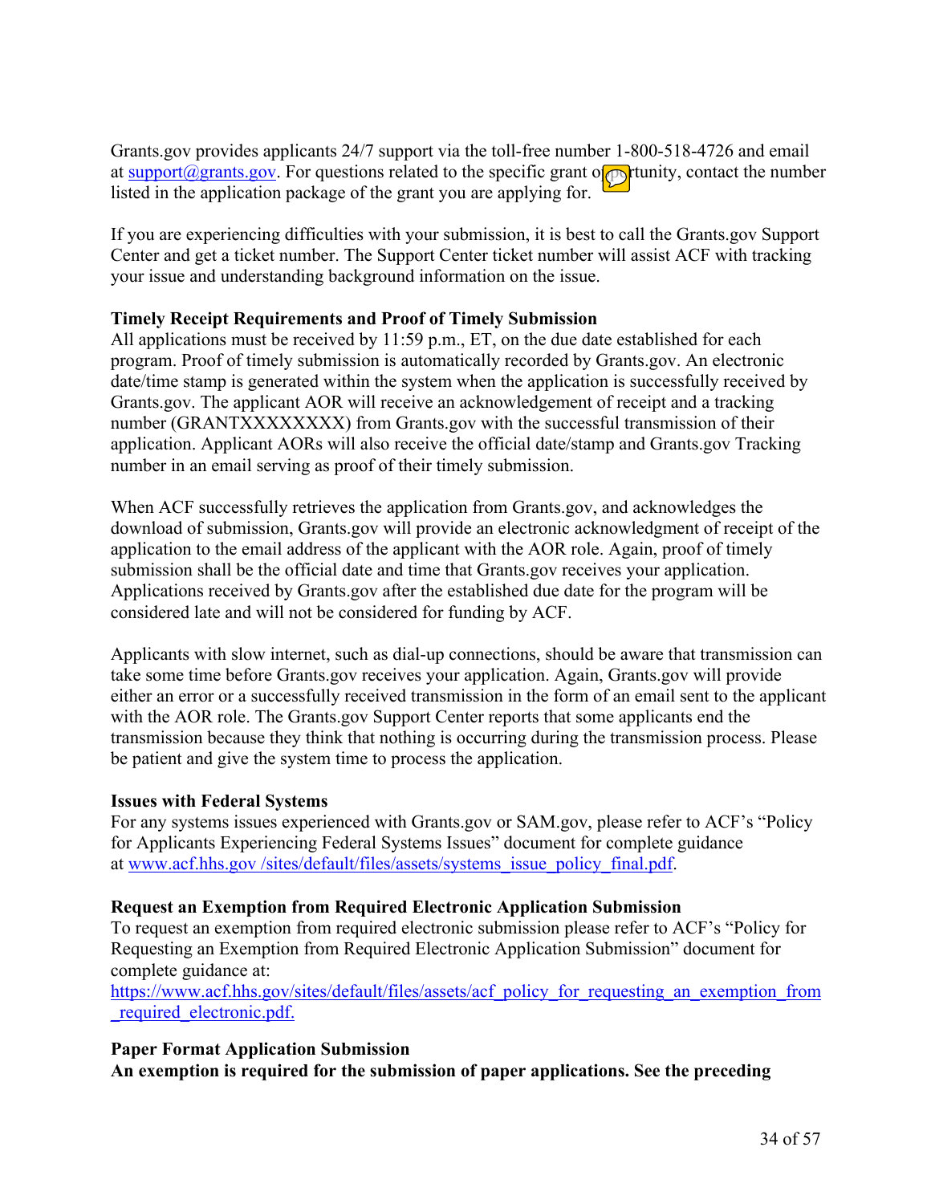Grants.gov provides applicants 24/7 support via the toll-free number 1-800-518-4726 and email at support@grants.gov. For questions related to the specific grant opportunity, contact the number listed in the application package of the grant you are applying for.

If you are experiencing difficulties with your submission, it is best to call the Grants.gov Support Center and get a ticket number. The Support Center ticket number will assist ACF with tracking your issue and understanding background information on the issue.

**Timely Receipt Requirements and Proof of Timely Submission**

All applications must be received by 11:59 p.m., ET, on the due date established for each program. Proof of timely submission is automatically recorded by Grants.gov. An electronic date/time stamp is generated within the system when the application is successfully received by Grants.gov. The applicant AOR will receive an acknowledgement of receipt and a tracking number (GRANTXXXXXXXX) from Grants.gov with the successful transmission of their application. Applicant AORs will also receive the official date/stamp and Grants.gov Tracking number in an email serving as proof of their timely submission.

When ACF successfully retrieves the application from Grants.gov, and acknowledges the download of submission, Grants.gov will provide an electronic acknowledgment of receipt of the application to the email address of the applicant with the AOR role. Again, proof of timely submission shall be the official date and time that Grants.gov receives your application. Applications received by Grants.gov after the established due date for the program will be considered late and will not be considered for funding by ACF.

Applicants with slow internet, such as dial-up connections, should be aware that transmission can take some time before Grants.gov receives your application. Again, Grants.gov will provide either an error or a successfully received transmission in the form of an email sent to the applicant with the AOR role. The Grants.gov Support Center reports that some applicants end the transmission because they think that nothing is occurring during the transmission process. Please be patient and give the system time to process the application.

**Issues with Federal Systems**

For any systems issues experienced with Grants.gov or SAM.gov, please refer to ACF's "Policy for Applicants Experiencing Federal Systems Issues" document for complete guidance at www.acf.hhs.gov /sites/default/files/assets/systems_issue_policy_final.pdf.

**Request an Exemption from Required Electronic Application Submission**

To request an exemption from required electronic submission please refer to ACF's "Policy for Requesting an Exemption from Required Electronic Application Submission" document for complete guidance at:

https://www.acf.hhs.gov/sites/default/files/assets/acf_policy_for_requesting_an_exemption_from_required_electronic.pdf.

**Paper Format Application Submission**

**An exemption is required for the submission of paper applications. See the preceding**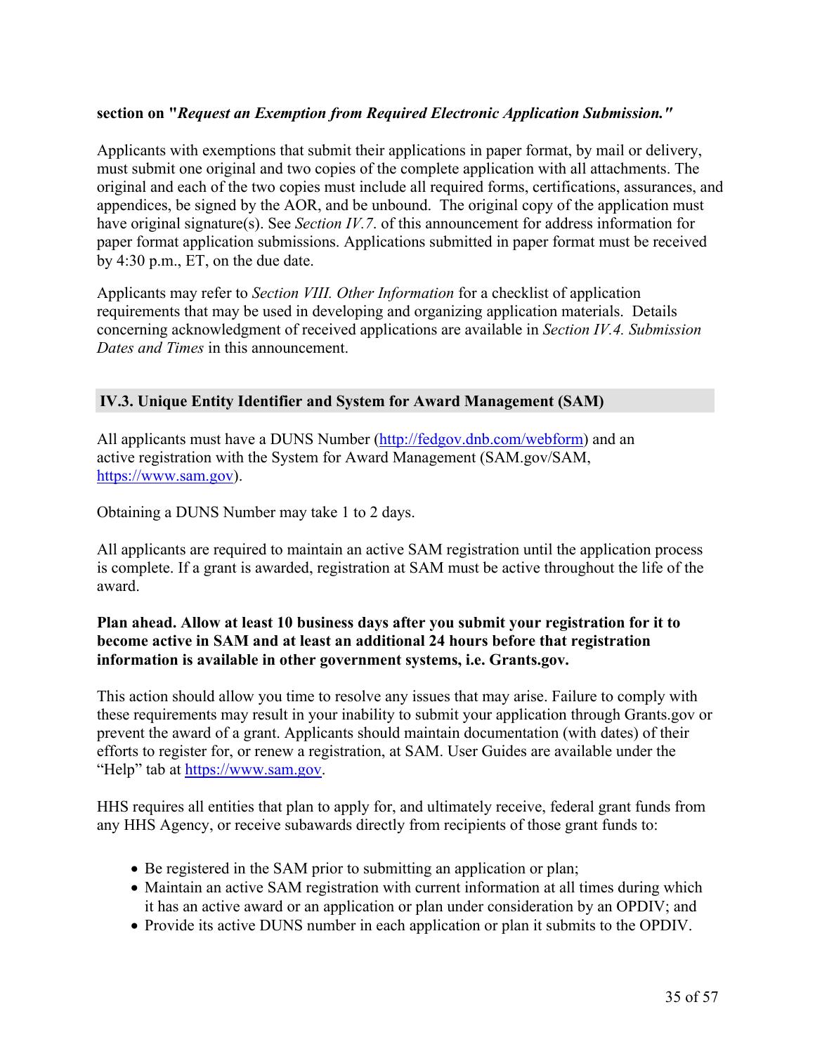**section on "*Request an Exemption from Required Electronic Application Submission.*"**

Applicants with exemptions that submit their applications in paper format, by mail or delivery, must submit one original and two copies of the complete application with all attachments. The original and each of the two copies must include all required forms, certifications, assurances, and appendices, be signed by the AOR, and be unbound. The original copy of the application must have original signature(s). See *Section IV.7.* of this announcement for address information for paper format application submissions. Applications submitted in paper format must be received by 4:30 p.m., ET, on the due date.

Applicants may refer to *Section VIII. Other Information* for a checklist of application requirements that may be used in developing and organizing application materials. Details concerning acknowledgment of received applications are available in *Section IV.4. Submission Dates and Times* in this announcement.

## IV.3. Unique Entity Identifier and System for Award Management (SAM)

All applicants must have a DUNS Number (http://fedgov.dnb.com/webform) and an active registration with the System for Award Management (SAM.gov/SAM, https://www.sam.gov).

Obtaining a DUNS Number may take 1 to 2 days.

All applicants are required to maintain an active SAM registration until the application process is complete. If a grant is awarded, registration at SAM must be active throughout the life of the award.

**Plan ahead. Allow at least 10 business days after you submit your registration for it to become active in SAM and at least an additional 24 hours before that registration information is available in other government systems, i.e. Grants.gov.**

This action should allow you time to resolve any issues that may arise. Failure to comply with these requirements may result in your inability to submit your application through Grants.gov or prevent the award of a grant. Applicants should maintain documentation (with dates) of their efforts to register for, or renew a registration, at SAM. User Guides are available under the "Help" tab at https://www.sam.gov.

HHS requires all entities that plan to apply for, and ultimately receive, federal grant funds from any HHS Agency, or receive subawards directly from recipients of those grant funds to:

- Be registered in the SAM prior to submitting an application or plan;
- Maintain an active SAM registration with current information at all times during which it has an active award or an application or plan under consideration by an OPDIV; and
- Provide its active DUNS number in each application or plan it submits to the OPDIV.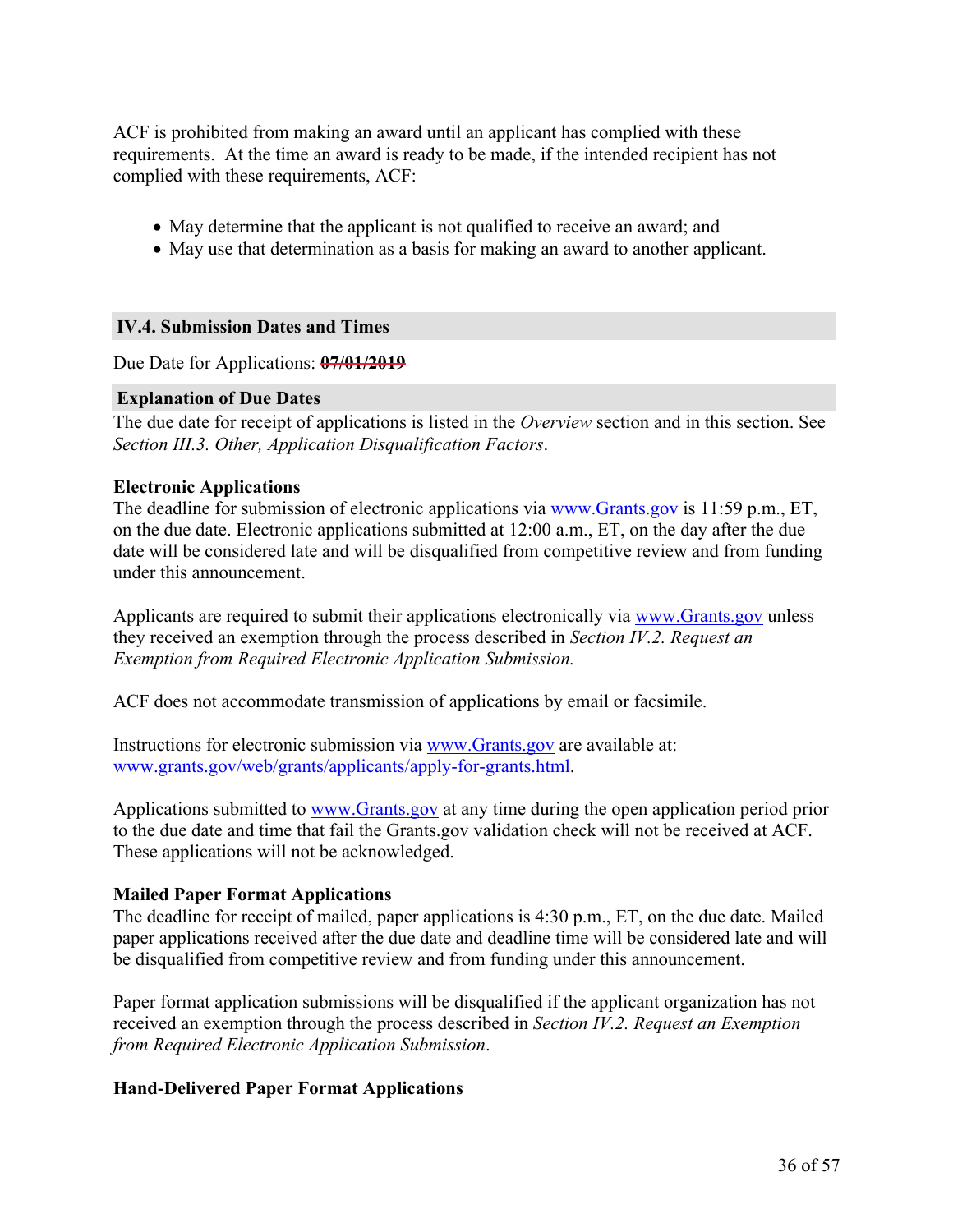ACF is prohibited from making an award until an applicant has complied with these requirements. At the time an award is ready to be made, if the intended recipient has not complied with these requirements, ACF:

- May determine that the applicant is not qualified to receive an award; and
- May use that determination as a basis for making an award to another applicant.

## IV.4. Submission Dates and Times

Due Date for Applications: ~~**07/01/2019**~~

### Explanation of Due Dates

The due date for receipt of applications is listed in the *Overview* section and in this section. See *Section III.3. Other, Application Disqualification Factors*.

**Electronic Applications**

The deadline for submission of electronic applications via www.Grants.gov is 11:59 p.m., ET, on the due date. Electronic applications submitted at 12:00 a.m., ET, on the day after the due date will be considered late and will be disqualified from competitive review and from funding under this announcement.

Applicants are required to submit their applications electronically via www.Grants.gov unless they received an exemption through the process described in *Section IV.2. Request an Exemption from Required Electronic Application Submission.*

ACF does not accommodate transmission of applications by email or facsimile.

Instructions for electronic submission via www.Grants.gov are available at: www.grants.gov/web/grants/applicants/apply-for-grants.html.

Applications submitted to www.Grants.gov at any time during the open application period prior to the due date and time that fail the Grants.gov validation check will not be received at ACF. These applications will not be acknowledged.

**Mailed Paper Format Applications**

The deadline for receipt of mailed, paper applications is 4:30 p.m., ET, on the due date. Mailed paper applications received after the due date and deadline time will be considered late and will be disqualified from competitive review and from funding under this announcement.

Paper format application submissions will be disqualified if the applicant organization has not received an exemption through the process described in *Section IV.2. Request an Exemption from Required Electronic Application Submission*.

**Hand-Delivered Paper Format Applications**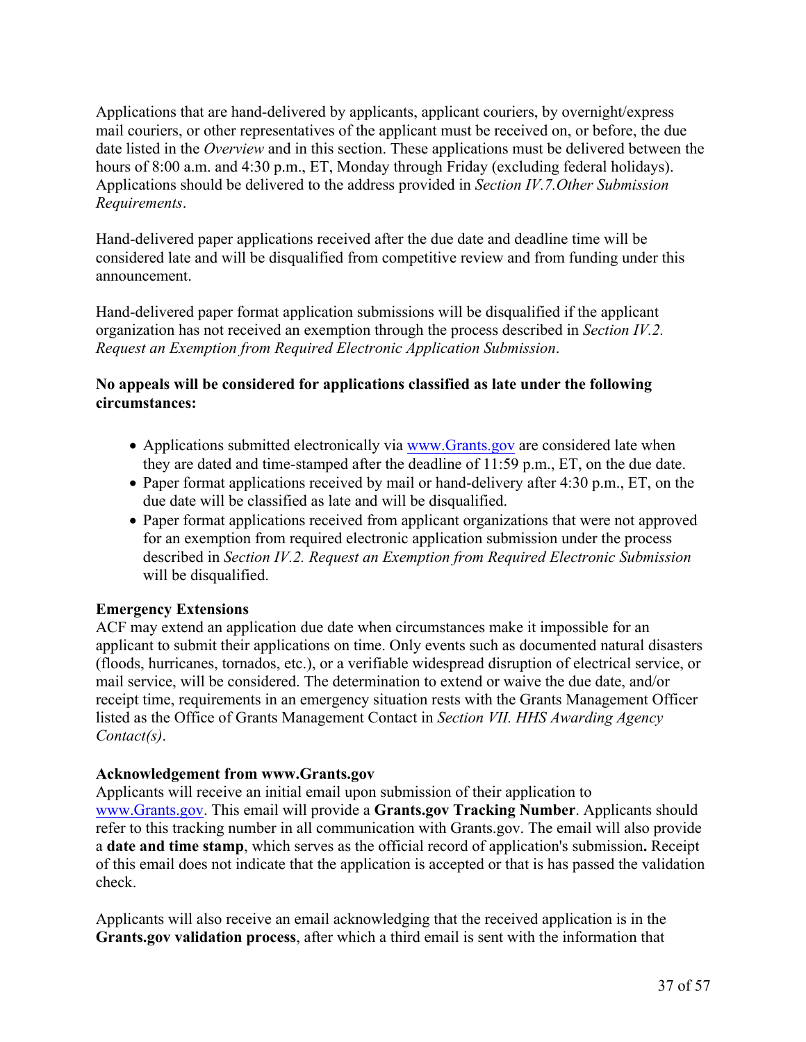Applications that are hand-delivered by applicants, applicant couriers, by overnight/express mail couriers, or other representatives of the applicant must be received on, or before, the due date listed in the *Overview* and in this section. These applications must be delivered between the hours of 8:00 a.m. and 4:30 p.m., ET, Monday through Friday (excluding federal holidays). Applications should be delivered to the address provided in *Section IV.7.Other Submission Requirements*.

Hand-delivered paper applications received after the due date and deadline time will be considered late and will be disqualified from competitive review and from funding under this announcement.

Hand-delivered paper format application submissions will be disqualified if the applicant organization has not received an exemption through the process described in *Section IV.2. Request an Exemption from Required Electronic Application Submission*.

**No appeals will be considered for applications classified as late under the following circumstances:**

- Applications submitted electronically via [www.Grants.gov](www.Grants.gov) are considered late when they are dated and time-stamped after the deadline of 11:59 p.m., ET, on the due date.
- Paper format applications received by mail or hand-delivery after 4:30 p.m., ET, on the due date will be classified as late and will be disqualified.
- Paper format applications received from applicant organizations that were not approved for an exemption from required electronic application submission under the process described in *Section IV.2. Request an Exemption from Required Electronic Submission* will be disqualified.

**Emergency Extensions**

ACF may extend an application due date when circumstances make it impossible for an applicant to submit their applications on time. Only events such as documented natural disasters (floods, hurricanes, tornados, etc.), or a verifiable widespread disruption of electrical service, or mail service, will be considered. The determination to extend or waive the due date, and/or receipt time, requirements in an emergency situation rests with the Grants Management Officer listed as the Office of Grants Management Contact in *Section VII. HHS Awarding Agency Contact(s)*.

**Acknowledgement from www.Grants.gov**

Applicants will receive an initial email upon submission of their application to [www.Grants.gov](www.Grants.gov). This email will provide a **Grants.gov Tracking Number**. Applicants should refer to this tracking number in all communication with Grants.gov. The email will also provide a **date and time stamp**, which serves as the official record of application's submission**.** Receipt of this email does not indicate that the application is accepted or that is has passed the validation check.

Applicants will also receive an email acknowledging that the received application is in the **Grants.gov validation process**, after which a third email is sent with the information that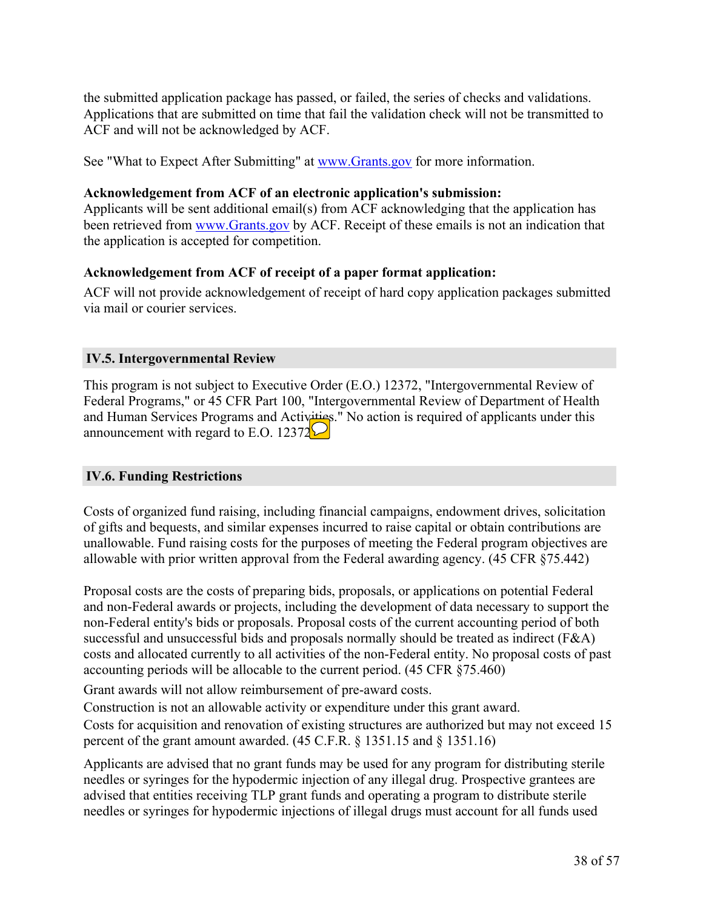the submitted application package has passed, or failed, the series of checks and validations. Applications that are submitted on time that fail the validation check will not be transmitted to ACF and will not be acknowledged by ACF.

See "What to Expect After Submitting" at www.Grants.gov for more information.

**Acknowledgement from ACF of an electronic application's submission:**
Applicants will be sent additional email(s) from ACF acknowledging that the application has been retrieved from www.Grants.gov by ACF. Receipt of these emails is not an indication that the application is accepted for competition.

**Acknowledgement from ACF of receipt of a paper format application:**

ACF will not provide acknowledgement of receipt of hard copy application packages submitted via mail or courier services.

## IV.5. Intergovernmental Review

This program is not subject to Executive Order (E.O.) 12372, "Intergovernmental Review of Federal Programs," or 45 CFR Part 100, "Intergovernmental Review of Department of Health and Human Services Programs and Activities." No action is required of applicants under this announcement with regard to E.O. 12372.

## IV.6. Funding Restrictions

Costs of organized fund raising, including financial campaigns, endowment drives, solicitation of gifts and bequests, and similar expenses incurred to raise capital or obtain contributions are unallowable. Fund raising costs for the purposes of meeting the Federal program objectives are allowable with prior written approval from the Federal awarding agency. (45 CFR §75.442)

Proposal costs are the costs of preparing bids, proposals, or applications on potential Federal and non-Federal awards or projects, including the development of data necessary to support the non-Federal entity's bids or proposals. Proposal costs of the current accounting period of both successful and unsuccessful bids and proposals normally should be treated as indirect (F&A) costs and allocated currently to all activities of the non-Federal entity. No proposal costs of past accounting periods will be allocable to the current period. (45 CFR §75.460)

Grant awards will not allow reimbursement of pre-award costs.

Construction is not an allowable activity or expenditure under this grant award.

Costs for acquisition and renovation of existing structures are authorized but may not exceed 15 percent of the grant amount awarded. (45 C.F.R. § 1351.15 and § 1351.16)

Applicants are advised that no grant funds may be used for any program for distributing sterile needles or syringes for the hypodermic injection of any illegal drug. Prospective grantees are advised that entities receiving TLP grant funds and operating a program to distribute sterile needles or syringes for hypodermic injections of illegal drugs must account for all funds used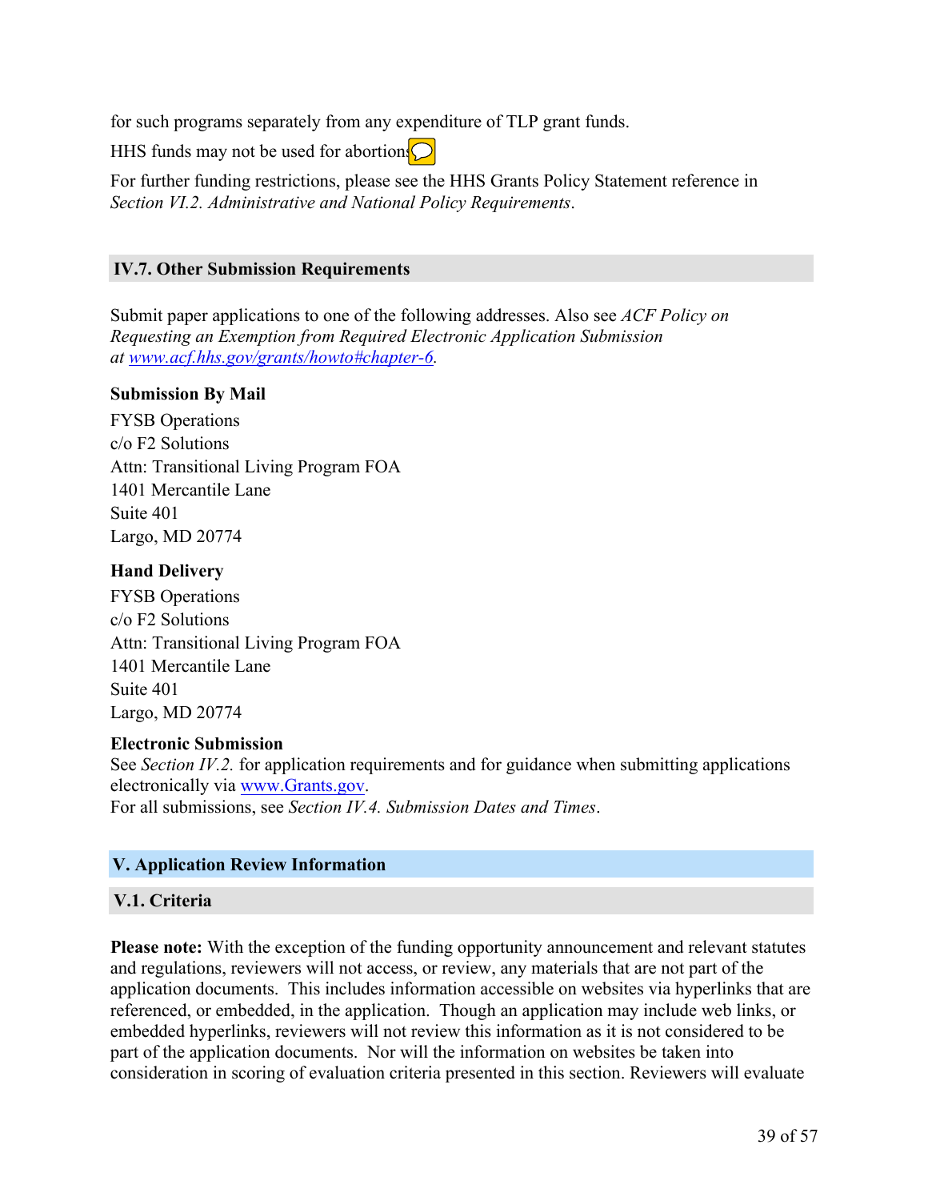for such programs separately from any expenditure of TLP grant funds.

HHS funds may not be used for abortions.

For further funding restrictions, please see the HHS Grants Policy Statement reference in *Section VI.2. Administrative and National Policy Requirements*.

## IV.7. Other Submission Requirements

Submit paper applications to one of the following addresses. Also see *ACF Policy on Requesting an Exemption from Required Electronic Application Submission at www.acf.hhs.gov/grants/howto#chapter-6.*

**Submission By Mail**

FYSB Operations
c/o F2 Solutions
Attn: Transitional Living Program FOA
1401 Mercantile Lane
Suite 401
Largo, MD 20774

**Hand Delivery**

FYSB Operations
c/o F2 Solutions
Attn: Transitional Living Program FOA
1401 Mercantile Lane
Suite 401
Largo, MD 20774

**Electronic Submission**
See *Section IV.2.* for application requirements and for guidance when submitting applications electronically via www.Grants.gov.
For all submissions, see *Section IV.4. Submission Dates and Times*.

# V. Application Review Information

## V.1. Criteria

**Please note:** With the exception of the funding opportunity announcement and relevant statutes and regulations, reviewers will not access, or review, any materials that are not part of the application documents. This includes information accessible on websites via hyperlinks that are referenced, or embedded, in the application. Though an application may include web links, or embedded hyperlinks, reviewers will not review this information as it is not considered to be part of the application documents. Nor will the information on websites be taken into consideration in scoring of evaluation criteria presented in this section. Reviewers will evaluate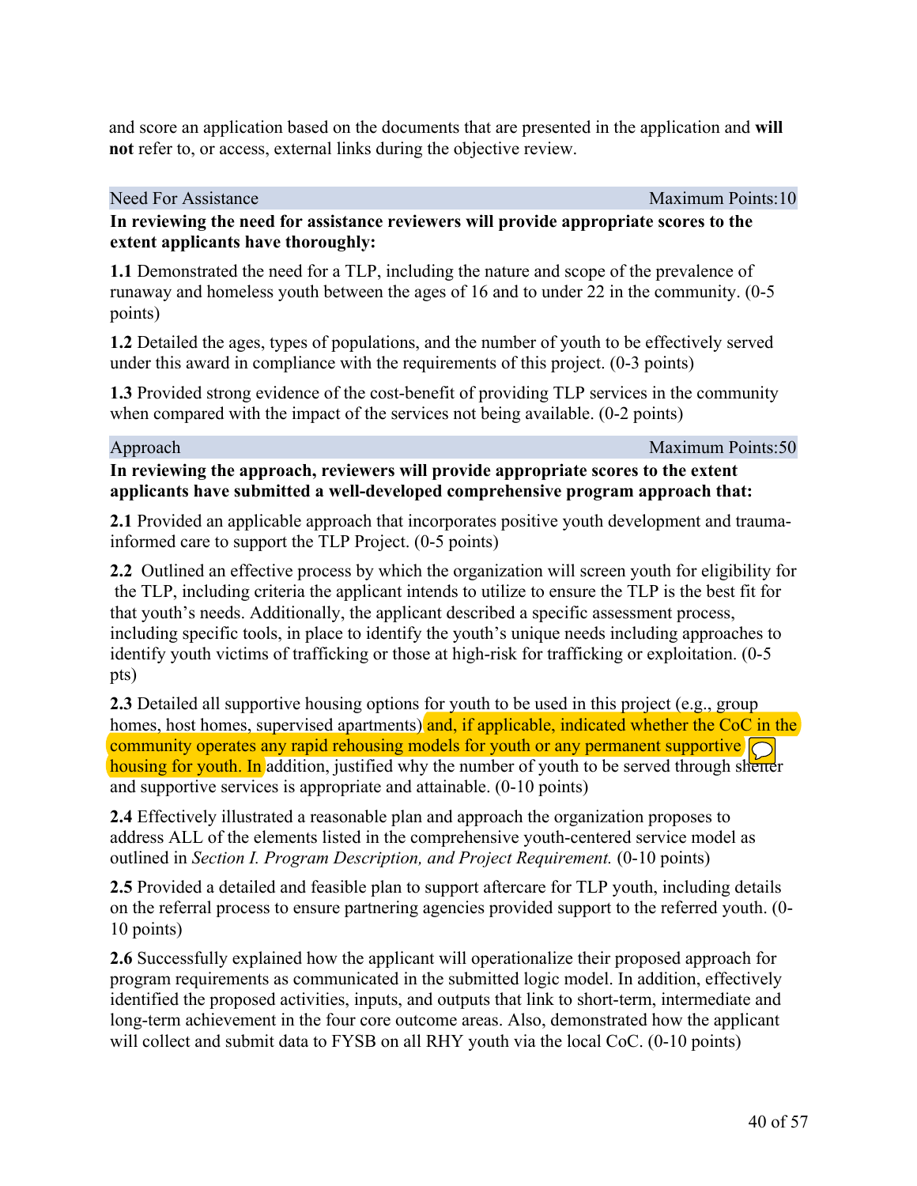and score an application based on the documents that are presented in the application and **will not** refer to, or access, external links during the objective review.

| Need For Assistance | Maximum Points:10 |
|---|---|

**In reviewing the need for assistance reviewers will provide appropriate scores to the extent applicants have thoroughly:**

**1.1** Demonstrated the need for a TLP, including the nature and scope of the prevalence of runaway and homeless youth between the ages of 16 and to under 22 in the community. (0-5 points)

**1.2** Detailed the ages, types of populations, and the number of youth to be effectively served under this award in compliance with the requirements of this project. (0-3 points)

**1.3** Provided strong evidence of the cost-benefit of providing TLP services in the community when compared with the impact of the services not being available. (0-2 points)

| Approach | Maximum Points:50 |
|---|---|

**In reviewing the approach, reviewers will provide appropriate scores to the extent applicants have submitted a well-developed comprehensive program approach that:**

**2.1** Provided an applicable approach that incorporates positive youth development and trauma-informed care to support the TLP Project. (0-5 points)

**2.2** Outlined an effective process by which the organization will screen youth for eligibility for the TLP, including criteria the applicant intends to utilize to ensure the TLP is the best fit for that youth's needs. Additionally, the applicant described a specific assessment process, including specific tools, in place to identify the youth's unique needs including approaches to identify youth victims of trafficking or those at high-risk for trafficking or exploitation. (0-5 pts)

**2.3** Detailed all supportive housing options for youth to be used in this project (e.g., group homes, host homes, supervised apartments) and, if applicable, indicated whether the CoC in the community operates any rapid rehousing models for youth or any permanent supportive housing for youth. In addition, justified why the number of youth to be served through shelter and supportive services is appropriate and attainable. (0-10 points)

**2.4** Effectively illustrated a reasonable plan and approach the organization proposes to address ALL of the elements listed in the comprehensive youth-centered service model as outlined in *Section I. Program Description, and Project Requirement.* (0-10 points)

**2.5** Provided a detailed and feasible plan to support aftercare for TLP youth, including details on the referral process to ensure partnering agencies provided support to the referred youth. (0-10 points)

**2.6** Successfully explained how the applicant will operationalize their proposed approach for program requirements as communicated in the submitted logic model. In addition, effectively identified the proposed activities, inputs, and outputs that link to short-term, intermediate and long-term achievement in the four core outcome areas. Also, demonstrated how the applicant will collect and submit data to FYSB on all RHY youth via the local CoC. (0-10 points)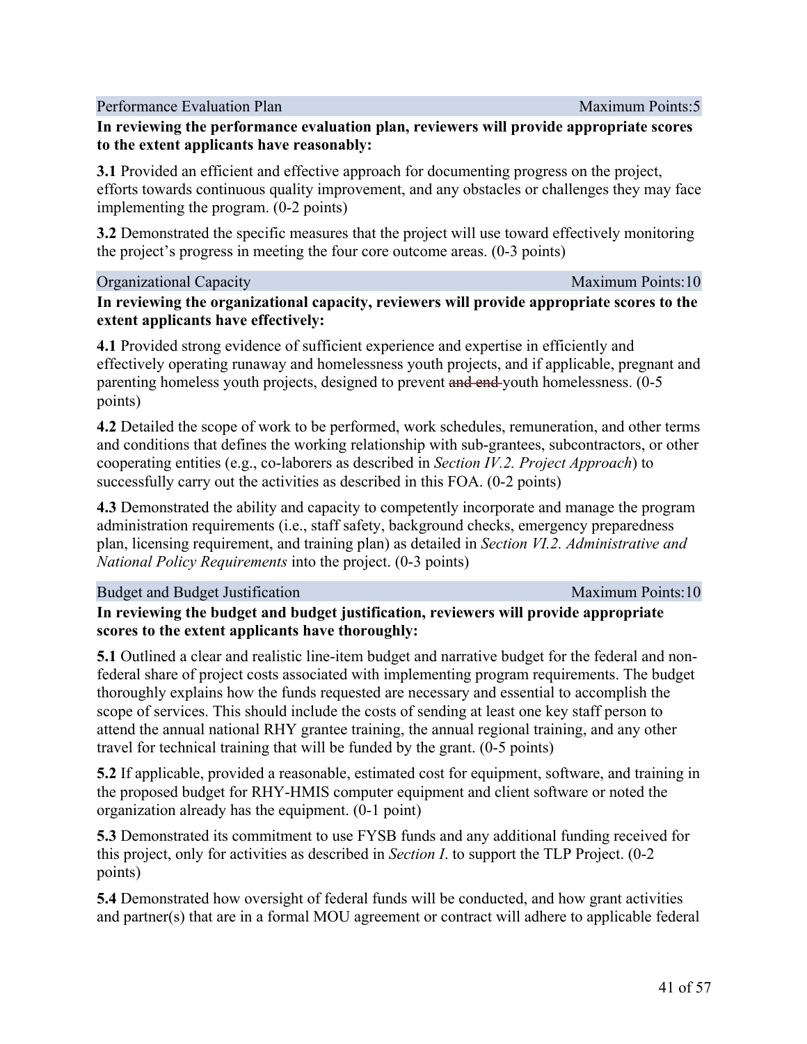| Performance Evaluation Plan | Maximum Points:5 |
|---|---|

**In reviewing the performance evaluation plan, reviewers will provide appropriate scores to the extent applicants have reasonably:**

**3.1** Provided an efficient and effective approach for documenting progress on the project, efforts towards continuous quality improvement, and any obstacles or challenges they may face implementing the program. (0-2 points)

**3.2** Demonstrated the specific measures that the project will use toward effectively monitoring the project's progress in meeting the four core outcome areas. (0-3 points)

| Organizational Capacity | Maximum Points:10 |
|---|---|

**In reviewing the organizational capacity, reviewers will provide appropriate scores to the extent applicants have effectively:**

**4.1** Provided strong evidence of sufficient experience and expertise in efficiently and effectively operating runaway and homelessness youth projects, and if applicable, pregnant and parenting homeless youth projects, designed to prevent ~~and end~~ youth homelessness. (0-5 points)

**4.2** Detailed the scope of work to be performed, work schedules, remuneration, and other terms and conditions that defines the working relationship with sub-grantees, subcontractors, or other cooperating entities (e.g., co-laborers as described in *Section IV.2. Project Approach*) to successfully carry out the activities as described in this FOA. (0-2 points)

**4.3** Demonstrated the ability and capacity to competently incorporate and manage the program administration requirements (i.e., staff safety, background checks, emergency preparedness plan, licensing requirement, and training plan) as detailed in *Section VI.2. Administrative and National Policy Requirements* into the project. (0-3 points)

| Budget and Budget Justification | Maximum Points:10 |
|---|---|

**In reviewing the budget and budget justification, reviewers will provide appropriate scores to the extent applicants have thoroughly:**

**5.1** Outlined a clear and realistic line-item budget and narrative budget for the federal and non-federal share of project costs associated with implementing program requirements. The budget thoroughly explains how the funds requested are necessary and essential to accomplish the scope of services. This should include the costs of sending at least one key staff person to attend the annual national RHY grantee training, the annual regional training, and any other travel for technical training that will be funded by the grant. (0-5 points)

**5.2** If applicable, provided a reasonable, estimated cost for equipment, software, and training in the proposed budget for RHY-HMIS computer equipment and client software or noted the organization already has the equipment. (0-1 point)

**5.3** Demonstrated its commitment to use FYSB funds and any additional funding received for this project, only for activities as described in *Section I*. to support the TLP Project. (0-2 points)

**5.4** Demonstrated how oversight of federal funds will be conducted, and how grant activities and partner(s) that are in a formal MOU agreement or contract will adhere to applicable federal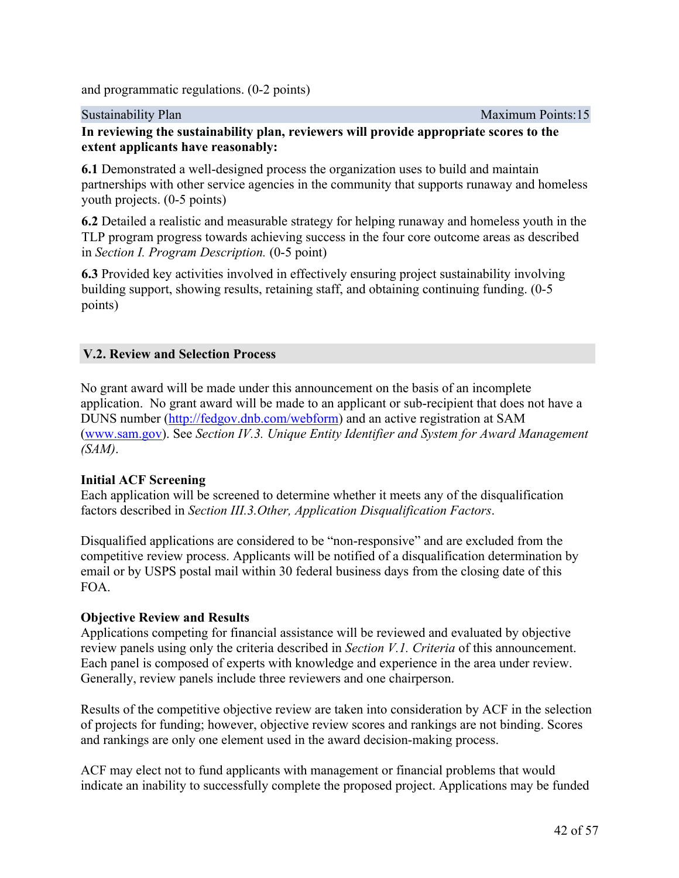and programmatic regulations. (0-2 points)

| Sustainability Plan | Maximum Points:15 |
| --- | --- |

**In reviewing the sustainability plan, reviewers will provide appropriate scores to the extent applicants have reasonably:**

**6.1** Demonstrated a well-designed process the organization uses to build and maintain partnerships with other service agencies in the community that supports runaway and homeless youth projects. (0-5 points)

**6.2** Detailed a realistic and measurable strategy for helping runaway and homeless youth in the TLP program progress towards achieving success in the four core outcome areas as described in *Section I. Program Description.* (0-5 point)

**6.3** Provided key activities involved in effectively ensuring project sustainability involving building support, showing results, retaining staff, and obtaining continuing funding. (0-5 points)

## V.2. Review and Selection Process

No grant award will be made under this announcement on the basis of an incomplete application. No grant award will be made to an applicant or sub-recipient that does not have a DUNS number (http://fedgov.dnb.com/webform) and an active registration at SAM (www.sam.gov). See *Section IV.3. Unique Entity Identifier and System for Award Management (SAM)*.

**Initial ACF Screening**
Each application will be screened to determine whether it meets any of the disqualification factors described in *Section III.3.Other, Application Disqualification Factors*.

Disqualified applications are considered to be "non-responsive" and are excluded from the competitive review process. Applicants will be notified of a disqualification determination by email or by USPS postal mail within 30 federal business days from the closing date of this FOA.

**Objective Review and Results**
Applications competing for financial assistance will be reviewed and evaluated by objective review panels using only the criteria described in *Section V.1. Criteria* of this announcement. Each panel is composed of experts with knowledge and experience in the area under review. Generally, review panels include three reviewers and one chairperson.

Results of the competitive objective review are taken into consideration by ACF in the selection of projects for funding; however, objective review scores and rankings are not binding. Scores and rankings are only one element used in the award decision-making process.

ACF may elect not to fund applicants with management or financial problems that would indicate an inability to successfully complete the proposed project. Applications may be funded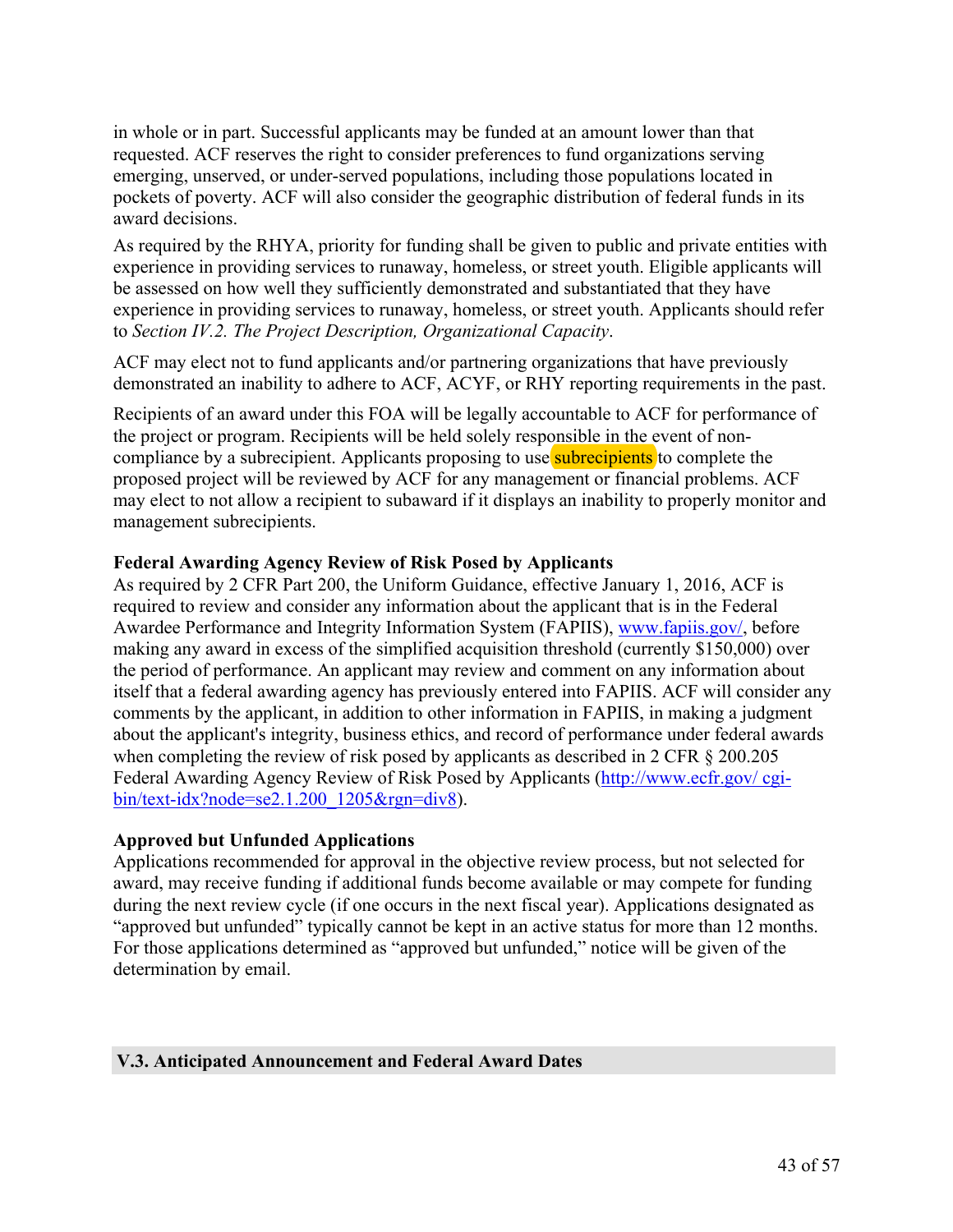in whole or in part. Successful applicants may be funded at an amount lower than that requested. ACF reserves the right to consider preferences to fund organizations serving emerging, unserved, or under-served populations, including those populations located in pockets of poverty. ACF will also consider the geographic distribution of federal funds in its award decisions.

As required by the RHYA, priority for funding shall be given to public and private entities with experience in providing services to runaway, homeless, or street youth. Eligible applicants will be assessed on how well they sufficiently demonstrated and substantiated that they have experience in providing services to runaway, homeless, or street youth. Applicants should refer to *Section IV.2. The Project Description, Organizational Capacity*.

ACF may elect not to fund applicants and/or partnering organizations that have previously demonstrated an inability to adhere to ACF, ACYF, or RHY reporting requirements in the past.

Recipients of an award under this FOA will be legally accountable to ACF for performance of the project or program. Recipients will be held solely responsible in the event of non-compliance by a subrecipient. Applicants proposing to use subrecipients to complete the proposed project will be reviewed by ACF for any management or financial problems. ACF may elect to not allow a recipient to subaward if it displays an inability to properly monitor and management subrecipients.

**Federal Awarding Agency Review of Risk Posed by Applicants**

As required by 2 CFR Part 200, the Uniform Guidance, effective January 1, 2016, ACF is required to review and consider any information about the applicant that is in the Federal Awardee Performance and Integrity Information System (FAPIIS), [www.fapiis.gov/](www.fapiis.gov/), before making any award in excess of the simplified acquisition threshold (currently $150,000) over the period of performance. An applicant may review and comment on any information about itself that a federal awarding agency has previously entered into FAPIIS. ACF will consider any comments by the applicant, in addition to other information in FAPIIS, in making a judgment about the applicant's integrity, business ethics, and record of performance under federal awards when completing the review of risk posed by applicants as described in 2 CFR § 200.205 Federal Awarding Agency Review of Risk Posed by Applicants ([http://www.ecfr.gov/ cgi-bin/text-idx?node=se2.1.200_1205&rgn=div8](http://www.ecfr.gov/cgi-bin/text-idx?node=se2.1.200_1205&rgn=div8)).

**Approved but Unfunded Applications**

Applications recommended for approval in the objective review process, but not selected for award, may receive funding if additional funds become available or may compete for funding during the next review cycle (if one occurs in the next fiscal year). Applications designated as "approved but unfunded" typically cannot be kept in an active status for more than 12 months. For those applications determined as "approved but unfunded," notice will be given of the determination by email.

## V.3. Anticipated Announcement and Federal Award Dates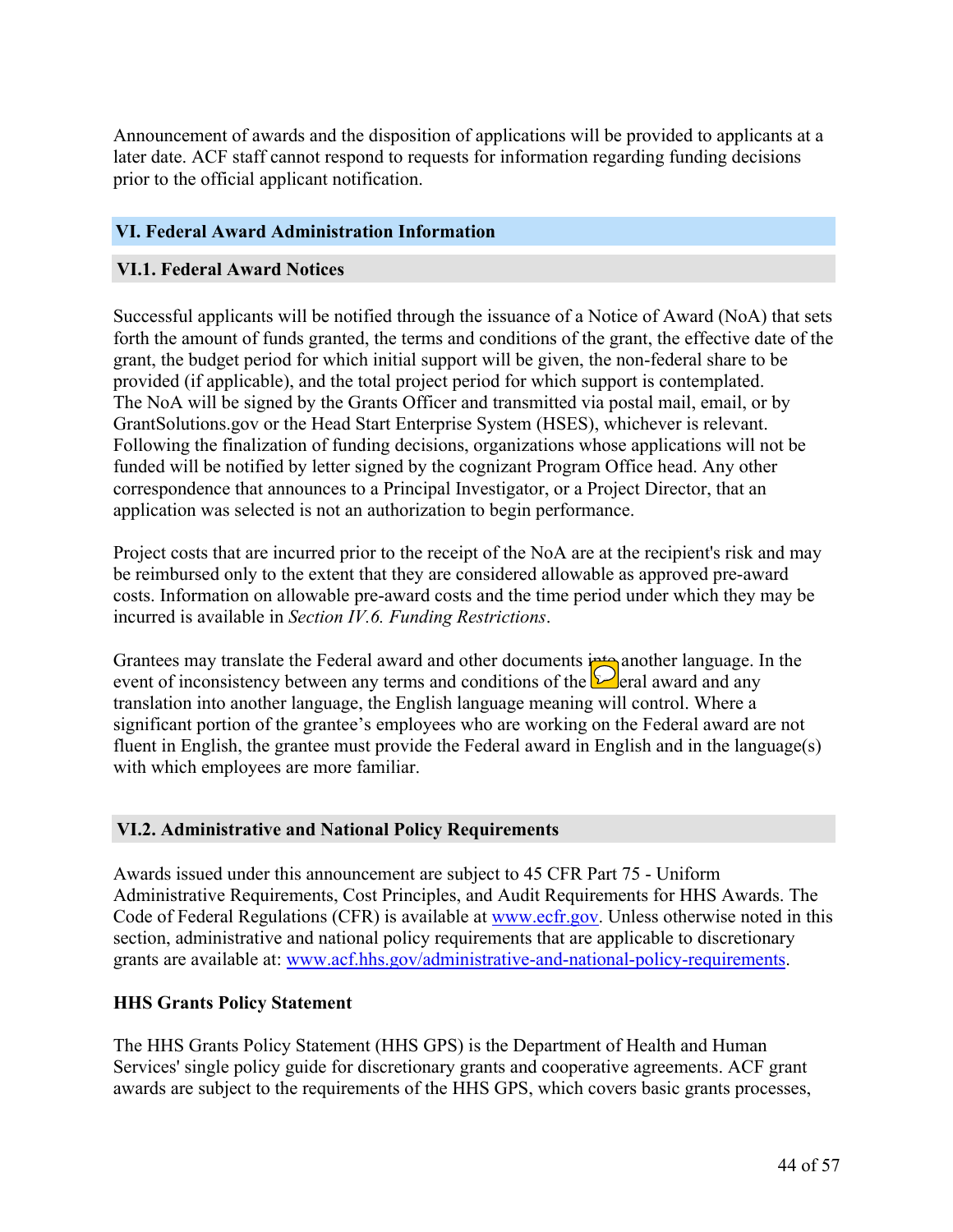Announcement of awards and the disposition of applications will be provided to applicants at a later date. ACF staff cannot respond to requests for information regarding funding decisions prior to the official applicant notification.

## VI. Federal Award Administration Information

### VI.1. Federal Award Notices

Successful applicants will be notified through the issuance of a Notice of Award (NoA) that sets forth the amount of funds granted, the terms and conditions of the grant, the effective date of the grant, the budget period for which initial support will be given, the non-federal share to be provided (if applicable), and the total project period for which support is contemplated. The NoA will be signed by the Grants Officer and transmitted via postal mail, email, or by GrantSolutions.gov or the Head Start Enterprise System (HSES), whichever is relevant. Following the finalization of funding decisions, organizations whose applications will not be funded will be notified by letter signed by the cognizant Program Office head. Any other correspondence that announces to a Principal Investigator, or a Project Director, that an application was selected is not an authorization to begin performance.

Project costs that are incurred prior to the receipt of the NoA are at the recipient's risk and may be reimbursed only to the extent that they are considered allowable as approved pre-award costs. Information on allowable pre-award costs and the time period under which they may be incurred is available in *Section IV.6. Funding Restrictions*.

Grantees may translate the Federal award and other documents into another language. In the event of inconsistency between any terms and conditions of the Federal award and any translation into another language, the English language meaning will control. Where a significant portion of the grantee's employees who are working on the Federal award are not fluent in English, the grantee must provide the Federal award in English and in the language(s) with which employees are more familiar.

### VI.2. Administrative and National Policy Requirements

Awards issued under this announcement are subject to 45 CFR Part 75 - Uniform Administrative Requirements, Cost Principles, and Audit Requirements for HHS Awards. The Code of Federal Regulations (CFR) is available at www.ecfr.gov. Unless otherwise noted in this section, administrative and national policy requirements that are applicable to discretionary grants are available at: www.acf.hhs.gov/administrative-and-national-policy-requirements.

**HHS Grants Policy Statement**

The HHS Grants Policy Statement (HHS GPS) is the Department of Health and Human Services' single policy guide for discretionary grants and cooperative agreements. ACF grant awards are subject to the requirements of the HHS GPS, which covers basic grants processes,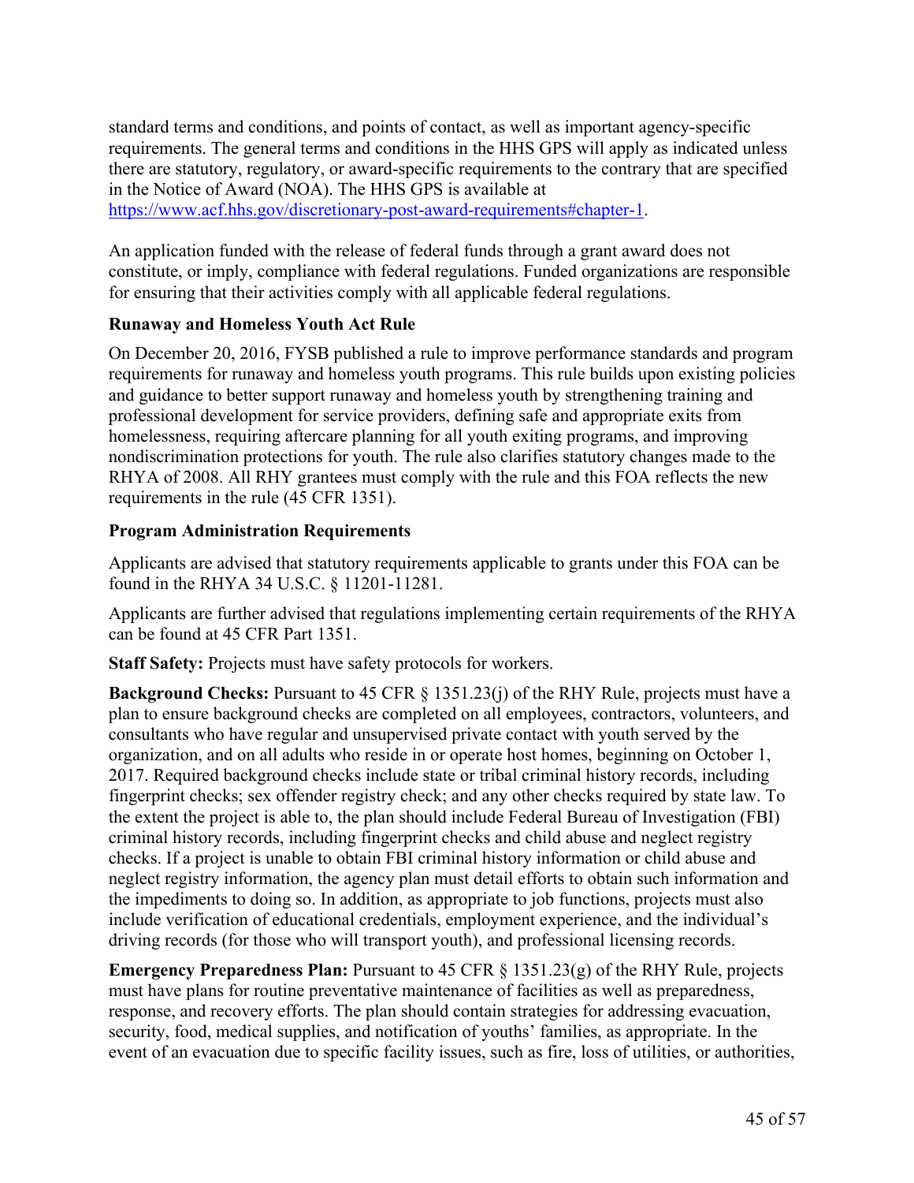standard terms and conditions, and points of contact, as well as important agency-specific requirements. The general terms and conditions in the HHS GPS will apply as indicated unless there are statutory, regulatory, or award-specific requirements to the contrary that are specified in the Notice of Award (NOA). The HHS GPS is available at [https://www.acf.hhs.gov/discretionary-post-award-requirements#chapter-1](https://www.acf.hhs.gov/discretionary-post-award-requirements#chapter-1).

An application funded with the release of federal funds through a grant award does not constitute, or imply, compliance with federal regulations. Funded organizations are responsible for ensuring that their activities comply with all applicable federal regulations.

**Runaway and Homeless Youth Act Rule**

On December 20, 2016, FYSB published a rule to improve performance standards and program requirements for runaway and homeless youth programs. This rule builds upon existing policies and guidance to better support runaway and homeless youth by strengthening training and professional development for service providers, defining safe and appropriate exits from homelessness, requiring aftercare planning for all youth exiting programs, and improving nondiscrimination protections for youth. The rule also clarifies statutory changes made to the RHYA of 2008. All RHY grantees must comply with the rule and this FOA reflects the new requirements in the rule (45 CFR 1351).

**Program Administration Requirements**

Applicants are advised that statutory requirements applicable to grants under this FOA can be found in the RHYA 34 U.S.C. § 11201-11281.

Applicants are further advised that regulations implementing certain requirements of the RHYA can be found at 45 CFR Part 1351.

**Staff Safety:** Projects must have safety protocols for workers.

**Background Checks:** Pursuant to 45 CFR § 1351.23(j) of the RHY Rule, projects must have a plan to ensure background checks are completed on all employees, contractors, volunteers, and consultants who have regular and unsupervised private contact with youth served by the organization, and on all adults who reside in or operate host homes, beginning on October 1, 2017. Required background checks include state or tribal criminal history records, including fingerprint checks; sex offender registry check; and any other checks required by state law. To the extent the project is able to, the plan should include Federal Bureau of Investigation (FBI) criminal history records, including fingerprint checks and child abuse and neglect registry checks. If a project is unable to obtain FBI criminal history information or child abuse and neglect registry information, the agency plan must detail efforts to obtain such information and the impediments to doing so. In addition, as appropriate to job functions, projects must also include verification of educational credentials, employment experience, and the individual's driving records (for those who will transport youth), and professional licensing records.

**Emergency Preparedness Plan:** Pursuant to 45 CFR § 1351.23(g) of the RHY Rule, projects must have plans for routine preventative maintenance of facilities as well as preparedness, response, and recovery efforts. The plan should contain strategies for addressing evacuation, security, food, medical supplies, and notification of youths' families, as appropriate. In the event of an evacuation due to specific facility issues, such as fire, loss of utilities, or authorities,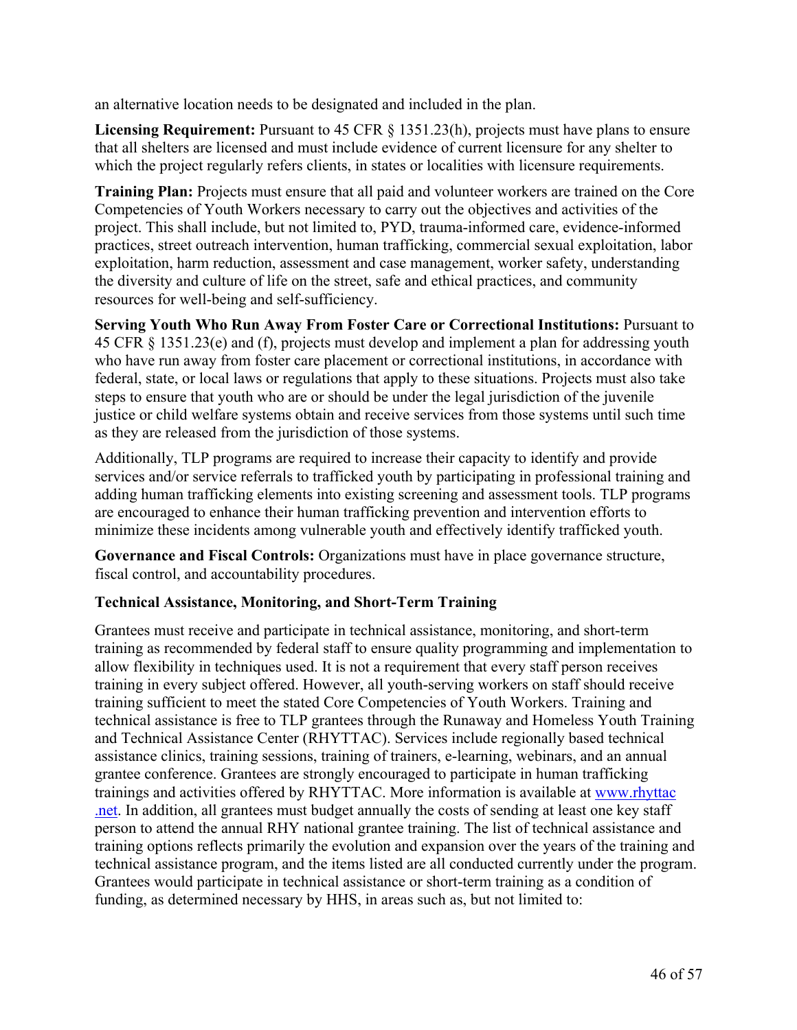an alternative location needs to be designated and included in the plan.

**Licensing Requirement:** Pursuant to 45 CFR § 1351.23(h), projects must have plans to ensure that all shelters are licensed and must include evidence of current licensure for any shelter to which the project regularly refers clients, in states or localities with licensure requirements.

**Training Plan:** Projects must ensure that all paid and volunteer workers are trained on the Core Competencies of Youth Workers necessary to carry out the objectives and activities of the project. This shall include, but not limited to, PYD, trauma-informed care, evidence-informed practices, street outreach intervention, human trafficking, commercial sexual exploitation, labor exploitation, harm reduction, assessment and case management, worker safety, understanding the diversity and culture of life on the street, safe and ethical practices, and community resources for well-being and self-sufficiency.

**Serving Youth Who Run Away From Foster Care or Correctional Institutions:** Pursuant to 45 CFR § 1351.23(e) and (f), projects must develop and implement a plan for addressing youth who have run away from foster care placement or correctional institutions, in accordance with federal, state, or local laws or regulations that apply to these situations. Projects must also take steps to ensure that youth who are or should be under the legal jurisdiction of the juvenile justice or child welfare systems obtain and receive services from those systems until such time as they are released from the jurisdiction of those systems.

Additionally, TLP programs are required to increase their capacity to identify and provide services and/or service referrals to trafficked youth by participating in professional training and adding human trafficking elements into existing screening and assessment tools. TLP programs are encouraged to enhance their human trafficking prevention and intervention efforts to minimize these incidents among vulnerable youth and effectively identify trafficked youth.

**Governance and Fiscal Controls:** Organizations must have in place governance structure, fiscal control, and accountability procedures.

**Technical Assistance, Monitoring, and Short-Term Training**

Grantees must receive and participate in technical assistance, monitoring, and short-term training as recommended by federal staff to ensure quality programming and implementation to allow flexibility in techniques used. It is not a requirement that every staff person receives training in every subject offered. However, all youth-serving workers on staff should receive training sufficient to meet the stated Core Competencies of Youth Workers. Training and technical assistance is free to TLP grantees through the Runaway and Homeless Youth Training and Technical Assistance Center (RHYTTAC). Services include regionally based technical assistance clinics, training sessions, training of trainers, e-learning, webinars, and an annual grantee conference. Grantees are strongly encouraged to participate in human trafficking trainings and activities offered by RHYTTAC. More information is available at [www.rhyttac.net](www.rhyttac.net). In addition, all grantees must budget annually the costs of sending at least one key staff person to attend the annual RHY national grantee training. The list of technical assistance and training options reflects primarily the evolution and expansion over the years of the training and technical assistance program, and the items listed are all conducted currently under the program. Grantees would participate in technical assistance or short-term training as a condition of funding, as determined necessary by HHS, in areas such as, but not limited to: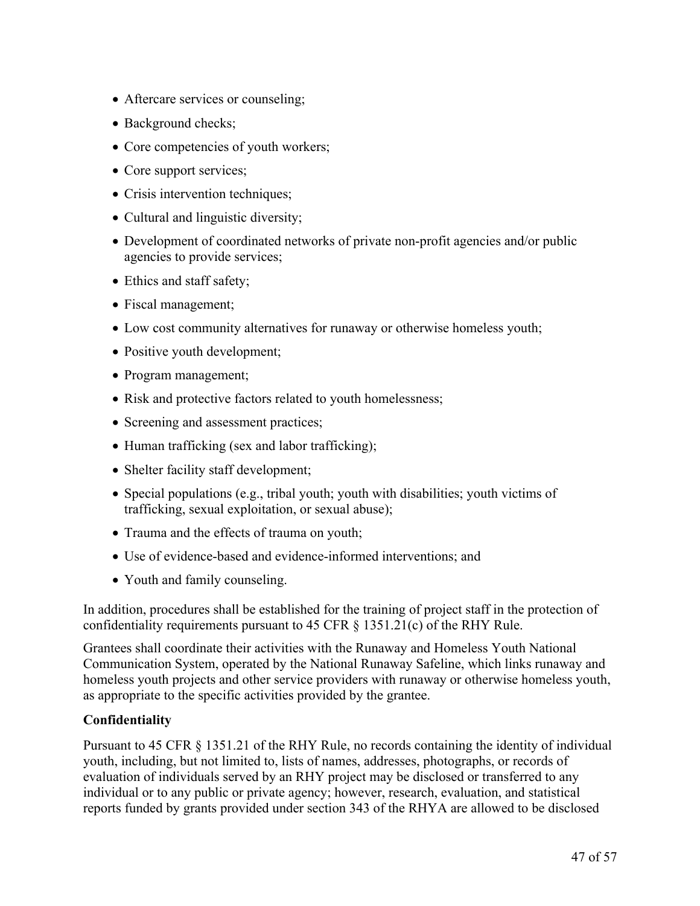- Aftercare services or counseling;
- Background checks;
- Core competencies of youth workers;
- Core support services;
- Crisis intervention techniques;
- Cultural and linguistic diversity;
- Development of coordinated networks of private non-profit agencies and/or public agencies to provide services;
- Ethics and staff safety;
- Fiscal management;
- Low cost community alternatives for runaway or otherwise homeless youth;
- Positive youth development;
- Program management;
- Risk and protective factors related to youth homelessness;
- Screening and assessment practices;
- Human trafficking (sex and labor trafficking);
- Shelter facility staff development;
- Special populations (e.g., tribal youth; youth with disabilities; youth victims of trafficking, sexual exploitation, or sexual abuse);
- Trauma and the effects of trauma on youth;
- Use of evidence-based and evidence-informed interventions; and
- Youth and family counseling.

In addition, procedures shall be established for the training of project staff in the protection of confidentiality requirements pursuant to 45 CFR § 1351.21(c) of the RHY Rule.

Grantees shall coordinate their activities with the Runaway and Homeless Youth National Communication System, operated by the National Runaway Safeline, which links runaway and homeless youth projects and other service providers with runaway or otherwise homeless youth, as appropriate to the specific activities provided by the grantee.

**Confidentiality**

Pursuant to 45 CFR § 1351.21 of the RHY Rule, no records containing the identity of individual youth, including, but not limited to, lists of names, addresses, photographs, or records of evaluation of individuals served by an RHY project may be disclosed or transferred to any individual or to any public or private agency; however, research, evaluation, and statistical reports funded by grants provided under section 343 of the RHYA are allowed to be disclosed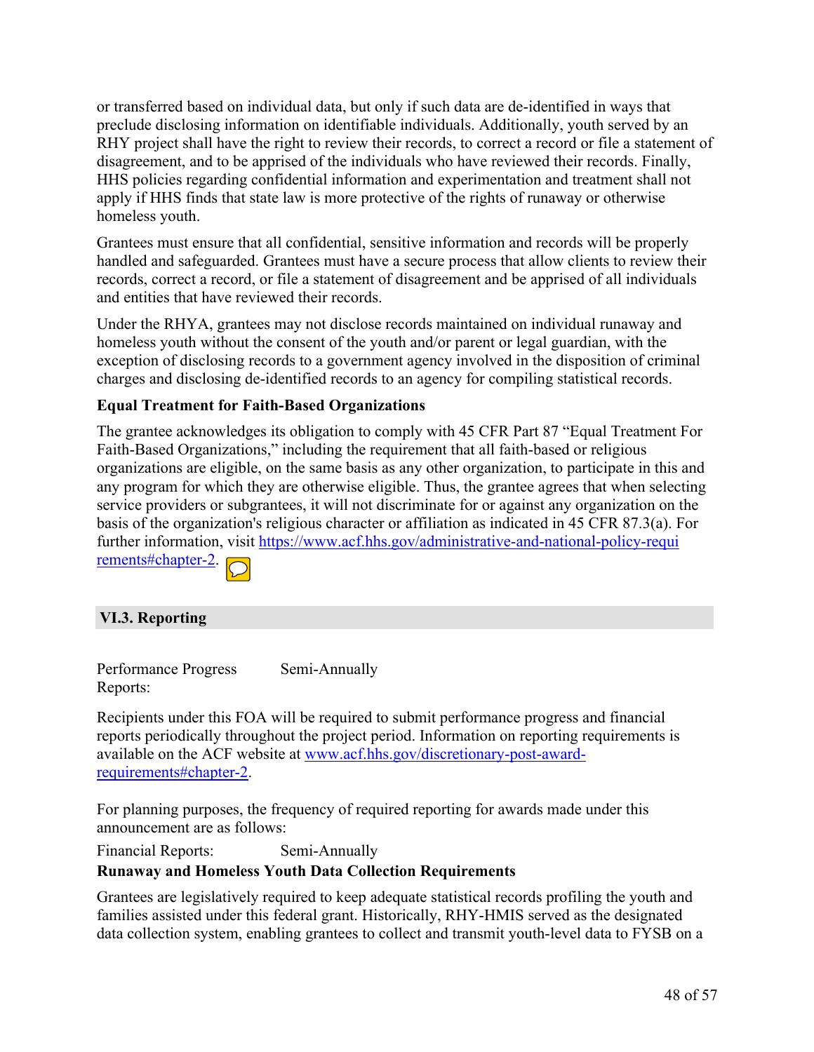or transferred based on individual data, but only if such data are de-identified in ways that preclude disclosing information on identifiable individuals. Additionally, youth served by an RHY project shall have the right to review their records, to correct a record or file a statement of disagreement, and to be apprised of the individuals who have reviewed their records. Finally, HHS policies regarding confidential information and experimentation and treatment shall not apply if HHS finds that state law is more protective of the rights of runaway or otherwise homeless youth.

Grantees must ensure that all confidential, sensitive information and records will be properly handled and safeguarded. Grantees must have a secure process that allow clients to review their records, correct a record, or file a statement of disagreement and be apprised of all individuals and entities that have reviewed their records.

Under the RHYA, grantees may not disclose records maintained on individual runaway and homeless youth without the consent of the youth and/or parent or legal guardian, with the exception of disclosing records to a government agency involved in the disposition of criminal charges and disclosing de-identified records to an agency for compiling statistical records.

**Equal Treatment for Faith-Based Organizations**

The grantee acknowledges its obligation to comply with 45 CFR Part 87 "Equal Treatment For Faith-Based Organizations," including the requirement that all faith-based or religious organizations are eligible, on the same basis as any other organization, to participate in this and any program for which they are otherwise eligible. Thus, the grantee agrees that when selecting service providers or subgrantees, it will not discriminate for or against any organization on the basis of the organization's religious character or affiliation as indicated in 45 CFR 87.3(a). For further information, visit https://www.acf.hhs.gov/administrative-and-national-policy-requirements#chapter-2.

## VI.3. Reporting

Performance Progress Reports: Semi-Annually

Recipients under this FOA will be required to submit performance progress and financial reports periodically throughout the project period. Information on reporting requirements is available on the ACF website at www.acf.hhs.gov/discretionary-post-award-requirements#chapter-2.

For planning purposes, the frequency of required reporting for awards made under this announcement are as follows:

Financial Reports: Semi-Annually

**Runaway and Homeless Youth Data Collection Requirements**

Grantees are legislatively required to keep adequate statistical records profiling the youth and families assisted under this federal grant. Historically, RHY-HMIS served as the designated data collection system, enabling grantees to collect and transmit youth-level data to FYSB on a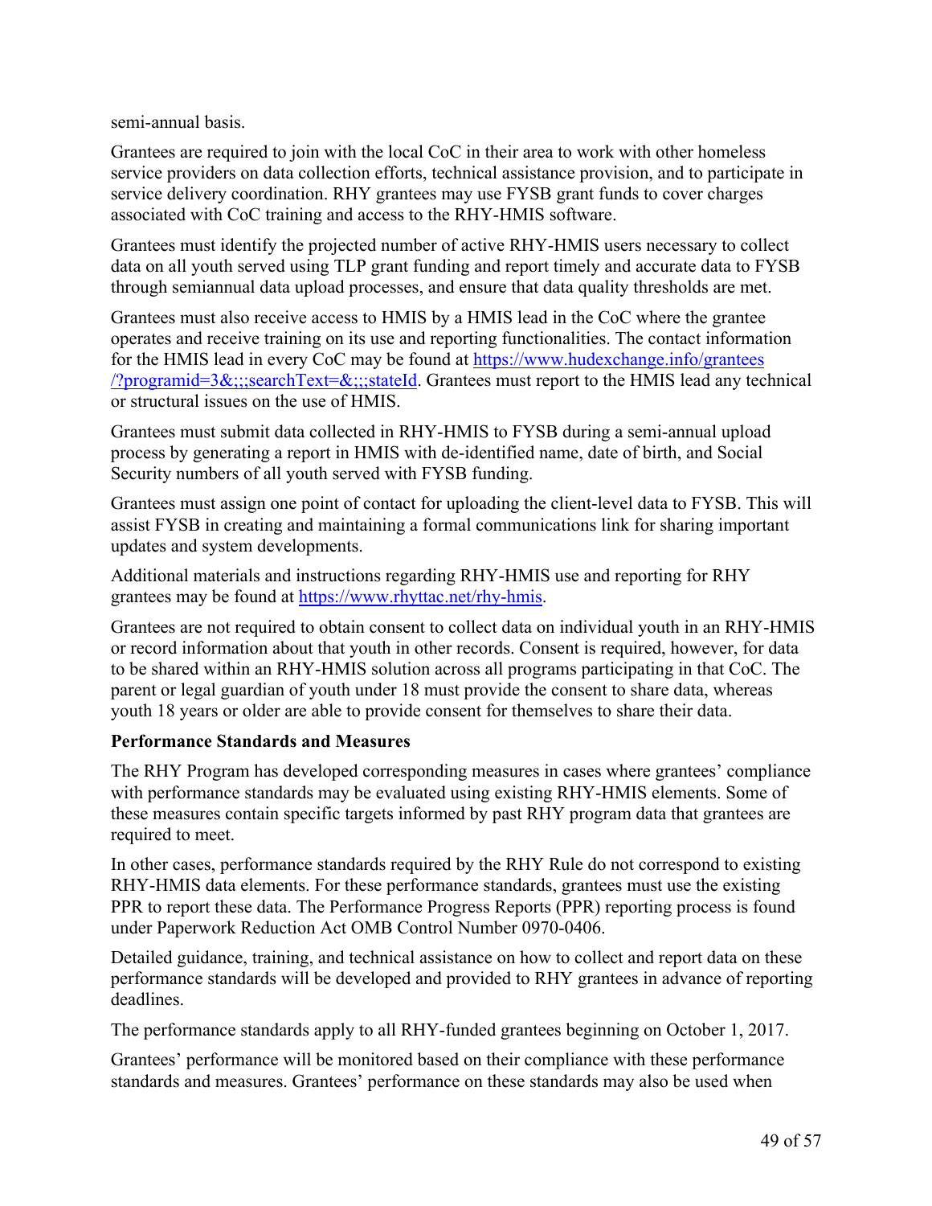semi-annual basis.

Grantees are required to join with the local CoC in their area to work with other homeless service providers on data collection efforts, technical assistance provision, and to participate in service delivery coordination. RHY grantees may use FYSB grant funds to cover charges associated with CoC training and access to the RHY-HMIS software.

Grantees must identify the projected number of active RHY-HMIS users necessary to collect data on all youth served using TLP grant funding and report timely and accurate data to FYSB through semiannual data upload processes, and ensure that data quality thresholds are met.

Grantees must also receive access to HMIS by a HMIS lead in the CoC where the grantee operates and receive training on its use and reporting functionalities. The contact information for the HMIS lead in every CoC may be found at [https://www.hudexchange.info/grantees/?programid=3&;;;searchText=&;;;stateId](https://www.hudexchange.info/grantees/?programid=3&;;;searchText=&;;;stateId). Grantees must report to the HMIS lead any technical or structural issues on the use of HMIS.

Grantees must submit data collected in RHY-HMIS to FYSB during a semi-annual upload process by generating a report in HMIS with de-identified name, date of birth, and Social Security numbers of all youth served with FYSB funding.

Grantees must assign one point of contact for uploading the client-level data to FYSB. This will assist FYSB in creating and maintaining a formal communications link for sharing important updates and system developments.

Additional materials and instructions regarding RHY-HMIS use and reporting for RHY grantees may be found at [https://www.rhyttac.net/rhy-hmis](https://www.rhyttac.net/rhy-hmis).

Grantees are not required to obtain consent to collect data on individual youth in an RHY-HMIS or record information about that youth in other records. Consent is required, however, for data to be shared within an RHY-HMIS solution across all programs participating in that CoC. The parent or legal guardian of youth under 18 must provide the consent to share data, whereas youth 18 years or older are able to provide consent for themselves to share their data.

**Performance Standards and Measures**

The RHY Program has developed corresponding measures in cases where grantees' compliance with performance standards may be evaluated using existing RHY-HMIS elements. Some of these measures contain specific targets informed by past RHY program data that grantees are required to meet.

In other cases, performance standards required by the RHY Rule do not correspond to existing RHY-HMIS data elements. For these performance standards, grantees must use the existing PPR to report these data. The Performance Progress Reports (PPR) reporting process is found under Paperwork Reduction Act OMB Control Number 0970-0406.

Detailed guidance, training, and technical assistance on how to collect and report data on these performance standards will be developed and provided to RHY grantees in advance of reporting deadlines.

The performance standards apply to all RHY-funded grantees beginning on October 1, 2017.

Grantees' performance will be monitored based on their compliance with these performance standards and measures. Grantees' performance on these standards may also be used when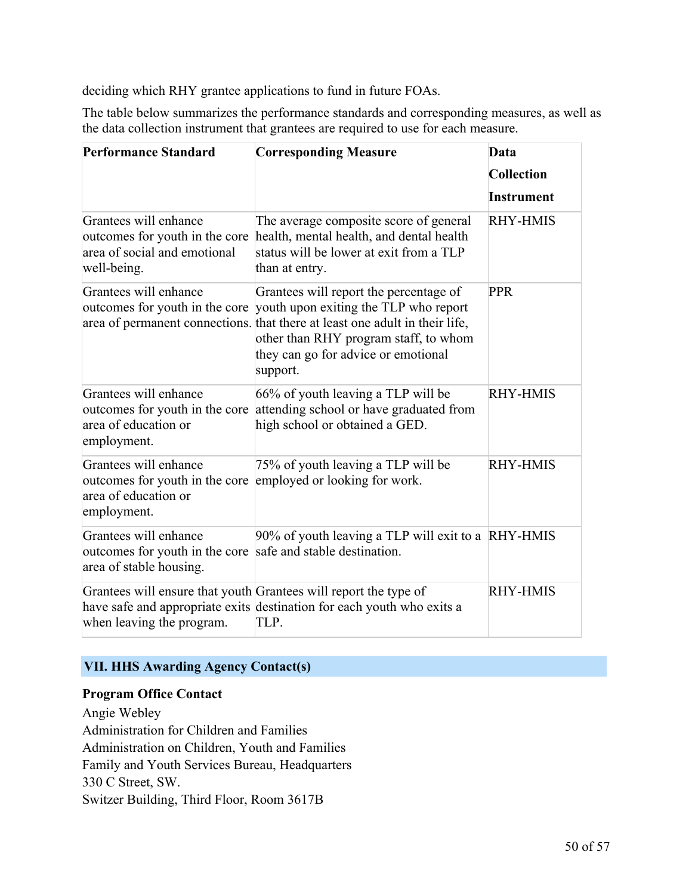deciding which RHY grantee applications to fund in future FOAs.

The table below summarizes the performance standards and corresponding measures, as well as the data collection instrument that grantees are required to use for each measure.

| Performance Standard | Corresponding Measure | Data Collection Instrument |
|---|---|---|
| Grantees will enhance outcomes for youth in the core area of social and emotional well-being. | The average composite score of general health, mental health, and dental health status will be lower at exit from a TLP than at entry. | RHY-HMIS |
| Grantees will enhance outcomes for youth in the core area of permanent connections. | Grantees will report the percentage of youth upon exiting the TLP who report that there at least one adult in their life, other than RHY program staff, to whom they can go for advice or emotional support. | PPR |
| Grantees will enhance outcomes for youth in the core area of education or employment. | 66% of youth leaving a TLP will be attending school or have graduated from high school or obtained a GED. | RHY-HMIS |
| Grantees will enhance outcomes for youth in the core area of education or employment. | 75% of youth leaving a TLP will be employed or looking for work. | RHY-HMIS |
| Grantees will enhance outcomes for youth in the core area of stable housing. | 90% of youth leaving a TLP will exit to a safe and stable destination. | RHY-HMIS |
| Grantees will ensure that youth have safe and appropriate exits when leaving the program. | Grantees will report the type of destination for each youth who exits a TLP. | RHY-HMIS |

## VII. HHS Awarding Agency Contact(s)

**Program Office Contact**

Angie Webley
Administration for Children and Families
Administration on Children, Youth and Families
Family and Youth Services Bureau, Headquarters
330 C Street, SW.
Switzer Building, Third Floor, Room 3617B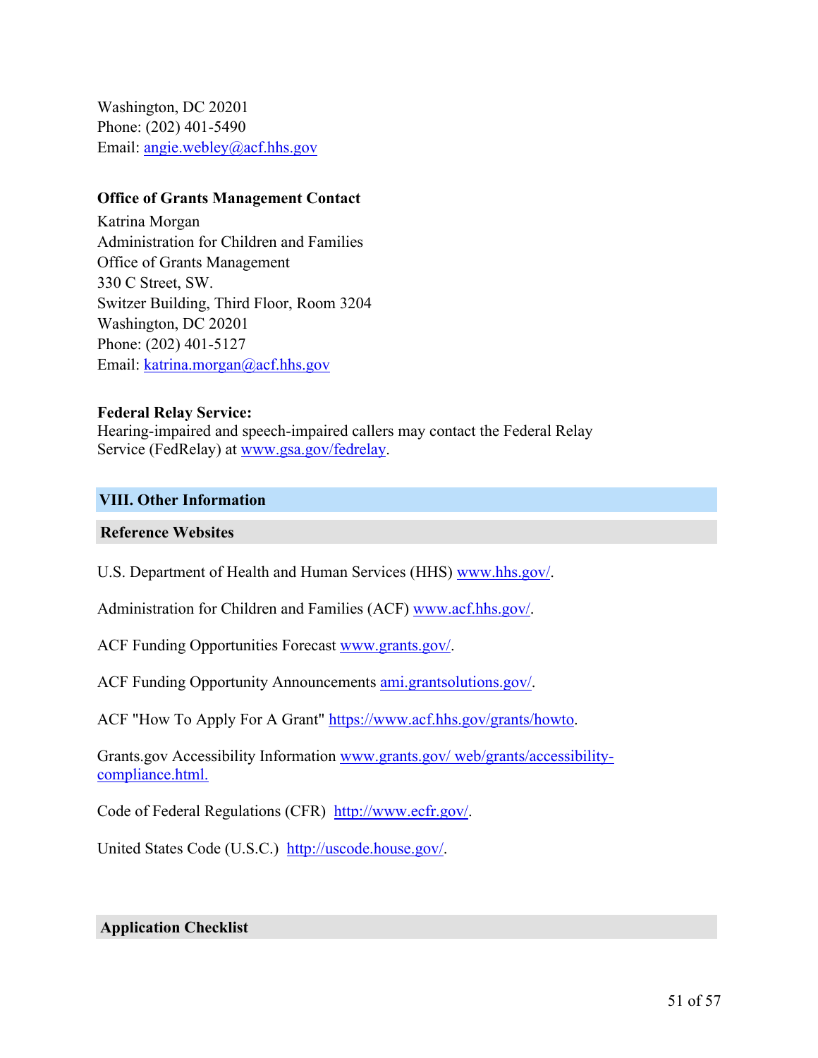Washington, DC 20201
Phone: (202) 401-5490
Email: angie.webley@acf.hhs.gov

**Office of Grants Management Contact**
Katrina Morgan
Administration for Children and Families
Office of Grants Management
330 C Street, SW.
Switzer Building, Third Floor, Room 3204
Washington, DC 20201
Phone: (202) 401-5127
Email: katrina.morgan@acf.hhs.gov

**Federal Relay Service:**
Hearing-impaired and speech-impaired callers may contact the Federal Relay Service (FedRelay) at www.gsa.gov/fedrelay.

## VIII. Other Information

### Reference Websites

U.S. Department of Health and Human Services (HHS) www.hhs.gov/.

Administration for Children and Families (ACF) www.acf.hhs.gov/.

ACF Funding Opportunities Forecast www.grants.gov/.

ACF Funding Opportunity Announcements ami.grantsolutions.gov/.

ACF "How To Apply For A Grant" https://www.acf.hhs.gov/grants/howto.

Grants.gov Accessibility Information www.grants.gov/ web/grants/accessibility-compliance.html.

Code of Federal Regulations (CFR) http://www.ecfr.gov/.

United States Code (U.S.C.) http://uscode.house.gov/.

### Application Checklist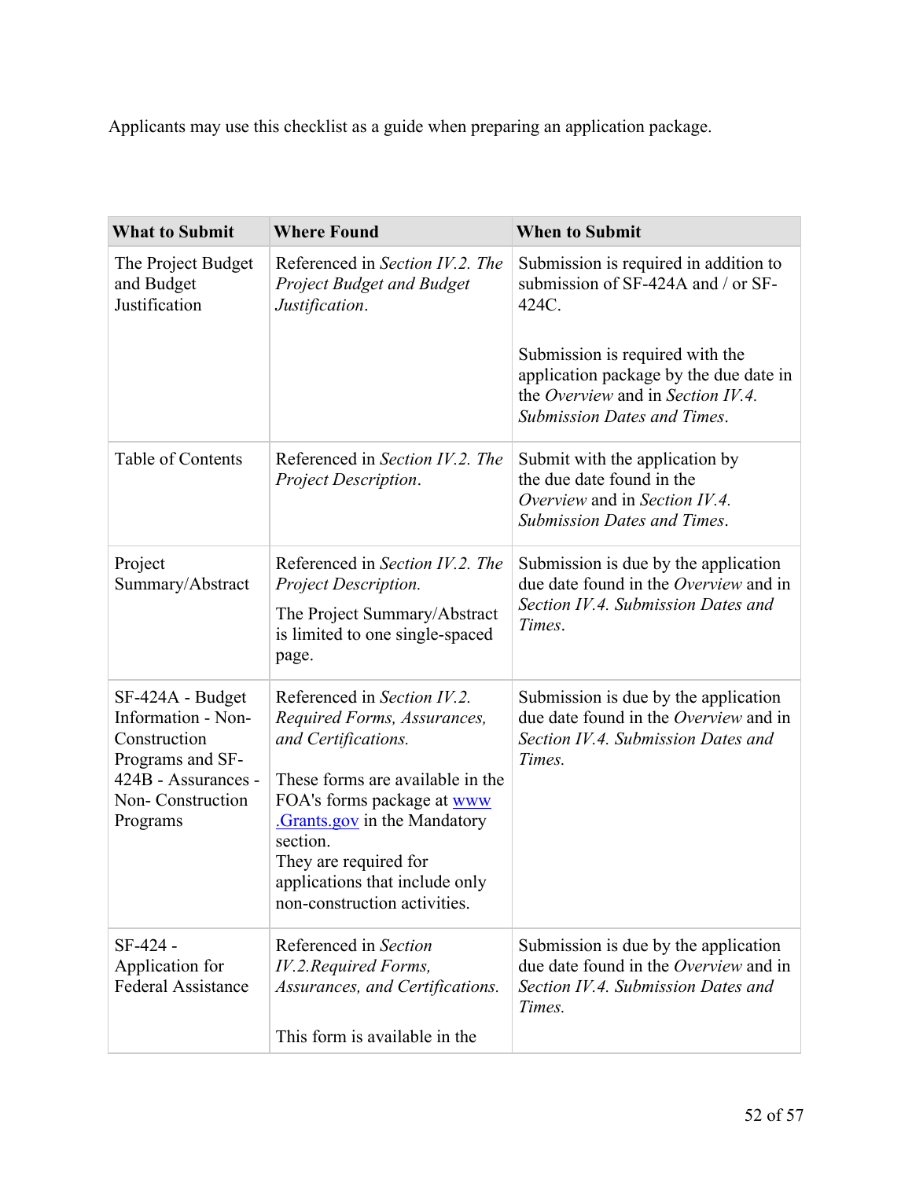Applicants may use this checklist as a guide when preparing an application package.

| What to Submit | Where Found | When to Submit |
|---|---|---|
| The Project Budget and Budget Justification | Referenced in *Section IV.2. The Project Budget and Budget Justification*. | Submission is required in addition to submission of SF-424A and / or SF-424C.<br><br>Submission is required with the application package by the due date in the *Overview* and in *Section IV.4. Submission Dates and Times*. |
| Table of Contents | Referenced in *Section IV.2. The Project Description*. | Submit with the application by the due date found in the *Overview* and in *Section IV.4. Submission Dates and Times*. |
| Project Summary/Abstract | Referenced in *Section IV.2. The Project Description.*<br><br>The Project Summary/Abstract is limited to one single-spaced page. | Submission is due by the application due date found in the *Overview* and in *Section IV.4. Submission Dates and Times.* |
| SF-424A - Budget Information - Non-Construction Programs and SF-424B - Assurances - Non- Construction Programs | Referenced in *Section IV.2. Required Forms, Assurances, and Certifications.*<br><br>These forms are available in the FOA's forms package at [www.Grants.gov](www.Grants.gov) in the Mandatory section.<br>They are required for applications that include only non-construction activities. | Submission is due by the application due date found in the *Overview* and in *Section IV.4. Submission Dates and Times.* |
| SF-424 - Application for Federal Assistance | Referenced in *Section IV.2.Required Forms, Assurances, and Certifications.*<br><br>This form is available in the | Submission is due by the application due date found in the *Overview* and in *Section IV.4. Submission Dates and Times.* |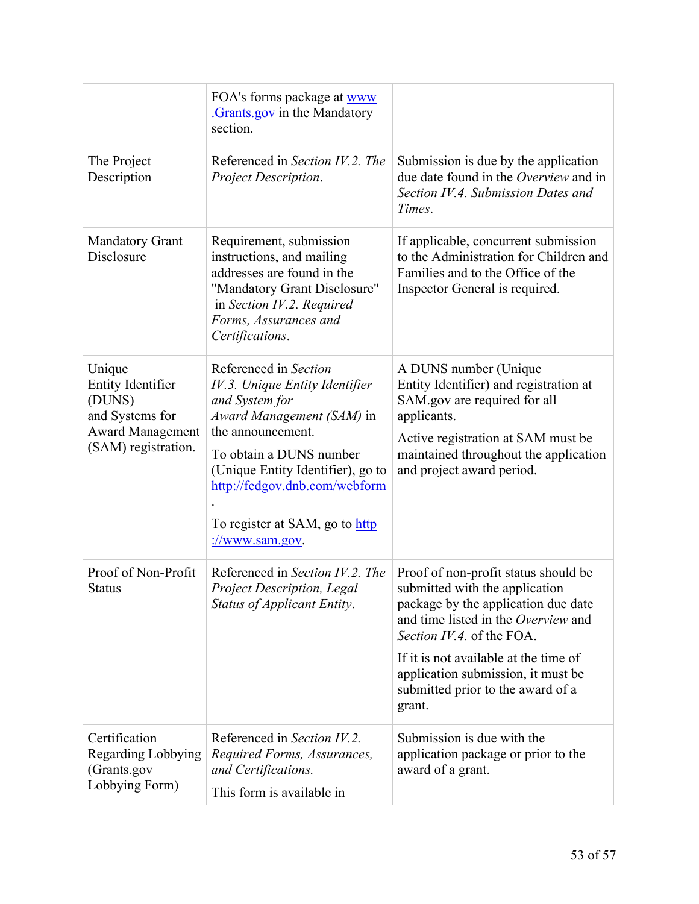| | | |
|---|---|---|
| | FOA's forms package at [www.Grants.gov](www.Grants.gov) in the Mandatory section. | |
| The Project Description | Referenced in *Section IV.2. The Project Description*. | Submission is due by the application due date found in the *Overview* and in *Section IV.4. Submission Dates and Times*. |
| Mandatory Grant Disclosure | Requirement, submission instructions, and mailing addresses are found in the "Mandatory Grant Disclosure" in *Section IV.2. Required Forms, Assurances and Certifications*. | If applicable, concurrent submission to the Administration for Children and Families and to the Office of the Inspector General is required. |
| Unique Entity Identifier (DUNS) and Systems for Award Management (SAM) registration. | Referenced in *Section IV.3. Unique Entity Identifier and System for Award Management (SAM)* in the announcement.<br><br>To obtain a DUNS number (Unique Entity Identifier), go to [http://fedgov.dnb.com/webform](http://fedgov.dnb.com/webform).<br><br>To register at SAM, go to [http://www.sam.gov](http://www.sam.gov). | A DUNS number (Unique Entity Identifier) and registration at SAM.gov are required for all applicants.<br><br>Active registration at SAM must be maintained throughout the application and project award period. |
| Proof of Non-Profit Status | Referenced in *Section IV.2. The Project Description, Legal Status of Applicant Entity*. | Proof of non-profit status should be submitted with the application package by the application due date and time listed in the *Overview* and *Section IV.4.* of the FOA.<br><br>If it is not available at the time of application submission, it must be submitted prior to the award of a grant. |
| Certification Regarding Lobbying (Grants.gov Lobbying Form) | Referenced in *Section IV.2. Required Forms, Assurances, and Certifications.*<br><br>This form is available in | Submission is due with the application package or prior to the award of a grant. |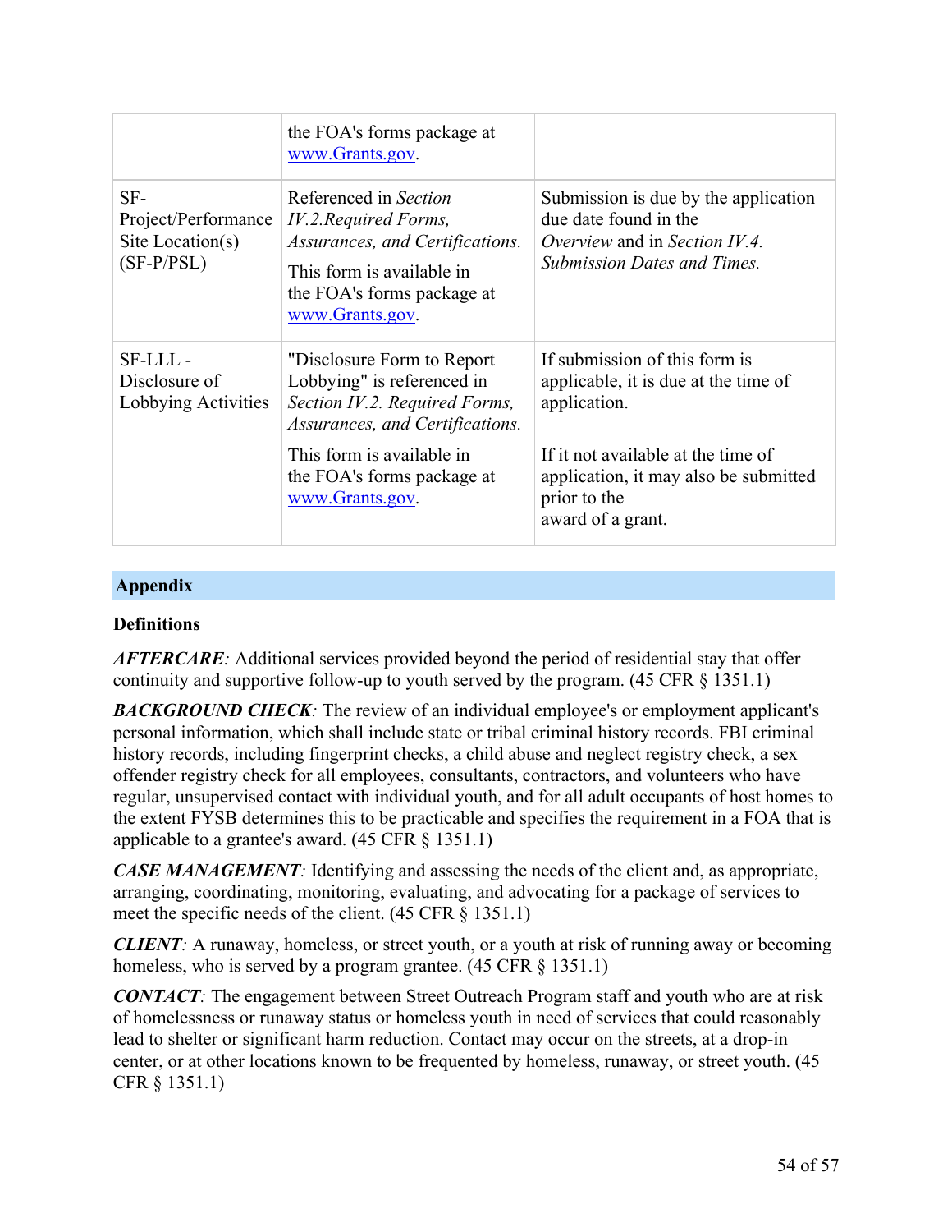| | | |
|---|---|---|
| | the FOA's forms package at www.Grants.gov. | |
| SF-Project/Performance Site Location(s) (SF-P/PSL) | Referenced in *Section IV.2.Required Forms, Assurances, and Certifications.*<br><br>This form is available in the FOA's forms package at www.Grants.gov. | Submission is due by the application due date found in the *Overview* and in *Section IV.4. Submission Dates and Times.* |
| SF-LLL - Disclosure of Lobbying Activities | "Disclosure Form to Report Lobbying" is referenced in *Section IV.2. Required Forms, Assurances, and Certifications.*<br><br>This form is available in the FOA's forms package at www.Grants.gov. | If submission of this form is applicable, it is due at the time of application.<br><br>If it not available at the time of application, it may also be submitted prior to the award of a grant. |

## Appendix

### Definitions

***AFTERCARE****:* Additional services provided beyond the period of residential stay that offer continuity and supportive follow-up to youth served by the program. (45 CFR § 1351.1)

***BACKGROUND CHECK****:* The review of an individual employee's or employment applicant's personal information, which shall include state or tribal criminal history records. FBI criminal history records, including fingerprint checks, a child abuse and neglect registry check, a sex offender registry check for all employees, consultants, contractors, and volunteers who have regular, unsupervised contact with individual youth, and for all adult occupants of host homes to the extent FYSB determines this to be practicable and specifies the requirement in a FOA that is applicable to a grantee's award. (45 CFR § 1351.1)

***CASE MANAGEMENT****:* Identifying and assessing the needs of the client and, as appropriate, arranging, coordinating, monitoring, evaluating, and advocating for a package of services to meet the specific needs of the client. (45 CFR § 1351.1)

***CLIENT****:* A runaway, homeless, or street youth, or a youth at risk of running away or becoming homeless, who is served by a program grantee. (45 CFR § 1351.1)

***CONTACT****:* The engagement between Street Outreach Program staff and youth who are at risk of homelessness or runaway status or homeless youth in need of services that could reasonably lead to shelter or significant harm reduction. Contact may occur on the streets, at a drop-in center, or at other locations known to be frequented by homeless, runaway, or street youth. (45 CFR § 1351.1)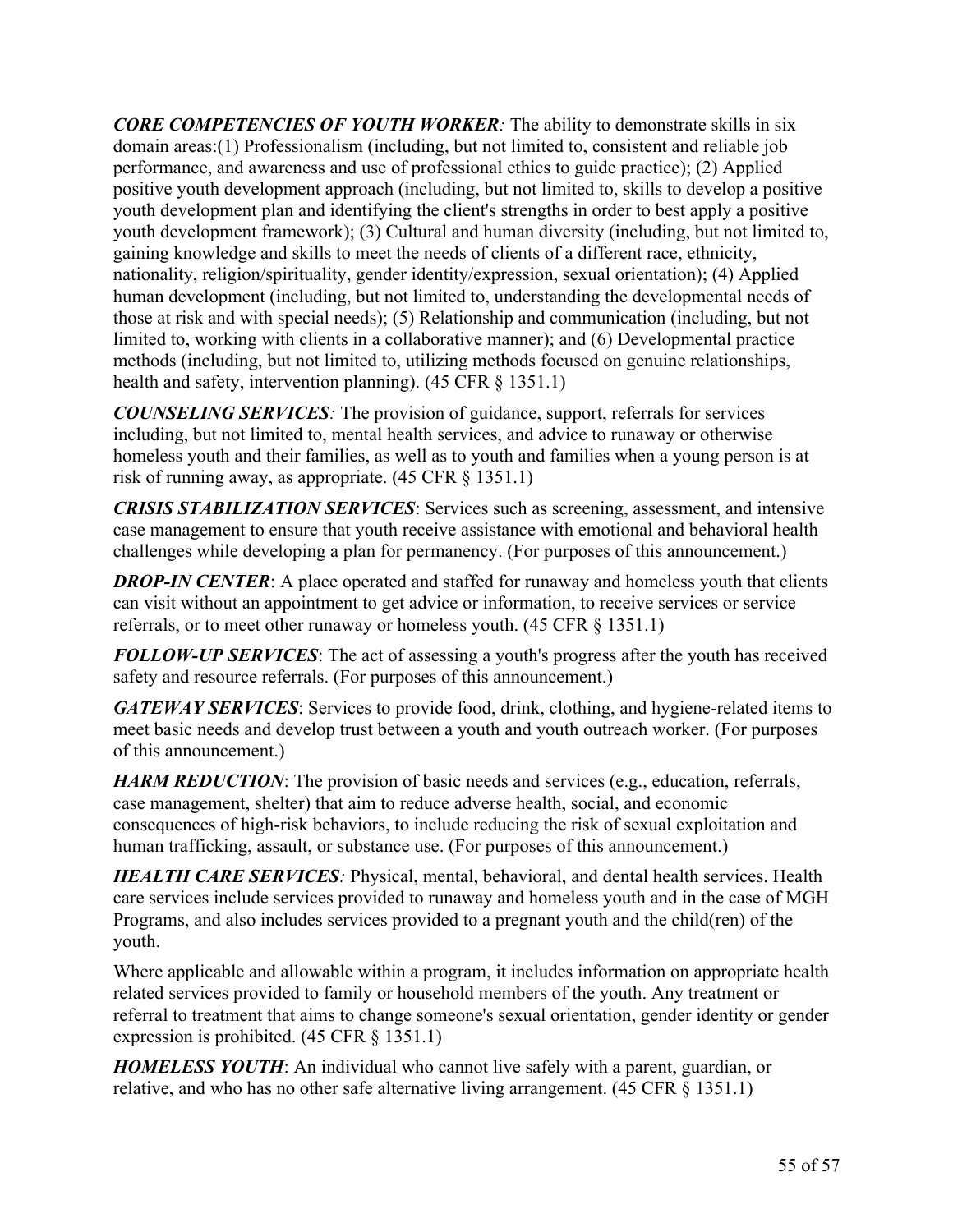***CORE COMPETENCIES OF YOUTH WORKER**:* The ability to demonstrate skills in six domain areas:(1) Professionalism (including, but not limited to, consistent and reliable job performance, and awareness and use of professional ethics to guide practice); (2) Applied positive youth development approach (including, but not limited to, skills to develop a positive youth development plan and identifying the client's strengths in order to best apply a positive youth development framework); (3) Cultural and human diversity (including, but not limited to, gaining knowledge and skills to meet the needs of clients of a different race, ethnicity, nationality, religion/spirituality, gender identity/expression, sexual orientation); (4) Applied human development (including, but not limited to, understanding the developmental needs of those at risk and with special needs); (5) Relationship and communication (including, but not limited to, working with clients in a collaborative manner); and (6) Developmental practice methods (including, but not limited to, utilizing methods focused on genuine relationships, health and safety, intervention planning). (45 CFR § 1351.1)

***COUNSELING SERVICES**:* The provision of guidance, support, referrals for services including, but not limited to, mental health services, and advice to runaway or otherwise homeless youth and their families, as well as to youth and families when a young person is at risk of running away, as appropriate. (45 CFR § 1351.1)

***CRISIS STABILIZATION SERVICES***: Services such as screening, assessment, and intensive case management to ensure that youth receive assistance with emotional and behavioral health challenges while developing a plan for permanency. (For purposes of this announcement.)

***DROP-IN CENTER***: A place operated and staffed for runaway and homeless youth that clients can visit without an appointment to get advice or information, to receive services or service referrals, or to meet other runaway or homeless youth. (45 CFR § 1351.1)

***FOLLOW-UP SERVICES***: The act of assessing a youth's progress after the youth has received safety and resource referrals. (For purposes of this announcement.)

***GATEWAY SERVICES***: Services to provide food, drink, clothing, and hygiene-related items to meet basic needs and develop trust between a youth and youth outreach worker. (For purposes of this announcement.)

***HARM REDUCTION***: The provision of basic needs and services (e.g., education, referrals, case management, shelter) that aim to reduce adverse health, social, and economic consequences of high-risk behaviors, to include reducing the risk of sexual exploitation and human trafficking, assault, or substance use. (For purposes of this announcement.)

***HEALTH CARE SERVICES**:* Physical, mental, behavioral, and dental health services. Health care services include services provided to runaway and homeless youth and in the case of MGH Programs, and also includes services provided to a pregnant youth and the child(ren) of the youth.

Where applicable and allowable within a program, it includes information on appropriate health related services provided to family or household members of the youth. Any treatment or referral to treatment that aims to change someone's sexual orientation, gender identity or gender expression is prohibited. (45 CFR § 1351.1)

***HOMELESS YOUTH***: An individual who cannot live safely with a parent, guardian, or relative, and who has no other safe alternative living arrangement. (45 CFR § 1351.1)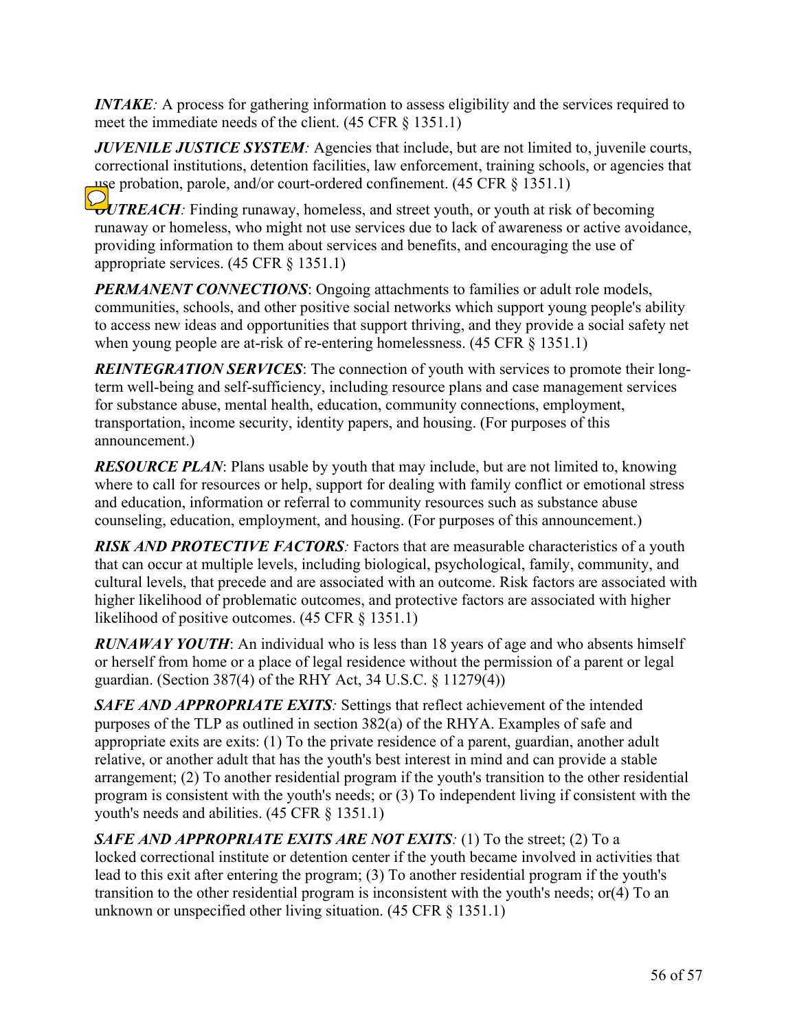***INTAKE****:* A process for gathering information to assess eligibility and the services required to meet the immediate needs of the client. (45 CFR § 1351.1)

***JUVENILE JUSTICE SYSTEM****:* Agencies that include, but are not limited to, juvenile courts, correctional institutions, detention facilities, law enforcement, training schools, or agencies that use probation, parole, and/or court-ordered confinement. (45 CFR § 1351.1)

***OUTREACH****:* Finding runaway, homeless, and street youth, or youth at risk of becoming runaway or homeless, who might not use services due to lack of awareness or active avoidance, providing information to them about services and benefits, and encouraging the use of appropriate services. (45 CFR § 1351.1)

***PERMANENT CONNECTIONS***: Ongoing attachments to families or adult role models, communities, schools, and other positive social networks which support young people's ability to access new ideas and opportunities that support thriving, and they provide a social safety net when young people are at-risk of re-entering homelessness. (45 CFR § 1351.1)

***REINTEGRATION SERVICES***: The connection of youth with services to promote their long-term well-being and self-sufficiency, including resource plans and case management services for substance abuse, mental health, education, community connections, employment, transportation, income security, identity papers, and housing. (For purposes of this announcement.)

***RESOURCE PLAN***: Plans usable by youth that may include, but are not limited to, knowing where to call for resources or help, support for dealing with family conflict or emotional stress and education, information or referral to community resources such as substance abuse counseling, education, employment, and housing. (For purposes of this announcement.)

***RISK AND PROTECTIVE FACTORS****:* Factors that are measurable characteristics of a youth that can occur at multiple levels, including biological, psychological, family, community, and cultural levels, that precede and are associated with an outcome. Risk factors are associated with higher likelihood of problematic outcomes, and protective factors are associated with higher likelihood of positive outcomes. (45 CFR § 1351.1)

***RUNAWAY YOUTH***: An individual who is less than 18 years of age and who absents himself or herself from home or a place of legal residence without the permission of a parent or legal guardian. (Section 387(4) of the RHY Act, 34 U.S.C. § 11279(4))

***SAFE AND APPROPRIATE EXITS****:* Settings that reflect achievement of the intended purposes of the TLP as outlined in section 382(a) of the RHYA. Examples of safe and appropriate exits are exits: (1) To the private residence of a parent, guardian, another adult relative, or another adult that has the youth's best interest in mind and can provide a stable arrangement; (2) To another residential program if the youth's transition to the other residential program is consistent with the youth's needs; or (3) To independent living if consistent with the youth's needs and abilities. (45 CFR § 1351.1)

***SAFE AND APPROPRIATE EXITS ARE NOT EXITS****:* (1) To the street; (2) To a locked correctional institute or detention center if the youth became involved in activities that lead to this exit after entering the program; (3) To another residential program if the youth's transition to the other residential program is inconsistent with the youth's needs; or(4) To an unknown or unspecified other living situation. (45 CFR § 1351.1)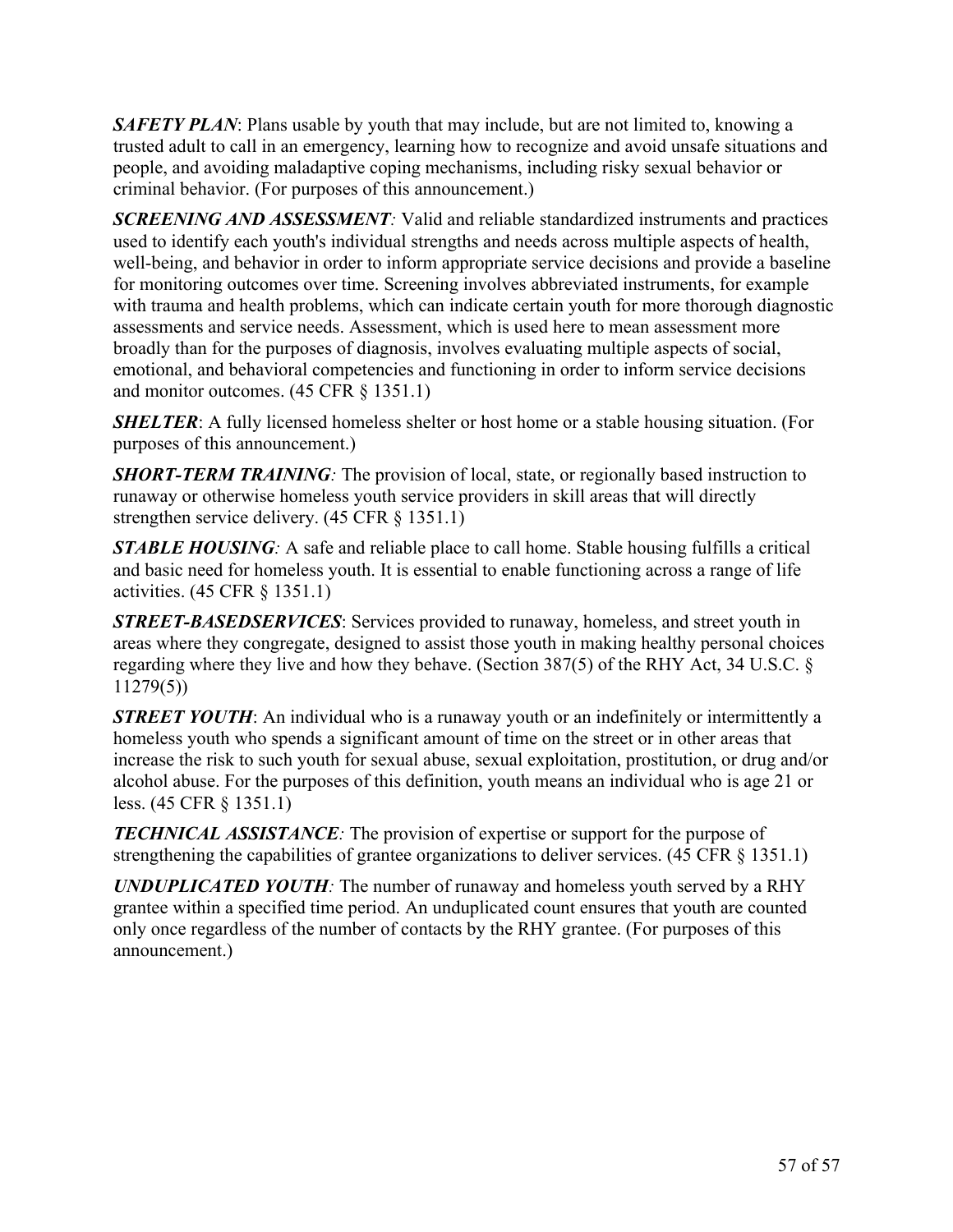***SAFETY PLAN***: Plans usable by youth that may include, but are not limited to, knowing a trusted adult to call in an emergency, learning how to recognize and avoid unsafe situations and people, and avoiding maladaptive coping mechanisms, including risky sexual behavior or criminal behavior. (For purposes of this announcement.)

***SCREENING AND ASSESSMENT****:* Valid and reliable standardized instruments and practices used to identify each youth's individual strengths and needs across multiple aspects of health, well-being, and behavior in order to inform appropriate service decisions and provide a baseline for monitoring outcomes over time. Screening involves abbreviated instruments, for example with trauma and health problems, which can indicate certain youth for more thorough diagnostic assessments and service needs. Assessment, which is used here to mean assessment more broadly than for the purposes of diagnosis, involves evaluating multiple aspects of social, emotional, and behavioral competencies and functioning in order to inform service decisions and monitor outcomes. (45 CFR § 1351.1)

***SHELTER***: A fully licensed homeless shelter or host home or a stable housing situation. (For purposes of this announcement.)

***SHORT-TERM TRAINING****:* The provision of local, state, or regionally based instruction to runaway or otherwise homeless youth service providers in skill areas that will directly strengthen service delivery. (45 CFR § 1351.1)

***STABLE HOUSING****:* A safe and reliable place to call home. Stable housing fulfills a critical and basic need for homeless youth. It is essential to enable functioning across a range of life activities. (45 CFR § 1351.1)

***STREET-BASEDSERVICES***: Services provided to runaway, homeless, and street youth in areas where they congregate, designed to assist those youth in making healthy personal choices regarding where they live and how they behave. (Section 387(5) of the RHY Act, 34 U.S.C. § 11279(5))

***STREET YOUTH***: An individual who is a runaway youth or an indefinitely or intermittently a homeless youth who spends a significant amount of time on the street or in other areas that increase the risk to such youth for sexual abuse, sexual exploitation, prostitution, or drug and/or alcohol abuse. For the purposes of this definition, youth means an individual who is age 21 or less. (45 CFR § 1351.1)

***TECHNICAL ASSISTANCE****:* The provision of expertise or support for the purpose of strengthening the capabilities of grantee organizations to deliver services. (45 CFR § 1351.1)

***UNDUPLICATED YOUTH****:* The number of runaway and homeless youth served by a RHY grantee within a specified time period. An unduplicated count ensures that youth are counted only once regardless of the number of contacts by the RHY grantee. (For purposes of this announcement.)